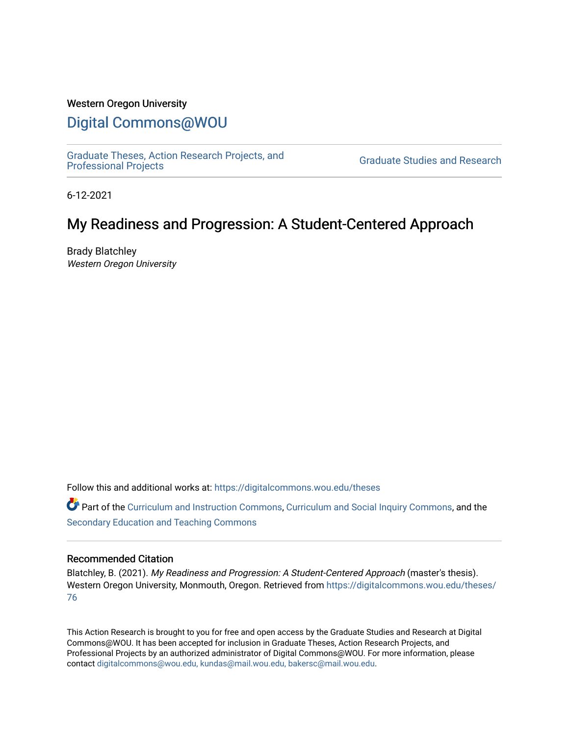Western Oregon University

# Digital Commons@WOU

Graduate Theses, Action Research Projects, and Professional Projects

Graduate Studies and Research

6-12-2021

## My Readiness and Progression: A Student-Centered Approach

Brady Blatchley
*Western Oregon University*

Follow this and additional works at: https://digitalcommons.wou.edu/theses

Part of the Curriculum and Instruction Commons, Curriculum and Social Inquiry Commons, and the Secondary Education and Teaching Commons

### Recommended Citation

Blatchley, B. (2021). *My Readiness and Progression: A Student-Centered Approach* (master's thesis). Western Oregon University, Monmouth, Oregon. Retrieved from https://digitalcommons.wou.edu/theses/76

This Action Research is brought to you for free and open access by the Graduate Studies and Research at Digital Commons@WOU. It has been accepted for inclusion in Graduate Theses, Action Research Projects, and Professional Projects by an authorized administrator of Digital Commons@WOU. For more information, please contact digitalcommons@wou.edu, kundas@mail.wou.edu, bakersc@mail.wou.edu.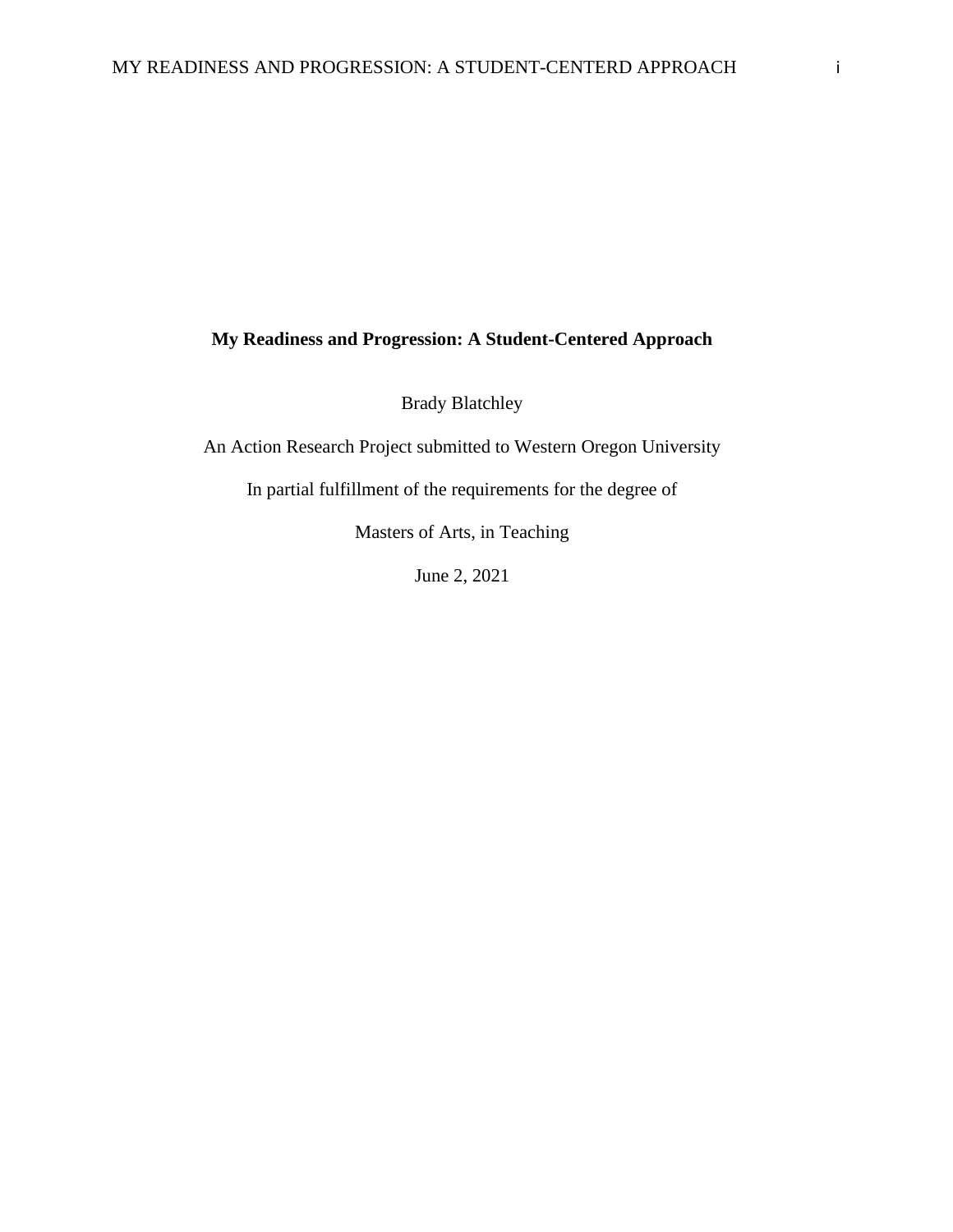# My Readiness and Progression: A Student-Centered Approach

Brady Blatchley

An Action Research Project submitted to Western Oregon University

In partial fulfillment of the requirements for the degree of

Masters of Arts, in Teaching

June 2, 2021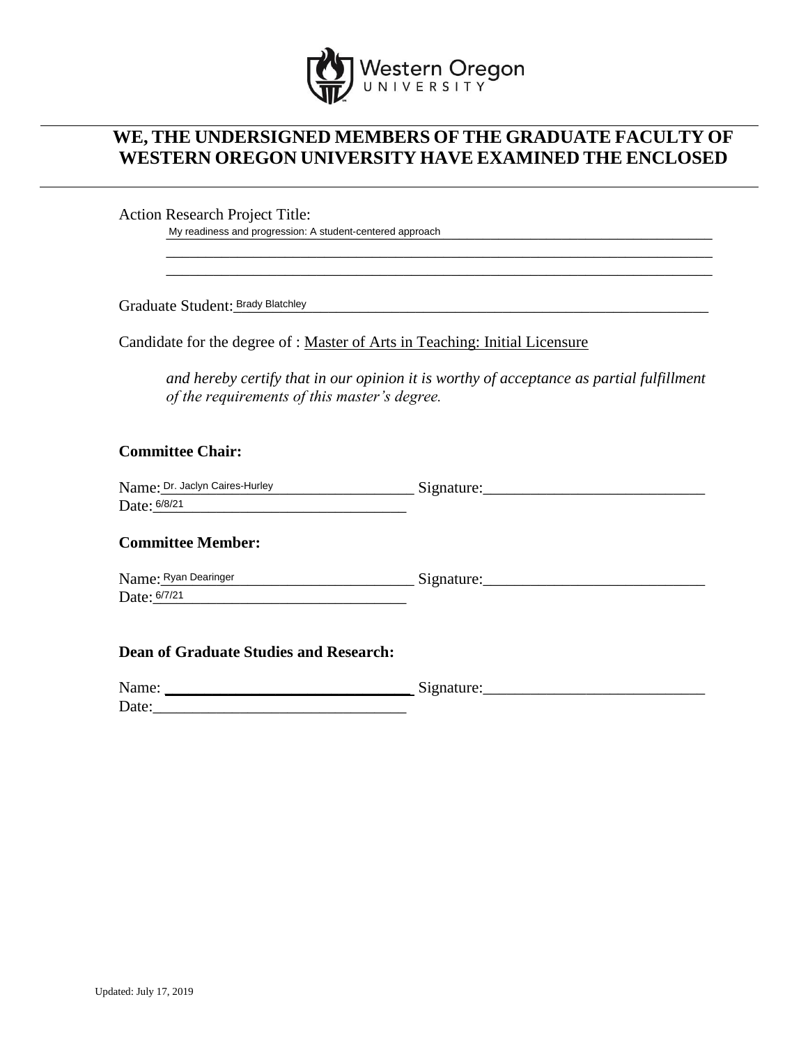Western Oregon UNIVERSITY

## WE, THE UNDERSIGNED MEMBERS OF THE GRADUATE FACULTY OF WESTERN OREGON UNIVERSITY HAVE EXAMINED THE ENCLOSED

Action Research Project Title:
My readiness and progression: A student-centered approach

Graduate Student: Brady Blatchley

Candidate for the degree of : Master of Arts in Teaching: Initial Licensure

*and hereby certify that in our opinion it is worthy of acceptance as partial fulfillment of the requirements of this master's degree.*

**Committee Chair:**

Name: Dr. Jaclyn Caires-Hurley Signature:___________________________
Date: 6/8/21

**Committee Member:**

Name: Ryan Dearinger Signature:___________________________
Date: 6/7/21

**Dean of Graduate Studies and Research:**

Name: ______________________________ Signature:___________________________
Date:______________________________

Updated: July 17, 2019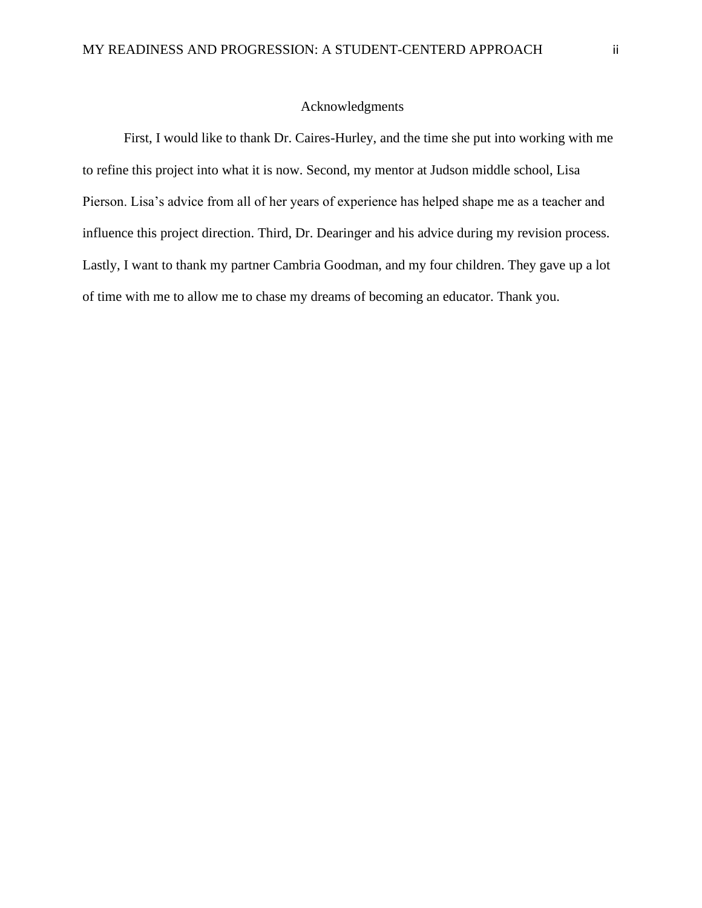## Acknowledgments

First, I would like to thank Dr. Caires-Hurley, and the time she put into working with me to refine this project into what it is now. Second, my mentor at Judson middle school, Lisa Pierson. Lisa's advice from all of her years of experience has helped shape me as a teacher and influence this project direction. Third, Dr. Dearinger and his advice during my revision process. Lastly, I want to thank my partner Cambria Goodman, and my four children. They gave up a lot of time with me to allow me to chase my dreams of becoming an educator. Thank you.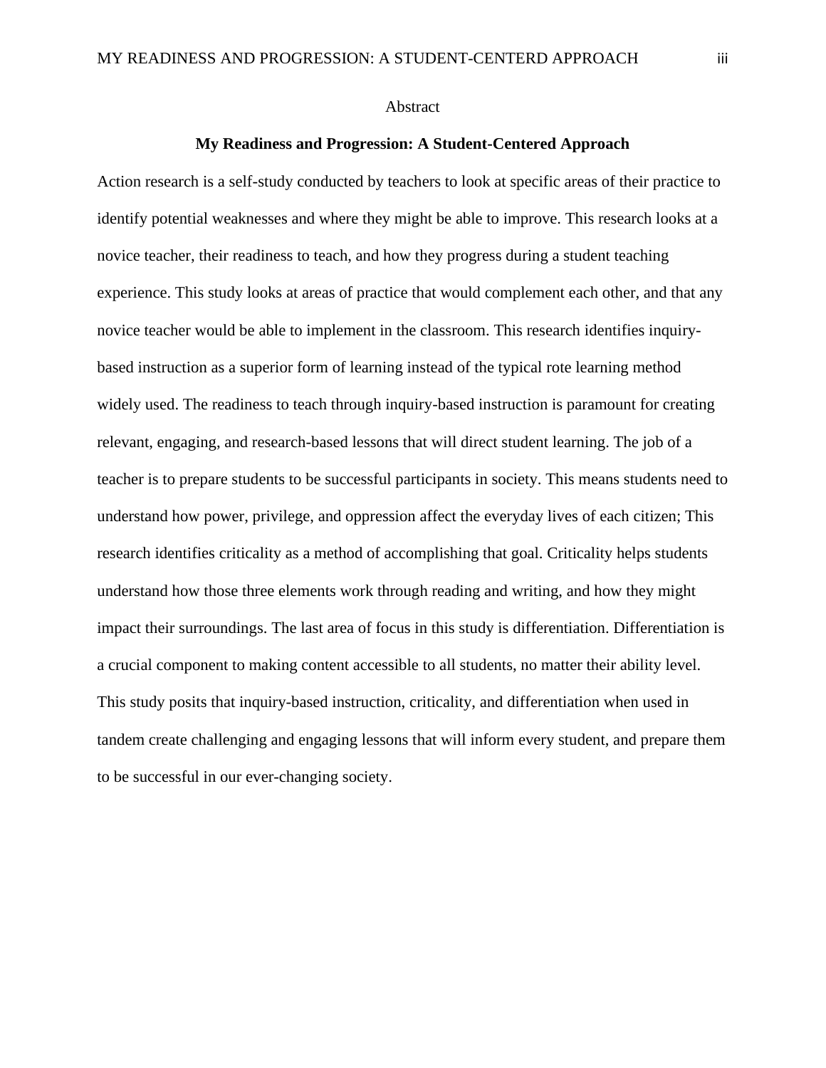# Abstract

## My Readiness and Progression: A Student-Centered Approach

Action research is a self-study conducted by teachers to look at specific areas of their practice to identify potential weaknesses and where they might be able to improve. This research looks at a novice teacher, their readiness to teach, and how they progress during a student teaching experience. This study looks at areas of practice that would complement each other, and that any novice teacher would be able to implement in the classroom. This research identifies inquiry-based instruction as a superior form of learning instead of the typical rote learning method widely used. The readiness to teach through inquiry-based instruction is paramount for creating relevant, engaging, and research-based lessons that will direct student learning. The job of a teacher is to prepare students to be successful participants in society. This means students need to understand how power, privilege, and oppression affect the everyday lives of each citizen; This research identifies criticality as a method of accomplishing that goal. Criticality helps students understand how those three elements work through reading and writing, and how they might impact their surroundings. The last area of focus in this study is differentiation. Differentiation is a crucial component to making content accessible to all students, no matter their ability level. This study posits that inquiry-based instruction, criticality, and differentiation when used in tandem create challenging and engaging lessons that will inform every student, and prepare them to be successful in our ever-changing society.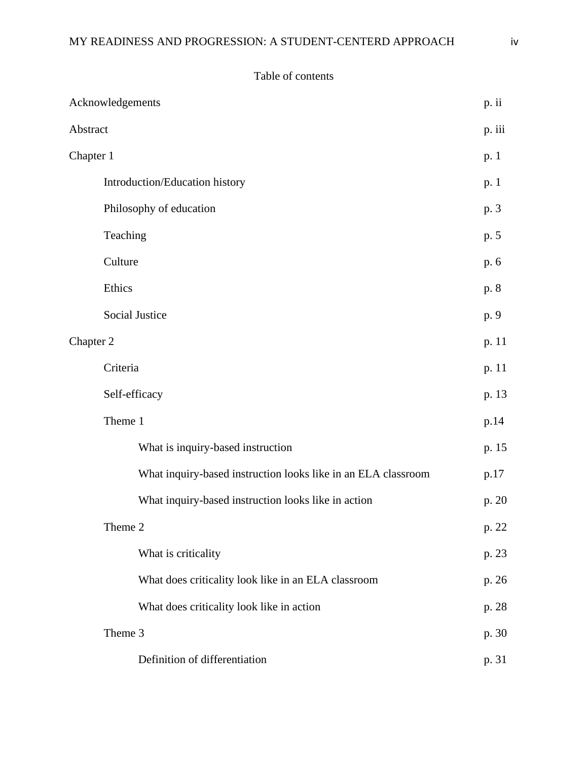Table of contents

| | |
|---|---|
| Acknowledgements | p. ii |
| Abstract | p. iii |
| Chapter 1 | p. 1 |
| Introduction/Education history | p. 1 |
| Philosophy of education | p. 3 |
| Teaching | p. 5 |
| Culture | p. 6 |
| Ethics | p. 8 |
| Social Justice | p. 9 |
| Chapter 2 | p. 11 |
| Criteria | p. 11 |
| Self-efficacy | p. 13 |
| Theme 1 | p.14 |
| What is inquiry-based instruction | p. 15 |
| What inquiry-based instruction looks like in an ELA classroom | p.17 |
| What inquiry-based instruction looks like in action | p. 20 |
| Theme 2 | p. 22 |
| What is criticality | p. 23 |
| What does criticality look like in an ELA classroom | p. 26 |
| What does criticality look like in action | p. 28 |
| Theme 3 | p. 30 |
| Definition of differentiation | p. 31 |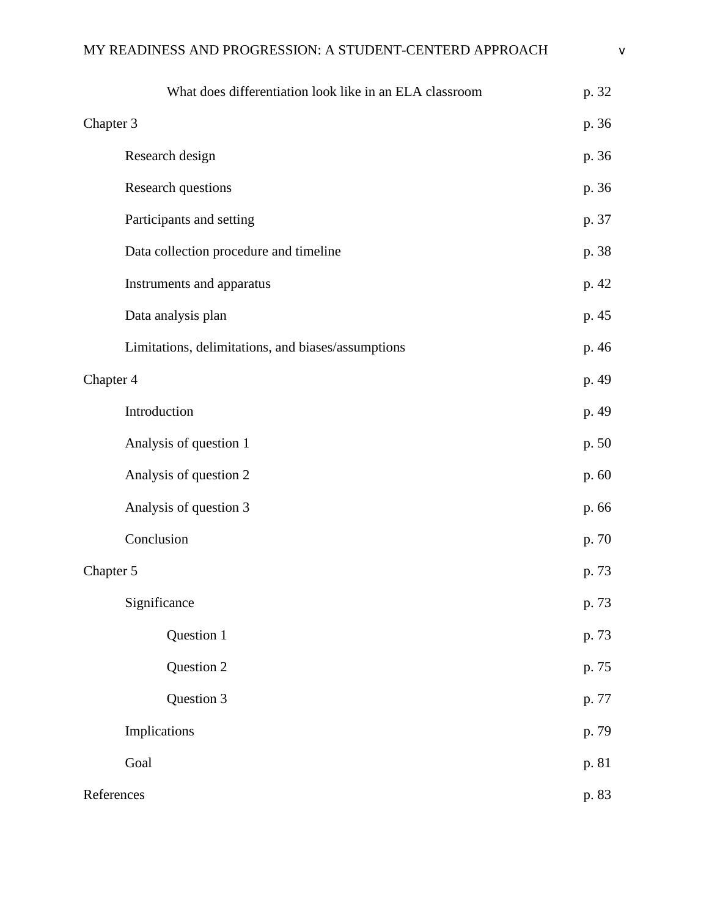| | |
|---|---|
| What does differentiation look like in an ELA classroom | p. 32 |
| Chapter 3 | p. 36 |
| Research design | p. 36 |
| Research questions | p. 36 |
| Participants and setting | p. 37 |
| Data collection procedure and timeline | p. 38 |
| Instruments and apparatus | p. 42 |
| Data analysis plan | p. 45 |
| Limitations, delimitations, and biases/assumptions | p. 46 |
| Chapter 4 | p. 49 |
| Introduction | p. 49 |
| Analysis of question 1 | p. 50 |
| Analysis of question 2 | p. 60 |
| Analysis of question 3 | p. 66 |
| Conclusion | p. 70 |
| Chapter 5 | p. 73 |
| Significance | p. 73 |
| Question 1 | p. 73 |
| Question 2 | p. 75 |
| Question 3 | p. 77 |
| Implications | p. 79 |
| Goal | p. 81 |
| References | p. 83 |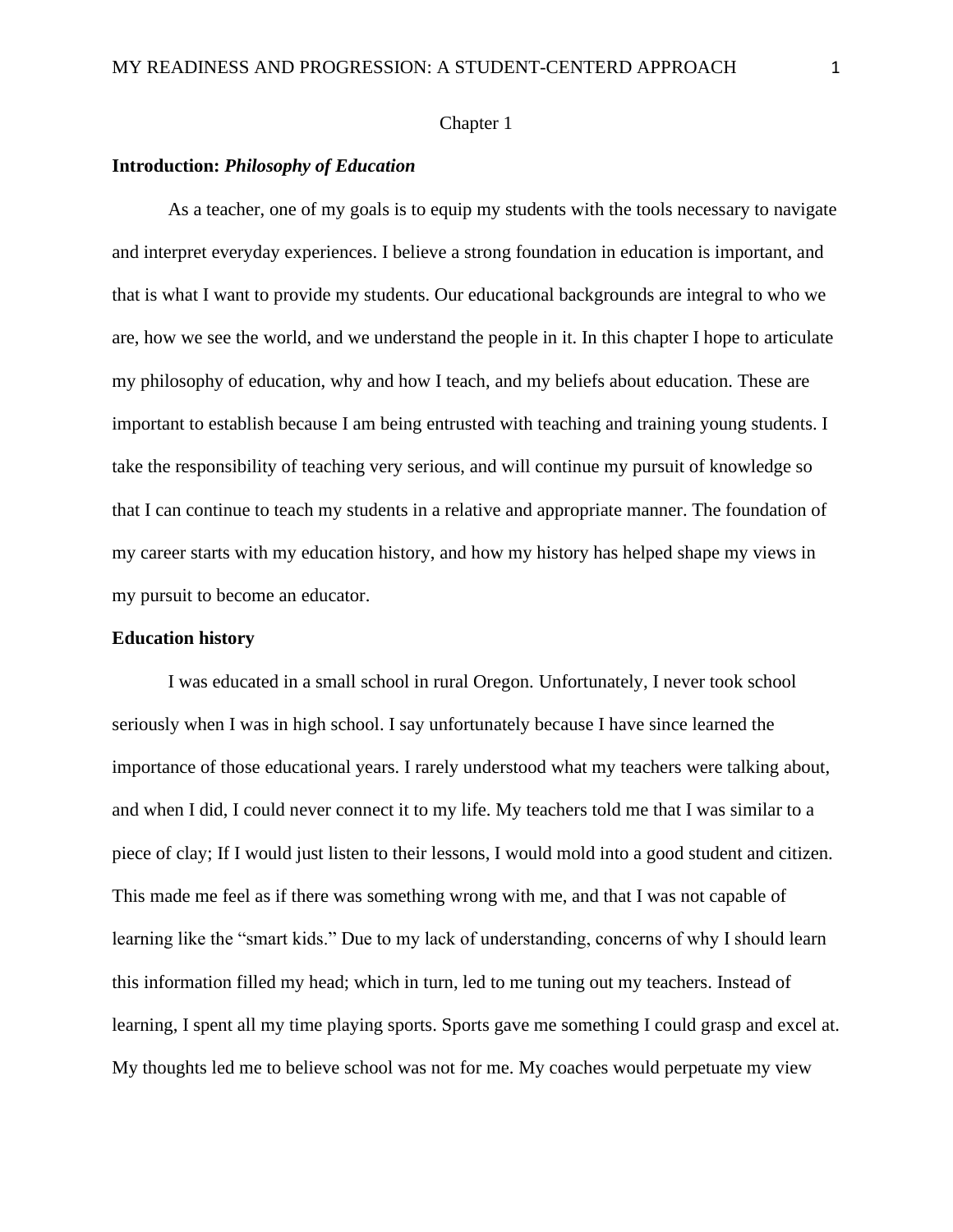Chapter 1

**Introduction:** ***Philosophy of Education***

As a teacher, one of my goals is to equip my students with the tools necessary to navigate and interpret everyday experiences. I believe a strong foundation in education is important, and that is what I want to provide my students. Our educational backgrounds are integral to who we are, how we see the world, and we understand the people in it. In this chapter I hope to articulate my philosophy of education, why and how I teach, and my beliefs about education. These are important to establish because I am being entrusted with teaching and training young students. I take the responsibility of teaching very serious, and will continue my pursuit of knowledge so that I can continue to teach my students in a relative and appropriate manner. The foundation of my career starts with my education history, and how my history has helped shape my views in my pursuit to become an educator.

**Education history**

I was educated in a small school in rural Oregon. Unfortunately, I never took school seriously when I was in high school. I say unfortunately because I have since learned the importance of those educational years. I rarely understood what my teachers were talking about, and when I did, I could never connect it to my life. My teachers told me that I was similar to a piece of clay; If I would just listen to their lessons, I would mold into a good student and citizen. This made me feel as if there was something wrong with me, and that I was not capable of learning like the "smart kids." Due to my lack of understanding, concerns of why I should learn this information filled my head; which in turn, led to me tuning out my teachers. Instead of learning, I spent all my time playing sports. Sports gave me something I could grasp and excel at. My thoughts led me to believe school was not for me. My coaches would perpetuate my view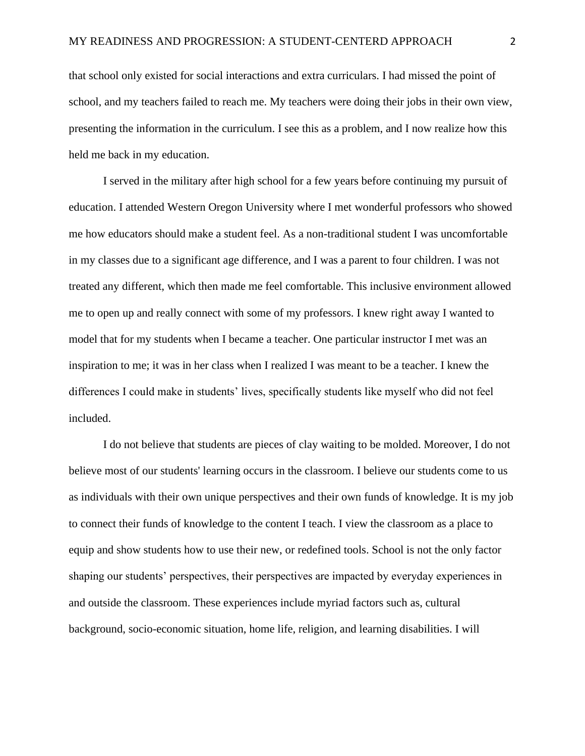that school only existed for social interactions and extra curriculars. I had missed the point of school, and my teachers failed to reach me. My teachers were doing their jobs in their own view, presenting the information in the curriculum. I see this as a problem, and I now realize how this held me back in my education.

I served in the military after high school for a few years before continuing my pursuit of education. I attended Western Oregon University where I met wonderful professors who showed me how educators should make a student feel. As a non-traditional student I was uncomfortable in my classes due to a significant age difference, and I was a parent to four children. I was not treated any different, which then made me feel comfortable. This inclusive environment allowed me to open up and really connect with some of my professors. I knew right away I wanted to model that for my students when I became a teacher. One particular instructor I met was an inspiration to me; it was in her class when I realized I was meant to be a teacher. I knew the differences I could make in students' lives, specifically students like myself who did not feel included.

I do not believe that students are pieces of clay waiting to be molded. Moreover, I do not believe most of our students' learning occurs in the classroom. I believe our students come to us as individuals with their own unique perspectives and their own funds of knowledge. It is my job to connect their funds of knowledge to the content I teach. I view the classroom as a place to equip and show students how to use their new, or redefined tools. School is not the only factor shaping our students' perspectives, their perspectives are impacted by everyday experiences in and outside the classroom. These experiences include myriad factors such as, cultural background, socio-economic situation, home life, religion, and learning disabilities. I will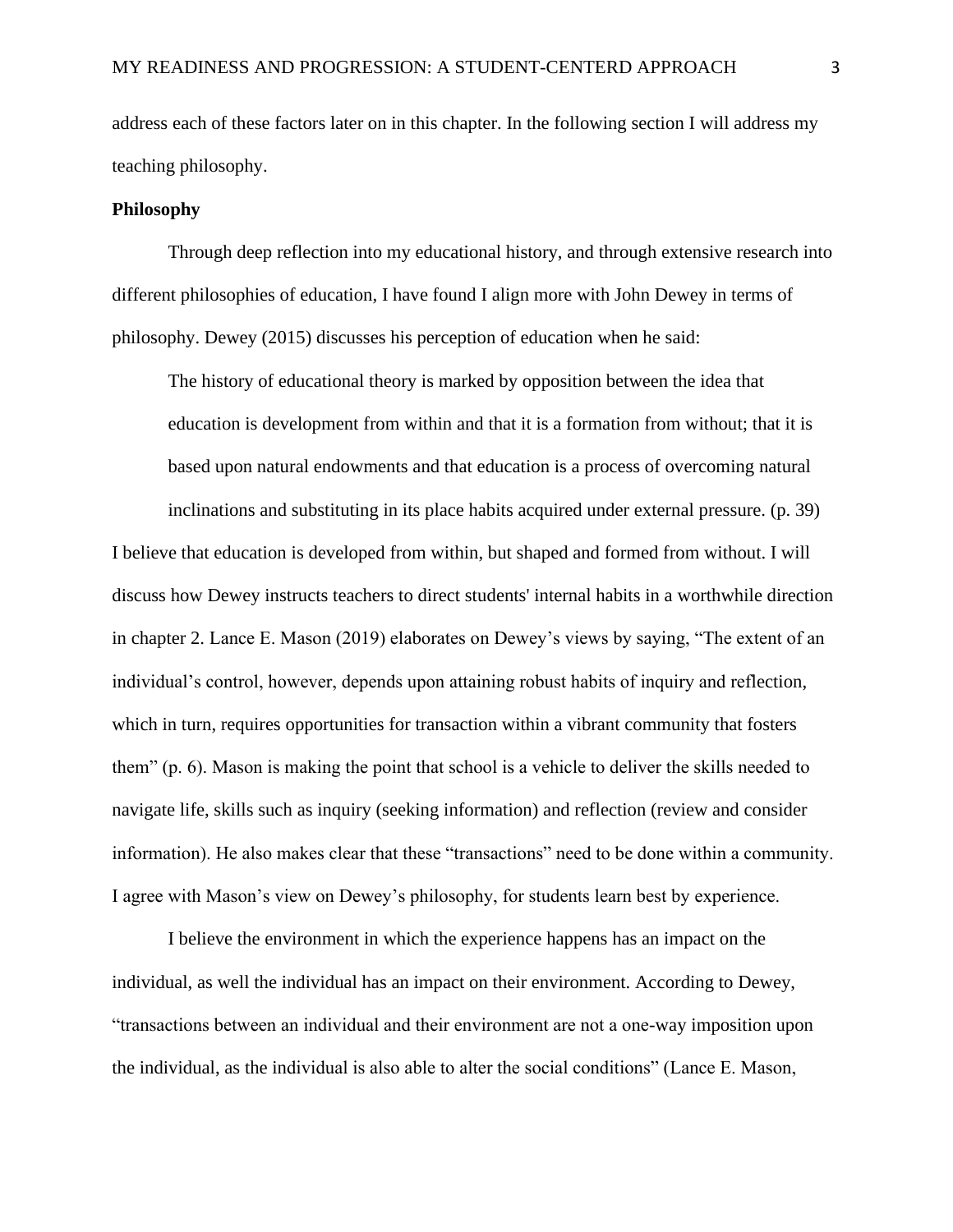address each of these factors later on in this chapter. In the following section I will address my teaching philosophy.

**Philosophy**

Through deep reflection into my educational history, and through extensive research into different philosophies of education, I have found I align more with John Dewey in terms of philosophy. Dewey (2015) discusses his perception of education when he said:

> The history of educational theory is marked by opposition between the idea that education is development from within and that it is a formation from without; that it is based upon natural endowments and that education is a process of overcoming natural inclinations and substituting in its place habits acquired under external pressure. (p. 39)

I believe that education is developed from within, but shaped and formed from without. I will discuss how Dewey instructs teachers to direct students' internal habits in a worthwhile direction in chapter 2. Lance E. Mason (2019) elaborates on Dewey's views by saying, "The extent of an individual's control, however, depends upon attaining robust habits of inquiry and reflection, which in turn, requires opportunities for transaction within a vibrant community that fosters them" (p. 6). Mason is making the point that school is a vehicle to deliver the skills needed to navigate life, skills such as inquiry (seeking information) and reflection (review and consider information). He also makes clear that these "transactions" need to be done within a community. I agree with Mason's view on Dewey's philosophy, for students learn best by experience.

I believe the environment in which the experience happens has an impact on the individual, as well the individual has an impact on their environment. According to Dewey, "transactions between an individual and their environment are not a one-way imposition upon the individual, as the individual is also able to alter the social conditions" (Lance E. Mason,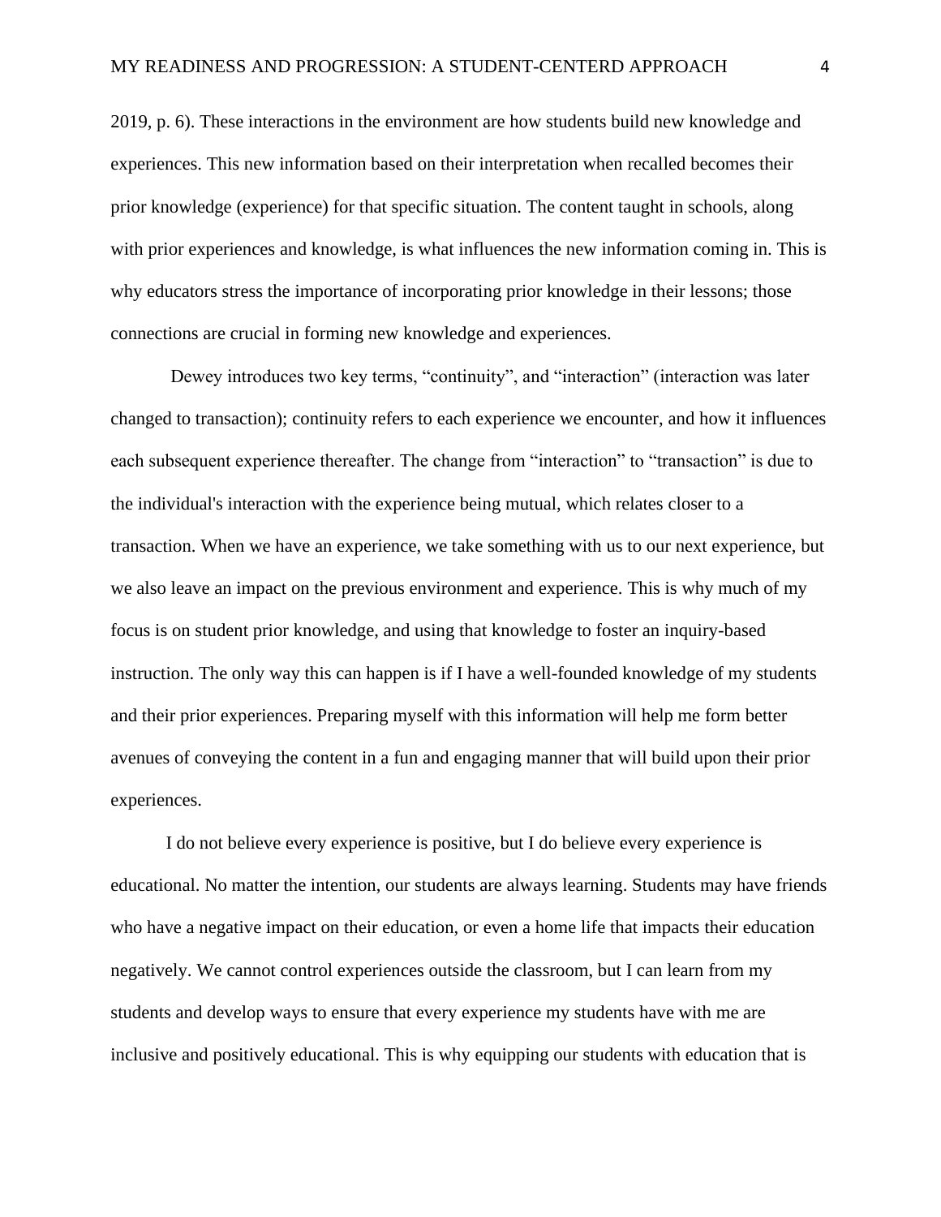2019, p. 6). These interactions in the environment are how students build new knowledge and experiences. This new information based on their interpretation when recalled becomes their prior knowledge (experience) for that specific situation. The content taught in schools, along with prior experiences and knowledge, is what influences the new information coming in. This is why educators stress the importance of incorporating prior knowledge in their lessons; those connections are crucial in forming new knowledge and experiences.

Dewey introduces two key terms, "continuity", and "interaction" (interaction was later changed to transaction); continuity refers to each experience we encounter, and how it influences each subsequent experience thereafter. The change from "interaction" to "transaction" is due to the individual's interaction with the experience being mutual, which relates closer to a transaction. When we have an experience, we take something with us to our next experience, but we also leave an impact on the previous environment and experience. This is why much of my focus is on student prior knowledge, and using that knowledge to foster an inquiry-based instruction. The only way this can happen is if I have a well-founded knowledge of my students and their prior experiences. Preparing myself with this information will help me form better avenues of conveying the content in a fun and engaging manner that will build upon their prior experiences.

I do not believe every experience is positive, but I do believe every experience is educational. No matter the intention, our students are always learning. Students may have friends who have a negative impact on their education, or even a home life that impacts their education negatively. We cannot control experiences outside the classroom, but I can learn from my students and develop ways to ensure that every experience my students have with me are inclusive and positively educational. This is why equipping our students with education that is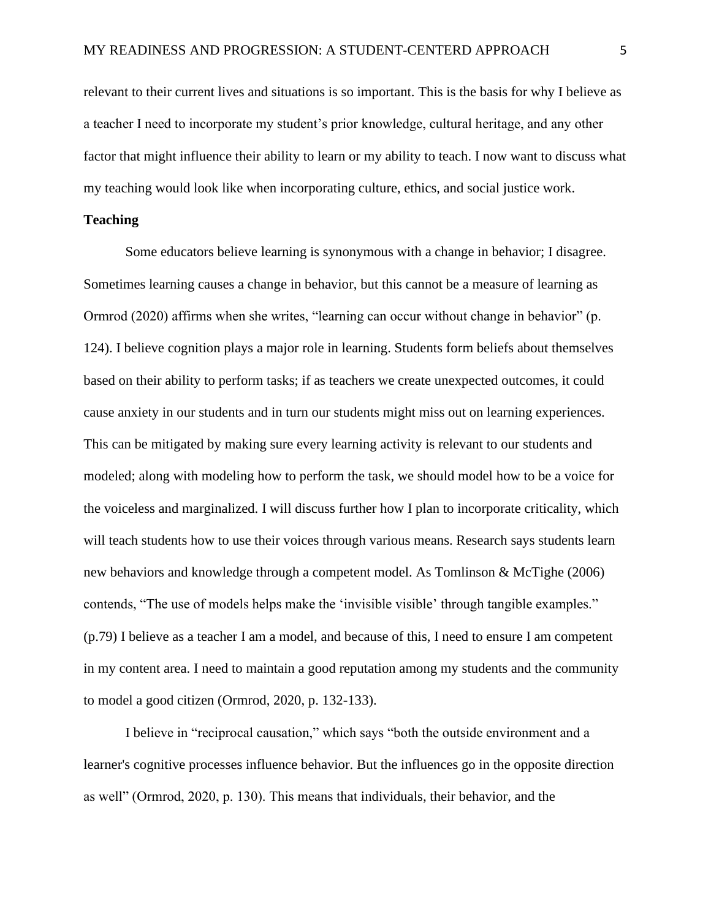relevant to their current lives and situations is so important. This is the basis for why I believe as a teacher I need to incorporate my student's prior knowledge, cultural heritage, and any other factor that might influence their ability to learn or my ability to teach. I now want to discuss what my teaching would look like when incorporating culture, ethics, and social justice work.

**Teaching**

Some educators believe learning is synonymous with a change in behavior; I disagree. Sometimes learning causes a change in behavior, but this cannot be a measure of learning as Ormrod (2020) affirms when she writes, "learning can occur without change in behavior" (p. 124). I believe cognition plays a major role in learning. Students form beliefs about themselves based on their ability to perform tasks; if as teachers we create unexpected outcomes, it could cause anxiety in our students and in turn our students might miss out on learning experiences. This can be mitigated by making sure every learning activity is relevant to our students and modeled; along with modeling how to perform the task, we should model how to be a voice for the voiceless and marginalized. I will discuss further how I plan to incorporate criticality, which will teach students how to use their voices through various means. Research says students learn new behaviors and knowledge through a competent model. As Tomlinson & McTighe (2006) contends, "The use of models helps make the 'invisible visible' through tangible examples." (p.79) I believe as a teacher I am a model, and because of this, I need to ensure I am competent in my content area. I need to maintain a good reputation among my students and the community to model a good citizen (Ormrod, 2020, p. 132-133).

I believe in "reciprocal causation," which says "both the outside environment and a learner's cognitive processes influence behavior. But the influences go in the opposite direction as well" (Ormrod, 2020, p. 130). This means that individuals, their behavior, and the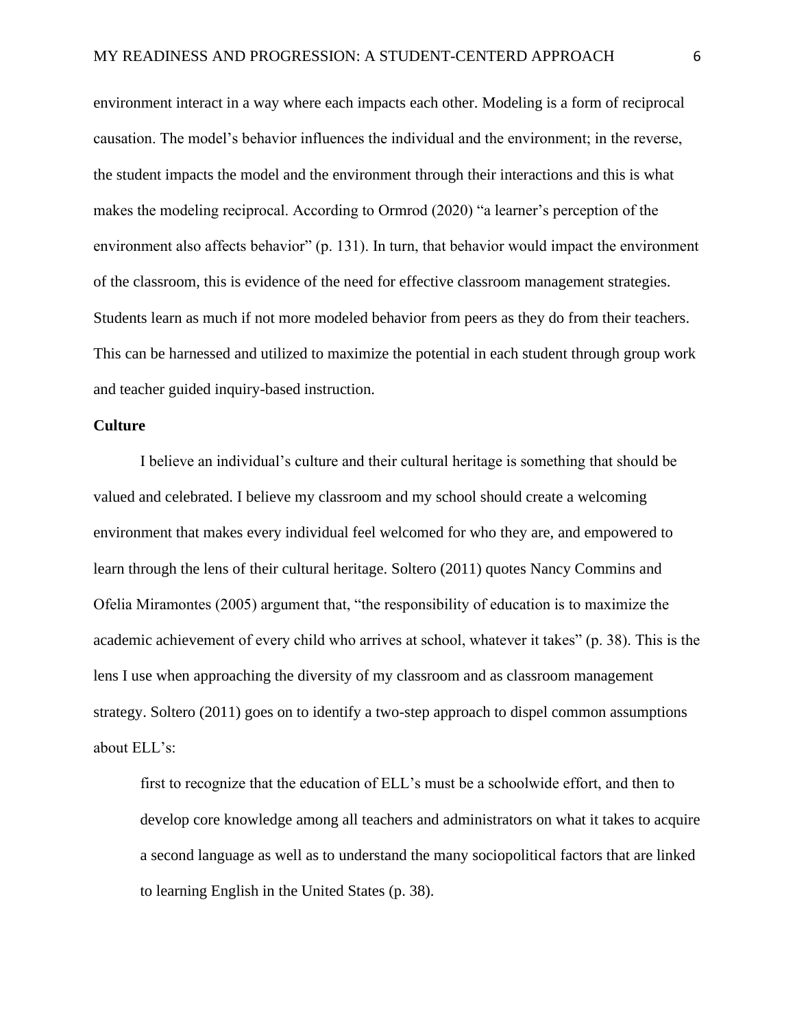environment interact in a way where each impacts each other. Modeling is a form of reciprocal causation. The model's behavior influences the individual and the environment; in the reverse, the student impacts the model and the environment through their interactions and this is what makes the modeling reciprocal. According to Ormrod (2020) "a learner's perception of the environment also affects behavior" (p. 131). In turn, that behavior would impact the environment of the classroom, this is evidence of the need for effective classroom management strategies. Students learn as much if not more modeled behavior from peers as they do from their teachers. This can be harnessed and utilized to maximize the potential in each student through group work and teacher guided inquiry-based instruction.

**Culture**

I believe an individual's culture and their cultural heritage is something that should be valued and celebrated. I believe my classroom and my school should create a welcoming environment that makes every individual feel welcomed for who they are, and empowered to learn through the lens of their cultural heritage. Soltero (2011) quotes Nancy Commins and Ofelia Miramontes (2005) argument that, "the responsibility of education is to maximize the academic achievement of every child who arrives at school, whatever it takes" (p. 38). This is the lens I use when approaching the diversity of my classroom and as classroom management strategy. Soltero (2011) goes on to identify a two-step approach to dispel common assumptions about ELL's:

> first to recognize that the education of ELL's must be a schoolwide effort, and then to develop core knowledge among all teachers and administrators on what it takes to acquire a second language as well as to understand the many sociopolitical factors that are linked to learning English in the United States (p. 38).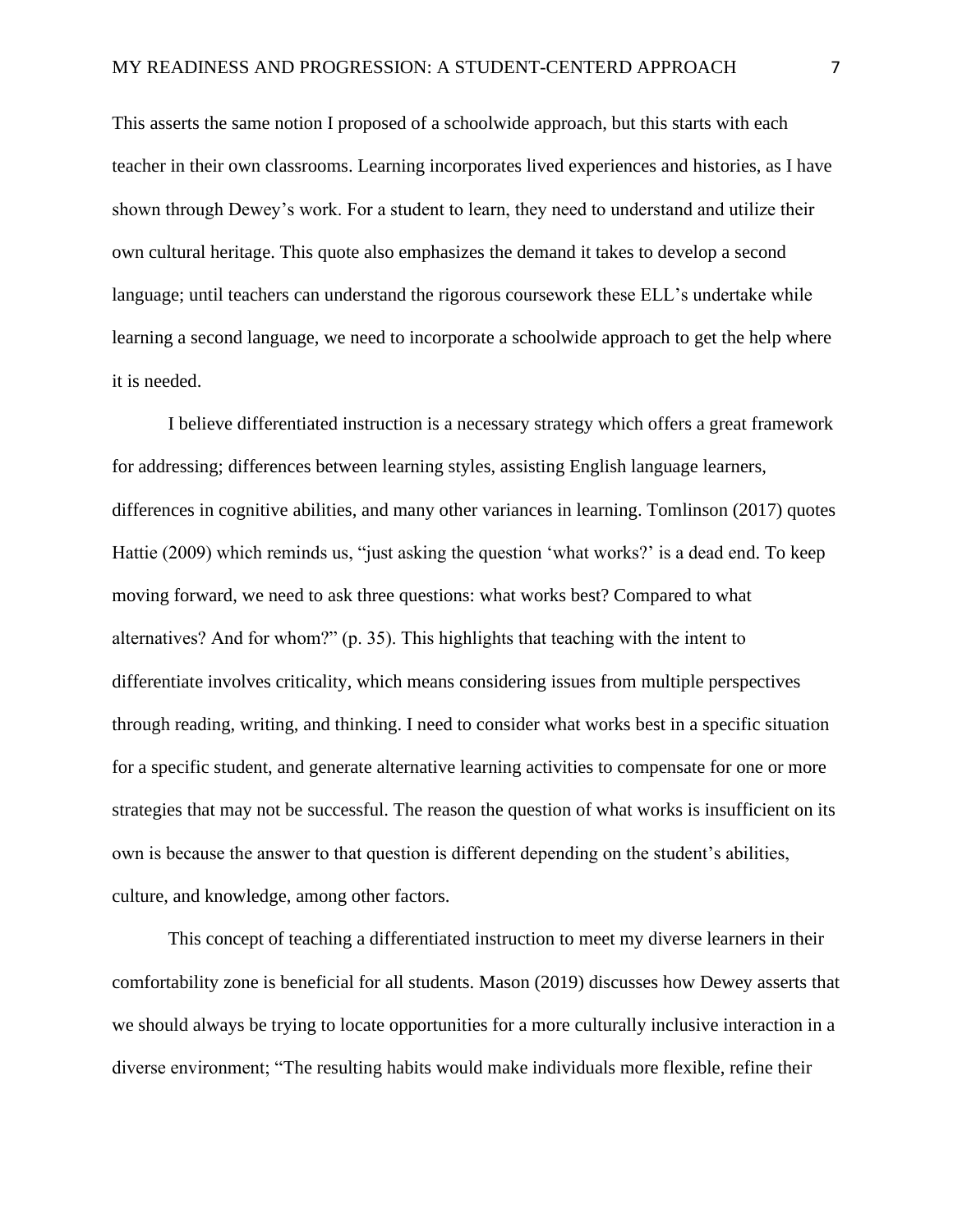This asserts the same notion I proposed of a schoolwide approach, but this starts with each teacher in their own classrooms. Learning incorporates lived experiences and histories, as I have shown through Dewey's work. For a student to learn, they need to understand and utilize their own cultural heritage. This quote also emphasizes the demand it takes to develop a second language; until teachers can understand the rigorous coursework these ELL's undertake while learning a second language, we need to incorporate a schoolwide approach to get the help where it is needed.

I believe differentiated instruction is a necessary strategy which offers a great framework for addressing; differences between learning styles, assisting English language learners, differences in cognitive abilities, and many other variances in learning. Tomlinson (2017) quotes Hattie (2009) which reminds us, "just asking the question 'what works?' is a dead end. To keep moving forward, we need to ask three questions: what works best? Compared to what alternatives? And for whom?" (p. 35). This highlights that teaching with the intent to differentiate involves criticality, which means considering issues from multiple perspectives through reading, writing, and thinking. I need to consider what works best in a specific situation for a specific student, and generate alternative learning activities to compensate for one or more strategies that may not be successful. The reason the question of what works is insufficient on its own is because the answer to that question is different depending on the student's abilities, culture, and knowledge, among other factors.

This concept of teaching a differentiated instruction to meet my diverse learners in their comfortability zone is beneficial for all students. Mason (2019) discusses how Dewey asserts that we should always be trying to locate opportunities for a more culturally inclusive interaction in a diverse environment; "The resulting habits would make individuals more flexible, refine their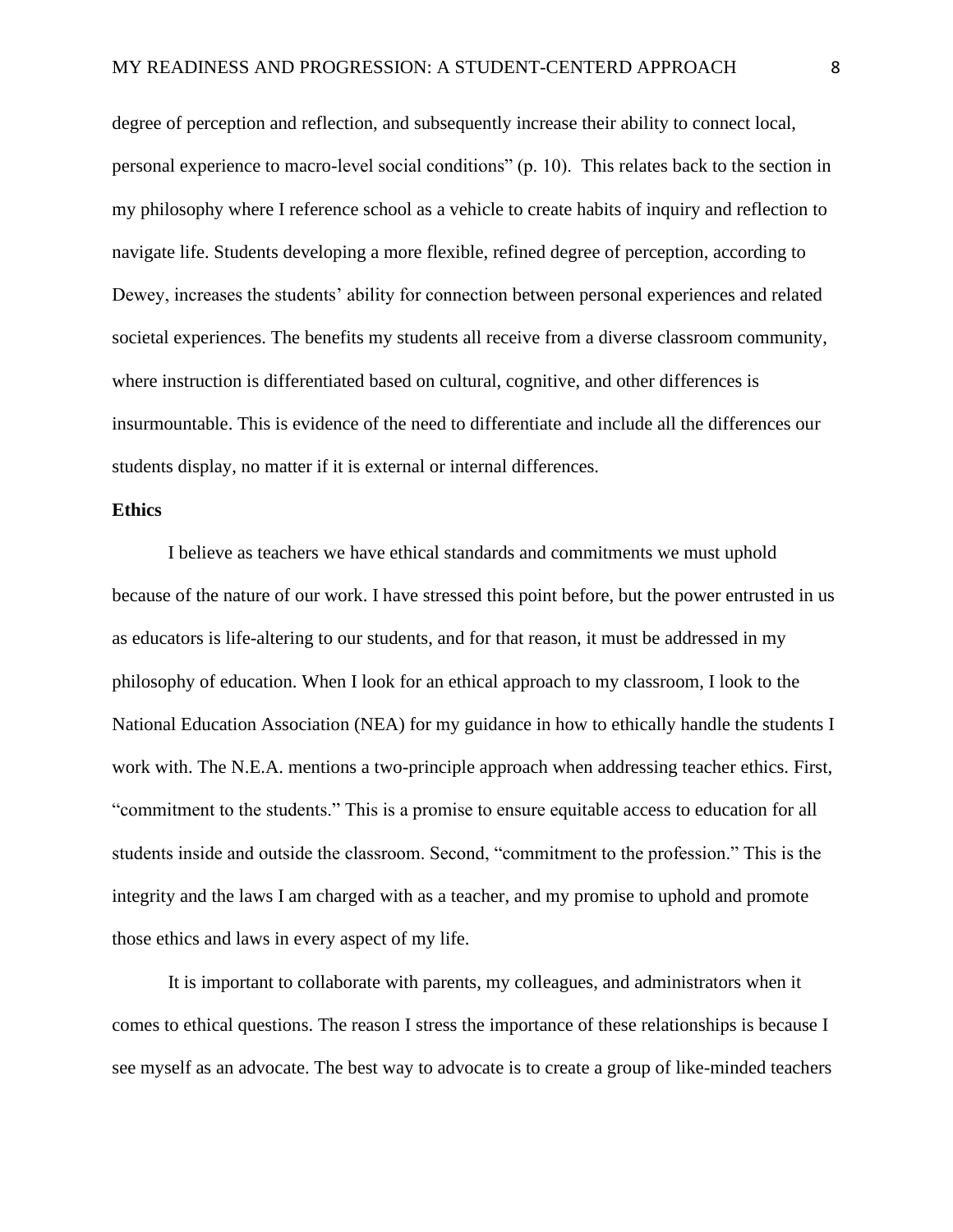degree of perception and reflection, and subsequently increase their ability to connect local, personal experience to macro-level social conditions" (p. 10). This relates back to the section in my philosophy where I reference school as a vehicle to create habits of inquiry and reflection to navigate life. Students developing a more flexible, refined degree of perception, according to Dewey, increases the students' ability for connection between personal experiences and related societal experiences. The benefits my students all receive from a diverse classroom community, where instruction is differentiated based on cultural, cognitive, and other differences is insurmountable. This is evidence of the need to differentiate and include all the differences our students display, no matter if it is external or internal differences.

**Ethics**

I believe as teachers we have ethical standards and commitments we must uphold because of the nature of our work. I have stressed this point before, but the power entrusted in us as educators is life-altering to our students, and for that reason, it must be addressed in my philosophy of education. When I look for an ethical approach to my classroom, I look to the National Education Association (NEA) for my guidance in how to ethically handle the students I work with. The N.E.A. mentions a two-principle approach when addressing teacher ethics. First, "commitment to the students." This is a promise to ensure equitable access to education for all students inside and outside the classroom. Second, "commitment to the profession." This is the integrity and the laws I am charged with as a teacher, and my promise to uphold and promote those ethics and laws in every aspect of my life.

It is important to collaborate with parents, my colleagues, and administrators when it comes to ethical questions. The reason I stress the importance of these relationships is because I see myself as an advocate. The best way to advocate is to create a group of like-minded teachers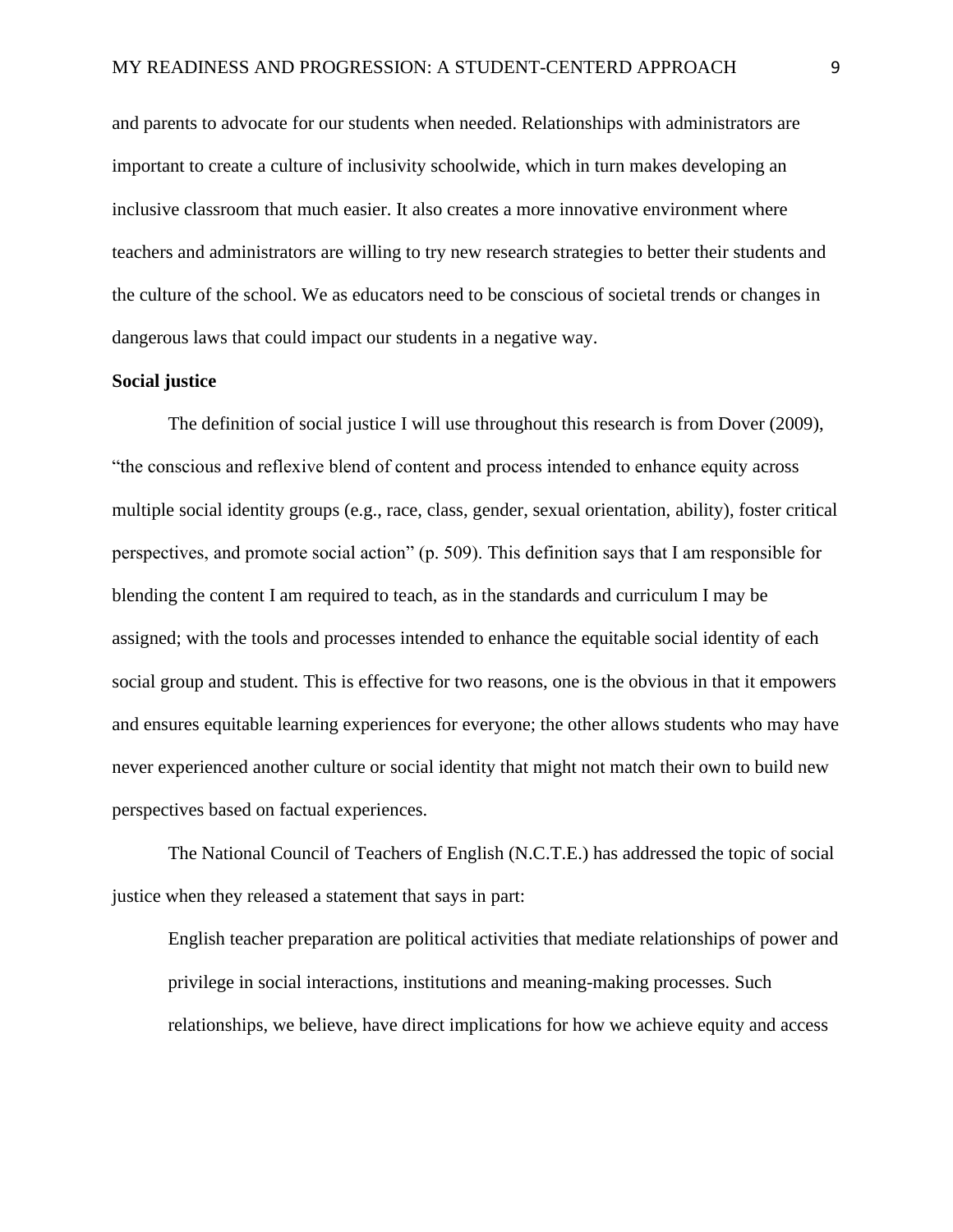and parents to advocate for our students when needed. Relationships with administrators are important to create a culture of inclusivity schoolwide, which in turn makes developing an inclusive classroom that much easier. It also creates a more innovative environment where teachers and administrators are willing to try new research strategies to better their students and the culture of the school. We as educators need to be conscious of societal trends or changes in dangerous laws that could impact our students in a negative way.

**Social justice**

The definition of social justice I will use throughout this research is from Dover (2009), "the conscious and reflexive blend of content and process intended to enhance equity across multiple social identity groups (e.g., race, class, gender, sexual orientation, ability), foster critical perspectives, and promote social action" (p. 509). This definition says that I am responsible for blending the content I am required to teach, as in the standards and curriculum I may be assigned; with the tools and processes intended to enhance the equitable social identity of each social group and student. This is effective for two reasons, one is the obvious in that it empowers and ensures equitable learning experiences for everyone; the other allows students who may have never experienced another culture or social identity that might not match their own to build new perspectives based on factual experiences.

The National Council of Teachers of English (N.C.T.E.) has addressed the topic of social justice when they released a statement that says in part:

> English teacher preparation are political activities that mediate relationships of power and privilege in social interactions, institutions and meaning-making processes. Such relationships, we believe, have direct implications for how we achieve equity and access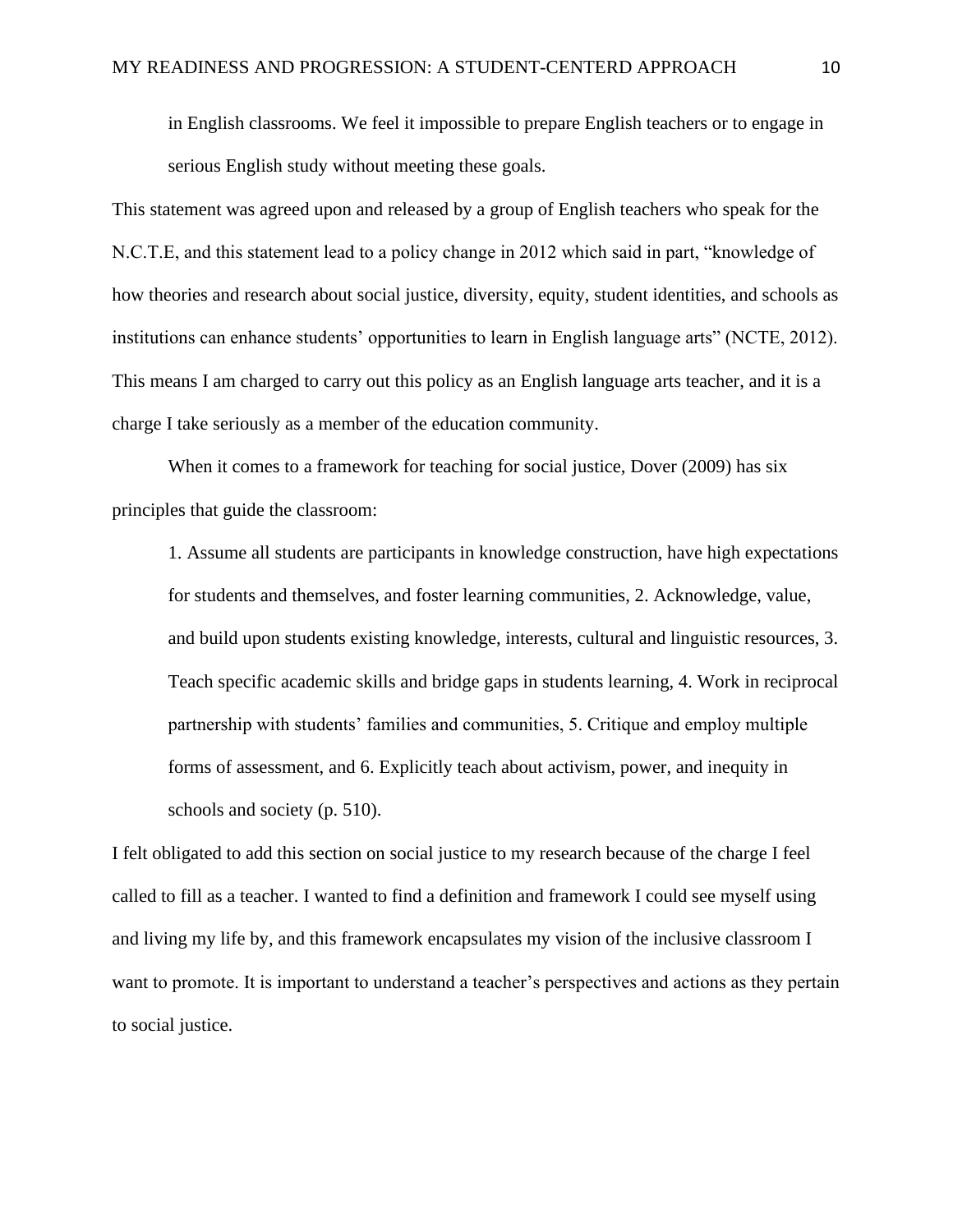> in English classrooms. We feel it impossible to prepare English teachers or to engage in serious English study without meeting these goals.

This statement was agreed upon and released by a group of English teachers who speak for the N.C.T.E, and this statement lead to a policy change in 2012 which said in part, "knowledge of how theories and research about social justice, diversity, equity, student identities, and schools as institutions can enhance students' opportunities to learn in English language arts" (NCTE, 2012). This means I am charged to carry out this policy as an English language arts teacher, and it is a charge I take seriously as a member of the education community.

When it comes to a framework for teaching for social justice, Dover (2009) has six principles that guide the classroom:

> 1. Assume all students are participants in knowledge construction, have high expectations for students and themselves, and foster learning communities, 2. Acknowledge, value, and build upon students existing knowledge, interests, cultural and linguistic resources, 3. Teach specific academic skills and bridge gaps in students learning, 4. Work in reciprocal partnership with students' families and communities, 5. Critique and employ multiple forms of assessment, and 6. Explicitly teach about activism, power, and inequity in schools and society (p. 510).

I felt obligated to add this section on social justice to my research because of the charge I feel called to fill as a teacher. I wanted to find a definition and framework I could see myself using and living my life by, and this framework encapsulates my vision of the inclusive classroom I want to promote. It is important to understand a teacher's perspectives and actions as they pertain to social justice.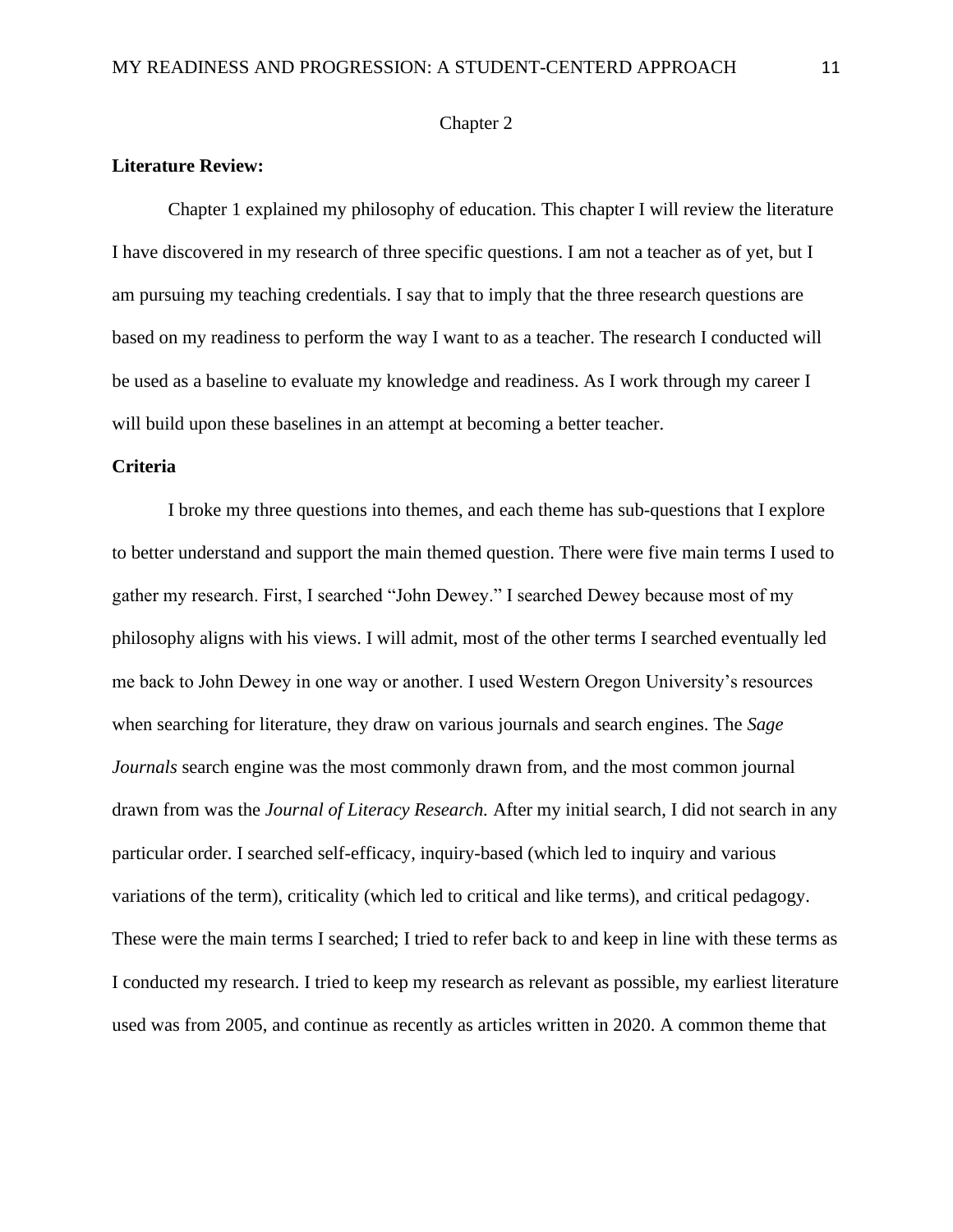# Chapter 2

## Literature Review:

Chapter 1 explained my philosophy of education. This chapter I will review the literature I have discovered in my research of three specific questions. I am not a teacher as of yet, but I am pursuing my teaching credentials. I say that to imply that the three research questions are based on my readiness to perform the way I want to as a teacher. The research I conducted will be used as a baseline to evaluate my knowledge and readiness. As I work through my career I will build upon these baselines in an attempt at becoming a better teacher.

## Criteria

I broke my three questions into themes, and each theme has sub-questions that I explore to better understand and support the main themed question. There were five main terms I used to gather my research. First, I searched "John Dewey." I searched Dewey because most of my philosophy aligns with his views. I will admit, most of the other terms I searched eventually led me back to John Dewey in one way or another. I used Western Oregon University's resources when searching for literature, they draw on various journals and search engines. The *Sage Journals* search engine was the most commonly drawn from, and the most common journal drawn from was the *Journal of Literacy Research.* After my initial search, I did not search in any particular order. I searched self-efficacy, inquiry-based (which led to inquiry and various variations of the term), criticality (which led to critical and like terms), and critical pedagogy. These were the main terms I searched; I tried to refer back to and keep in line with these terms as I conducted my research. I tried to keep my research as relevant as possible, my earliest literature used was from 2005, and continue as recently as articles written in 2020. A common theme that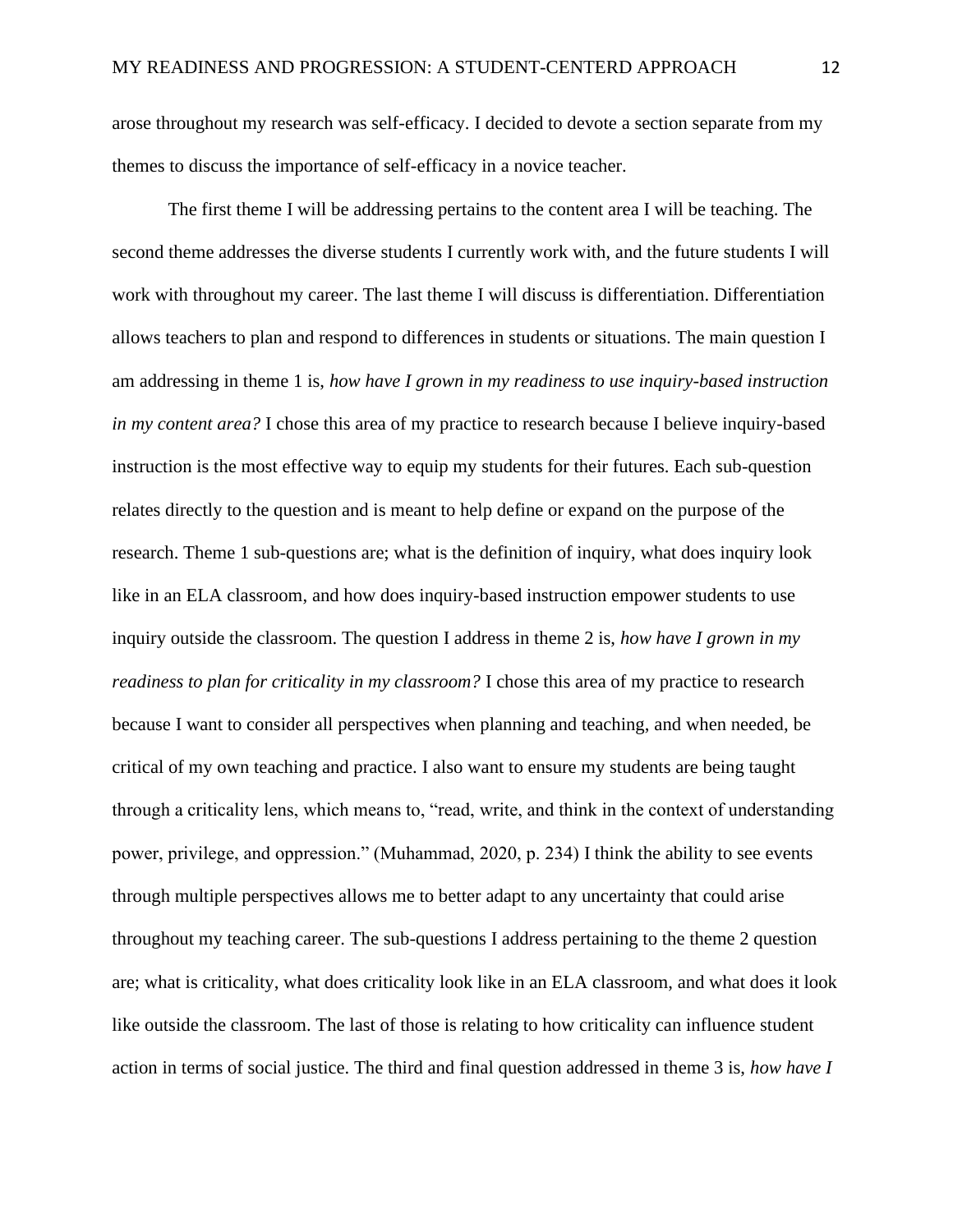arose throughout my research was self-efficacy. I decided to devote a section separate from my themes to discuss the importance of self-efficacy in a novice teacher.

The first theme I will be addressing pertains to the content area I will be teaching. The second theme addresses the diverse students I currently work with, and the future students I will work with throughout my career. The last theme I will discuss is differentiation. Differentiation allows teachers to plan and respond to differences in students or situations. The main question I am addressing in theme 1 is, *how have I grown in my readiness to use inquiry-based instruction in my content area?* I chose this area of my practice to research because I believe inquiry-based instruction is the most effective way to equip my students for their futures. Each sub-question relates directly to the question and is meant to help define or expand on the purpose of the research. Theme 1 sub-questions are; what is the definition of inquiry, what does inquiry look like in an ELA classroom, and how does inquiry-based instruction empower students to use inquiry outside the classroom. The question I address in theme 2 is, *how have I grown in my readiness to plan for criticality in my classroom?* I chose this area of my practice to research because I want to consider all perspectives when planning and teaching, and when needed, be critical of my own teaching and practice. I also want to ensure my students are being taught through a criticality lens, which means to, "read, write, and think in the context of understanding power, privilege, and oppression." (Muhammad, 2020, p. 234) I think the ability to see events through multiple perspectives allows me to better adapt to any uncertainty that could arise throughout my teaching career. The sub-questions I address pertaining to the theme 2 question are; what is criticality, what does criticality look like in an ELA classroom, and what does it look like outside the classroom. The last of those is relating to how criticality can influence student action in terms of social justice. The third and final question addressed in theme 3 is, *how have I*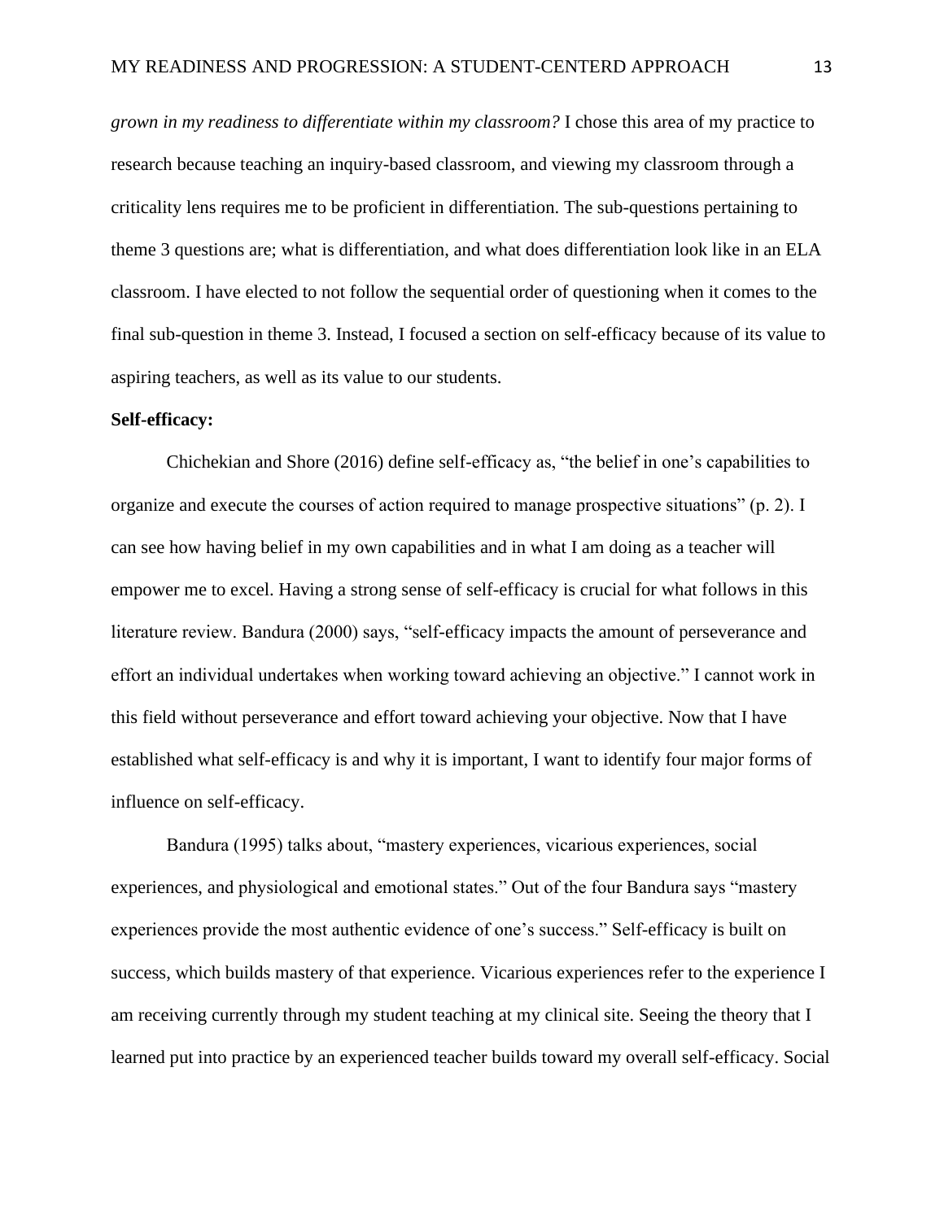*grown in my readiness to differentiate within my classroom?* I chose this area of my practice to research because teaching an inquiry-based classroom, and viewing my classroom through a criticality lens requires me to be proficient in differentiation. The sub-questions pertaining to theme 3 questions are; what is differentiation, and what does differentiation look like in an ELA classroom. I have elected to not follow the sequential order of questioning when it comes to the final sub-question in theme 3. Instead, I focused a section on self-efficacy because of its value to aspiring teachers, as well as its value to our students.

**Self-efficacy:**

Chichekian and Shore (2016) define self-efficacy as, "the belief in one's capabilities to organize and execute the courses of action required to manage prospective situations" (p. 2). I can see how having belief in my own capabilities and in what I am doing as a teacher will empower me to excel. Having a strong sense of self-efficacy is crucial for what follows in this literature review. Bandura (2000) says, "self-efficacy impacts the amount of perseverance and effort an individual undertakes when working toward achieving an objective." I cannot work in this field without perseverance and effort toward achieving your objective. Now that I have established what self-efficacy is and why it is important, I want to identify four major forms of influence on self-efficacy.

Bandura (1995) talks about, "mastery experiences, vicarious experiences, social experiences, and physiological and emotional states." Out of the four Bandura says "mastery experiences provide the most authentic evidence of one's success." Self-efficacy is built on success, which builds mastery of that experience. Vicarious experiences refer to the experience I am receiving currently through my student teaching at my clinical site. Seeing the theory that I learned put into practice by an experienced teacher builds toward my overall self-efficacy. Social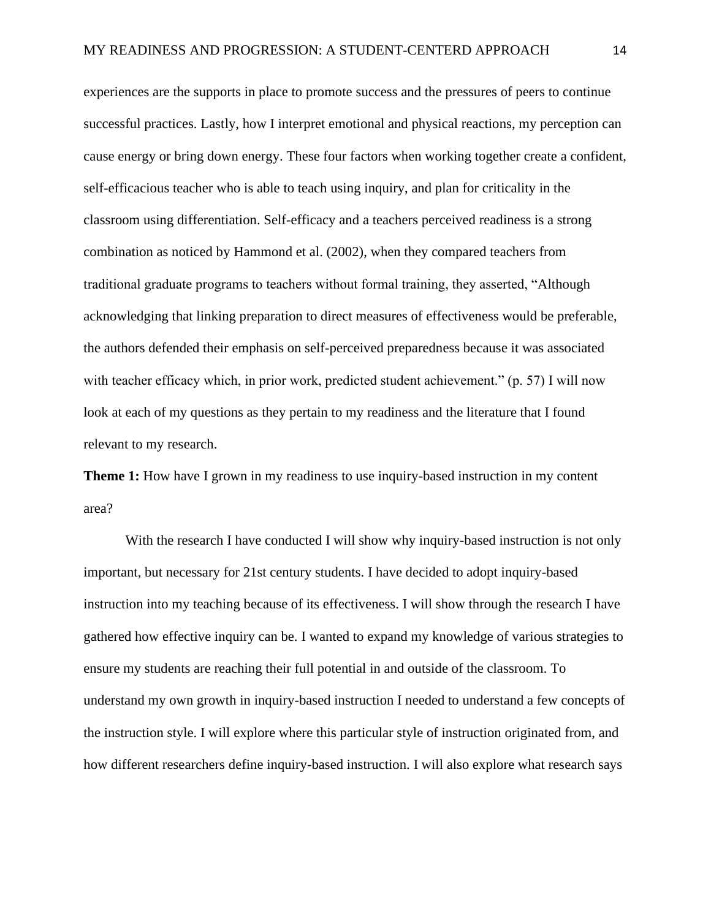experiences are the supports in place to promote success and the pressures of peers to continue successful practices. Lastly, how I interpret emotional and physical reactions, my perception can cause energy or bring down energy. These four factors when working together create a confident, self-efficacious teacher who is able to teach using inquiry, and plan for criticality in the classroom using differentiation. Self-efficacy and a teachers perceived readiness is a strong combination as noticed by Hammond et al. (2002), when they compared teachers from traditional graduate programs to teachers without formal training, they asserted, "Although acknowledging that linking preparation to direct measures of effectiveness would be preferable, the authors defended their emphasis on self-perceived preparedness because it was associated with teacher efficacy which, in prior work, predicted student achievement." (p. 57) I will now look at each of my questions as they pertain to my readiness and the literature that I found relevant to my research.

**Theme 1:** How have I grown in my readiness to use inquiry-based instruction in my content area?

With the research I have conducted I will show why inquiry-based instruction is not only important, but necessary for 21st century students. I have decided to adopt inquiry-based instruction into my teaching because of its effectiveness. I will show through the research I have gathered how effective inquiry can be. I wanted to expand my knowledge of various strategies to ensure my students are reaching their full potential in and outside of the classroom. To understand my own growth in inquiry-based instruction I needed to understand a few concepts of the instruction style. I will explore where this particular style of instruction originated from, and how different researchers define inquiry-based instruction. I will also explore what research says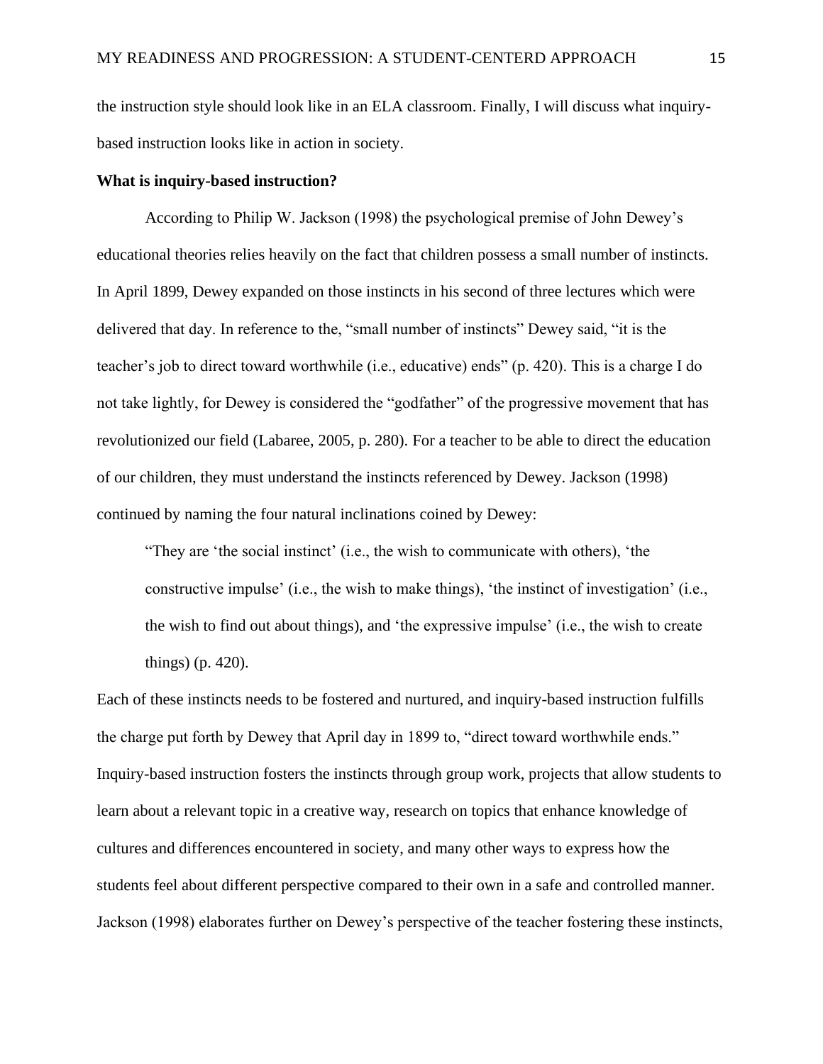the instruction style should look like in an ELA classroom. Finally, I will discuss what inquiry-based instruction looks like in action in society.

**What is inquiry-based instruction?**

According to Philip W. Jackson (1998) the psychological premise of John Dewey's educational theories relies heavily on the fact that children possess a small number of instincts. In April 1899, Dewey expanded on those instincts in his second of three lectures which were delivered that day. In reference to the, "small number of instincts" Dewey said, "it is the teacher's job to direct toward worthwhile (i.e., educative) ends" (p. 420). This is a charge I do not take lightly, for Dewey is considered the "godfather" of the progressive movement that has revolutionized our field (Labaree, 2005, p. 280). For a teacher to be able to direct the education of our children, they must understand the instincts referenced by Dewey. Jackson (1998) continued by naming the four natural inclinations coined by Dewey:

> "They are 'the social instinct' (i.e., the wish to communicate with others), 'the constructive impulse' (i.e., the wish to make things), 'the instinct of investigation' (i.e., the wish to find out about things), and 'the expressive impulse' (i.e., the wish to create things) (p. 420).

Each of these instincts needs to be fostered and nurtured, and inquiry-based instruction fulfills the charge put forth by Dewey that April day in 1899 to, "direct toward worthwhile ends." Inquiry-based instruction fosters the instincts through group work, projects that allow students to learn about a relevant topic in a creative way, research on topics that enhance knowledge of cultures and differences encountered in society, and many other ways to express how the students feel about different perspective compared to their own in a safe and controlled manner. Jackson (1998) elaborates further on Dewey's perspective of the teacher fostering these instincts,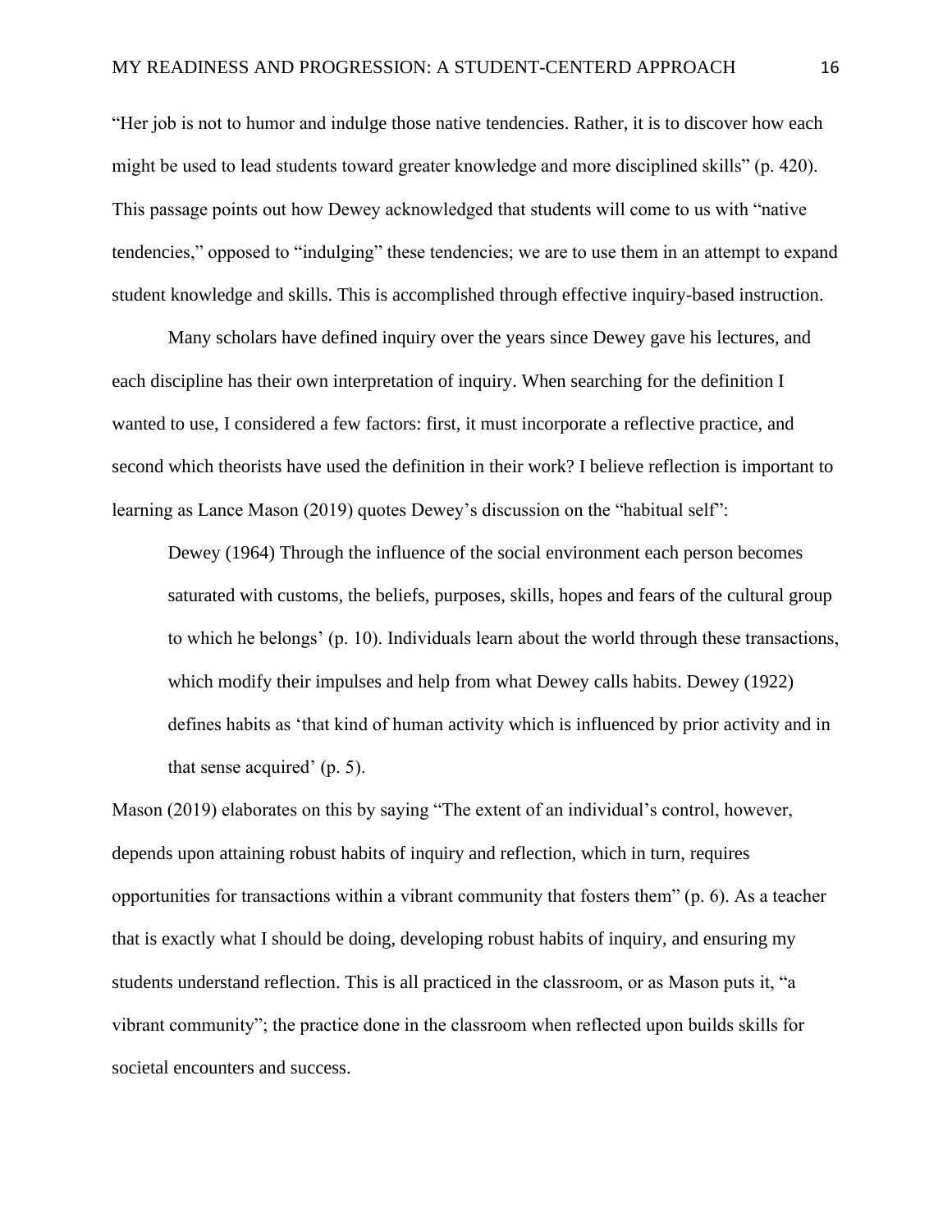"Her job is not to humor and indulge those native tendencies. Rather, it is to discover how each might be used to lead students toward greater knowledge and more disciplined skills" (p. 420). This passage points out how Dewey acknowledged that students will come to us with "native tendencies," opposed to "indulging" these tendencies; we are to use them in an attempt to expand student knowledge and skills. This is accomplished through effective inquiry-based instruction.

Many scholars have defined inquiry over the years since Dewey gave his lectures, and each discipline has their own interpretation of inquiry. When searching for the definition I wanted to use, I considered a few factors: first, it must incorporate a reflective practice, and second which theorists have used the definition in their work? I believe reflection is important to learning as Lance Mason (2019) quotes Dewey's discussion on the "habitual self":

> Dewey (1964) Through the influence of the social environment each person becomes saturated with customs, the beliefs, purposes, skills, hopes and fears of the cultural group to which he belongs' (p. 10). Individuals learn about the world through these transactions, which modify their impulses and help from what Dewey calls habits. Dewey (1922) defines habits as 'that kind of human activity which is influenced by prior activity and in that sense acquired' (p. 5).

Mason (2019) elaborates on this by saying "The extent of an individual's control, however, depends upon attaining robust habits of inquiry and reflection, which in turn, requires opportunities for transactions within a vibrant community that fosters them" (p. 6). As a teacher that is exactly what I should be doing, developing robust habits of inquiry, and ensuring my students understand reflection. This is all practiced in the classroom, or as Mason puts it, "a vibrant community"; the practice done in the classroom when reflected upon builds skills for societal encounters and success.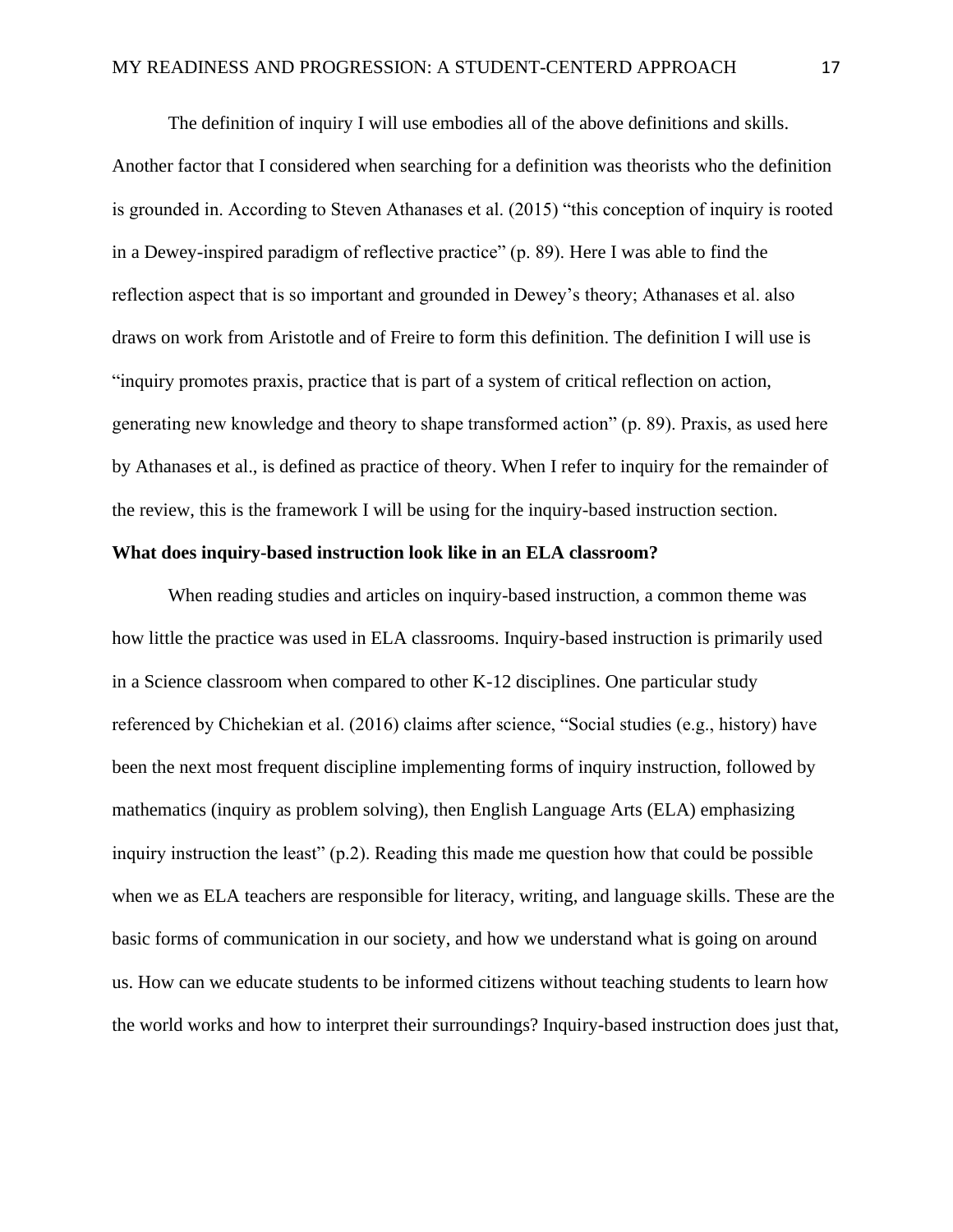The definition of inquiry I will use embodies all of the above definitions and skills. Another factor that I considered when searching for a definition was theorists who the definition is grounded in. According to Steven Athanases et al. (2015) "this conception of inquiry is rooted in a Dewey-inspired paradigm of reflective practice" (p. 89). Here I was able to find the reflection aspect that is so important and grounded in Dewey's theory; Athanases et al. also draws on work from Aristotle and of Freire to form this definition. The definition I will use is "inquiry promotes praxis, practice that is part of a system of critical reflection on action, generating new knowledge and theory to shape transformed action" (p. 89). Praxis, as used here by Athanases et al., is defined as practice of theory. When I refer to inquiry for the remainder of the review, this is the framework I will be using for the inquiry-based instruction section.

**What does inquiry-based instruction look like in an ELA classroom?**

When reading studies and articles on inquiry-based instruction, a common theme was how little the practice was used in ELA classrooms. Inquiry-based instruction is primarily used in a Science classroom when compared to other K-12 disciplines. One particular study referenced by Chichekian et al. (2016) claims after science, "Social studies (e.g., history) have been the next most frequent discipline implementing forms of inquiry instruction, followed by mathematics (inquiry as problem solving), then English Language Arts (ELA) emphasizing inquiry instruction the least" (p.2). Reading this made me question how that could be possible when we as ELA teachers are responsible for literacy, writing, and language skills. These are the basic forms of communication in our society, and how we understand what is going on around us. How can we educate students to be informed citizens without teaching students to learn how the world works and how to interpret their surroundings? Inquiry-based instruction does just that,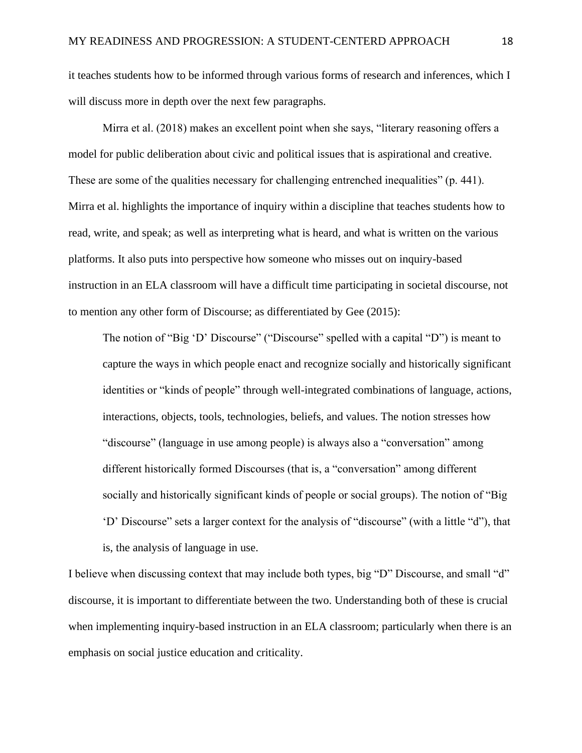it teaches students how to be informed through various forms of research and inferences, which I will discuss more in depth over the next few paragraphs.

Mirra et al. (2018) makes an excellent point when she says, "literary reasoning offers a model for public deliberation about civic and political issues that is aspirational and creative. These are some of the qualities necessary for challenging entrenched inequalities" (p. 441). Mirra et al. highlights the importance of inquiry within a discipline that teaches students how to read, write, and speak; as well as interpreting what is heard, and what is written on the various platforms. It also puts into perspective how someone who misses out on inquiry-based instruction in an ELA classroom will have a difficult time participating in societal discourse, not to mention any other form of Discourse; as differentiated by Gee (2015):

> The notion of "Big 'D' Discourse" ("Discourse" spelled with a capital "D") is meant to capture the ways in which people enact and recognize socially and historically significant identities or "kinds of people" through well-integrated combinations of language, actions, interactions, objects, tools, technologies, beliefs, and values. The notion stresses how "discourse" (language in use among people) is always also a "conversation" among different historically formed Discourses (that is, a "conversation" among different socially and historically significant kinds of people or social groups). The notion of "Big 'D' Discourse" sets a larger context for the analysis of "discourse" (with a little "d"), that is, the analysis of language in use.

I believe when discussing context that may include both types, big "D" Discourse, and small "d" discourse, it is important to differentiate between the two. Understanding both of these is crucial when implementing inquiry-based instruction in an ELA classroom; particularly when there is an emphasis on social justice education and criticality.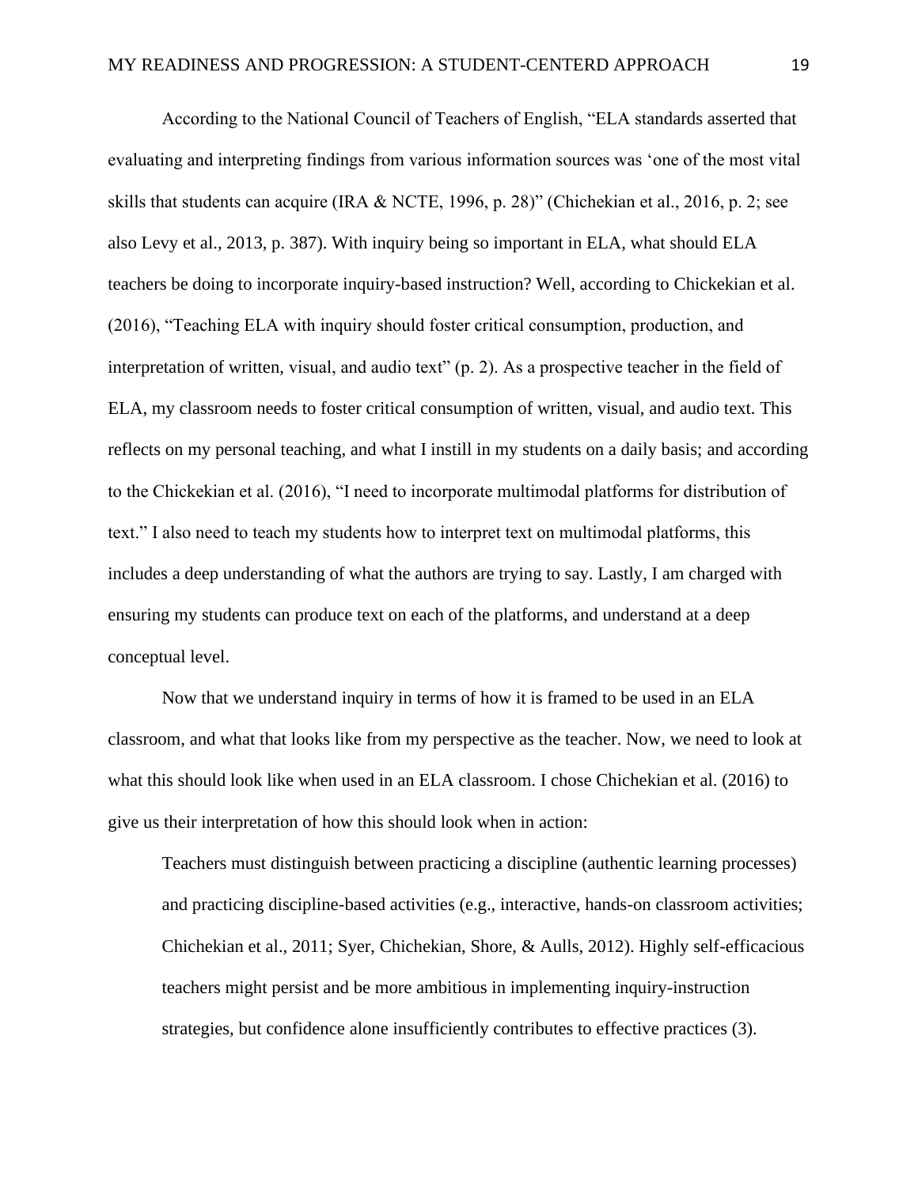According to the National Council of Teachers of English, "ELA standards asserted that evaluating and interpreting findings from various information sources was 'one of the most vital skills that students can acquire (IRA & NCTE, 1996, p. 28)" (Chichekian et al., 2016, p. 2; see also Levy et al., 2013, p. 387). With inquiry being so important in ELA, what should ELA teachers be doing to incorporate inquiry-based instruction? Well, according to Chickekian et al. (2016), "Teaching ELA with inquiry should foster critical consumption, production, and interpretation of written, visual, and audio text" (p. 2). As a prospective teacher in the field of ELA, my classroom needs to foster critical consumption of written, visual, and audio text. This reflects on my personal teaching, and what I instill in my students on a daily basis; and according to the Chickekian et al. (2016), "I need to incorporate multimodal platforms for distribution of text." I also need to teach my students how to interpret text on multimodal platforms, this includes a deep understanding of what the authors are trying to say. Lastly, I am charged with ensuring my students can produce text on each of the platforms, and understand at a deep conceptual level.

Now that we understand inquiry in terms of how it is framed to be used in an ELA classroom, and what that looks like from my perspective as the teacher. Now, we need to look at what this should look like when used in an ELA classroom. I chose Chichekian et al. (2016) to give us their interpretation of how this should look when in action:

> Teachers must distinguish between practicing a discipline (authentic learning processes) and practicing discipline-based activities (e.g., interactive, hands-on classroom activities; Chichekian et al., 2011; Syer, Chichekian, Shore, & Aulls, 2012). Highly self-efficacious teachers might persist and be more ambitious in implementing inquiry-instruction strategies, but confidence alone insufficiently contributes to effective practices (3).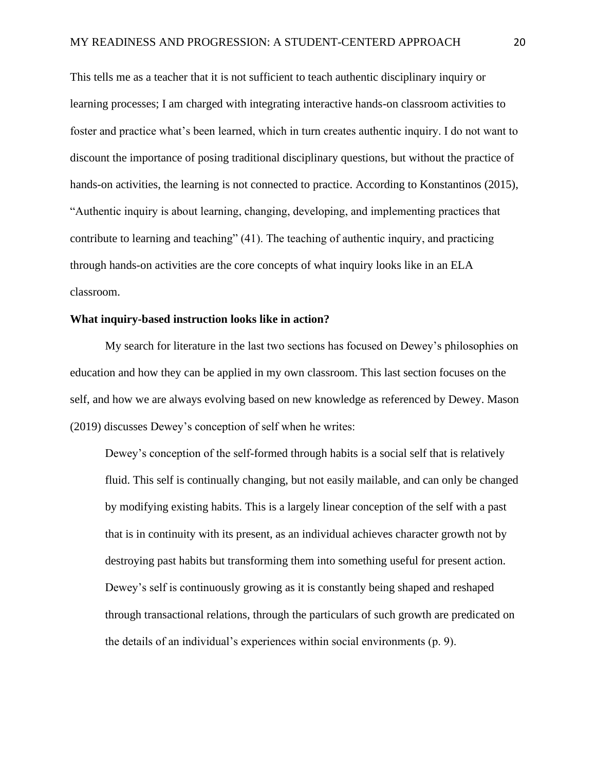This tells me as a teacher that it is not sufficient to teach authentic disciplinary inquiry or learning processes; I am charged with integrating interactive hands-on classroom activities to foster and practice what's been learned, which in turn creates authentic inquiry. I do not want to discount the importance of posing traditional disciplinary questions, but without the practice of hands-on activities, the learning is not connected to practice. According to Konstantinos (2015), "Authentic inquiry is about learning, changing, developing, and implementing practices that contribute to learning and teaching" (41). The teaching of authentic inquiry, and practicing through hands-on activities are the core concepts of what inquiry looks like in an ELA classroom.

**What inquiry-based instruction looks like in action?**

My search for literature in the last two sections has focused on Dewey's philosophies on education and how they can be applied in my own classroom. This last section focuses on the self, and how we are always evolving based on new knowledge as referenced by Dewey. Mason (2019) discusses Dewey's conception of self when he writes:

> Dewey's conception of the self-formed through habits is a social self that is relatively fluid. This self is continually changing, but not easily mailable, and can only be changed by modifying existing habits. This is a largely linear conception of the self with a past that is in continuity with its present, as an individual achieves character growth not by destroying past habits but transforming them into something useful for present action. Dewey's self is continuously growing as it is constantly being shaped and reshaped through transactional relations, through the particulars of such growth are predicated on the details of an individual's experiences within social environments (p. 9).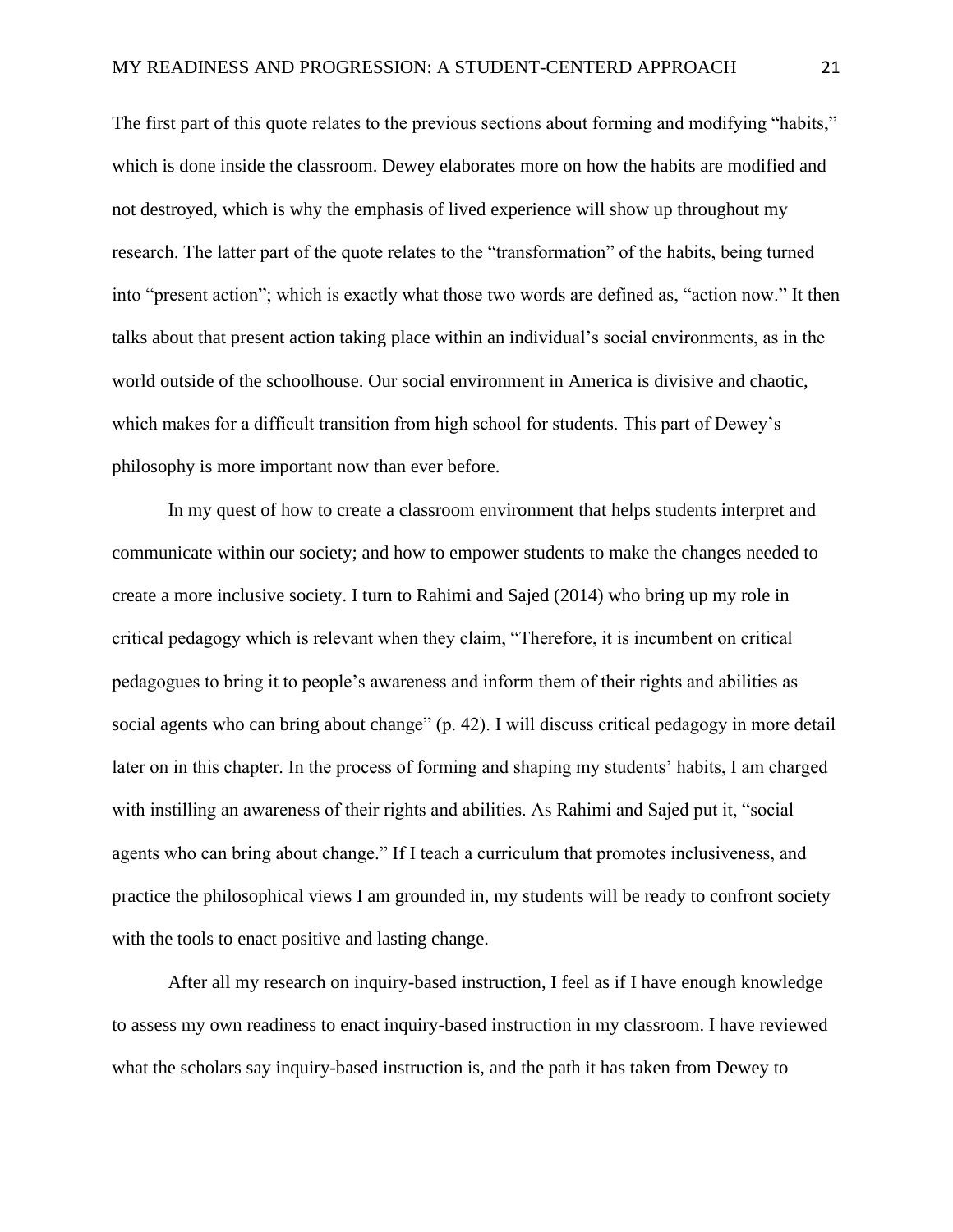The first part of this quote relates to the previous sections about forming and modifying "habits," which is done inside the classroom. Dewey elaborates more on how the habits are modified and not destroyed, which is why the emphasis of lived experience will show up throughout my research. The latter part of the quote relates to the "transformation" of the habits, being turned into "present action"; which is exactly what those two words are defined as, "action now." It then talks about that present action taking place within an individual's social environments, as in the world outside of the schoolhouse. Our social environment in America is divisive and chaotic, which makes for a difficult transition from high school for students. This part of Dewey's philosophy is more important now than ever before.

In my quest of how to create a classroom environment that helps students interpret and communicate within our society; and how to empower students to make the changes needed to create a more inclusive society. I turn to Rahimi and Sajed (2014) who bring up my role in critical pedagogy which is relevant when they claim, "Therefore, it is incumbent on critical pedagogues to bring it to people's awareness and inform them of their rights and abilities as social agents who can bring about change" (p. 42). I will discuss critical pedagogy in more detail later on in this chapter. In the process of forming and shaping my students' habits, I am charged with instilling an awareness of their rights and abilities. As Rahimi and Sajed put it, "social agents who can bring about change." If I teach a curriculum that promotes inclusiveness, and practice the philosophical views I am grounded in, my students will be ready to confront society with the tools to enact positive and lasting change.

After all my research on inquiry-based instruction, I feel as if I have enough knowledge to assess my own readiness to enact inquiry-based instruction in my classroom. I have reviewed what the scholars say inquiry-based instruction is, and the path it has taken from Dewey to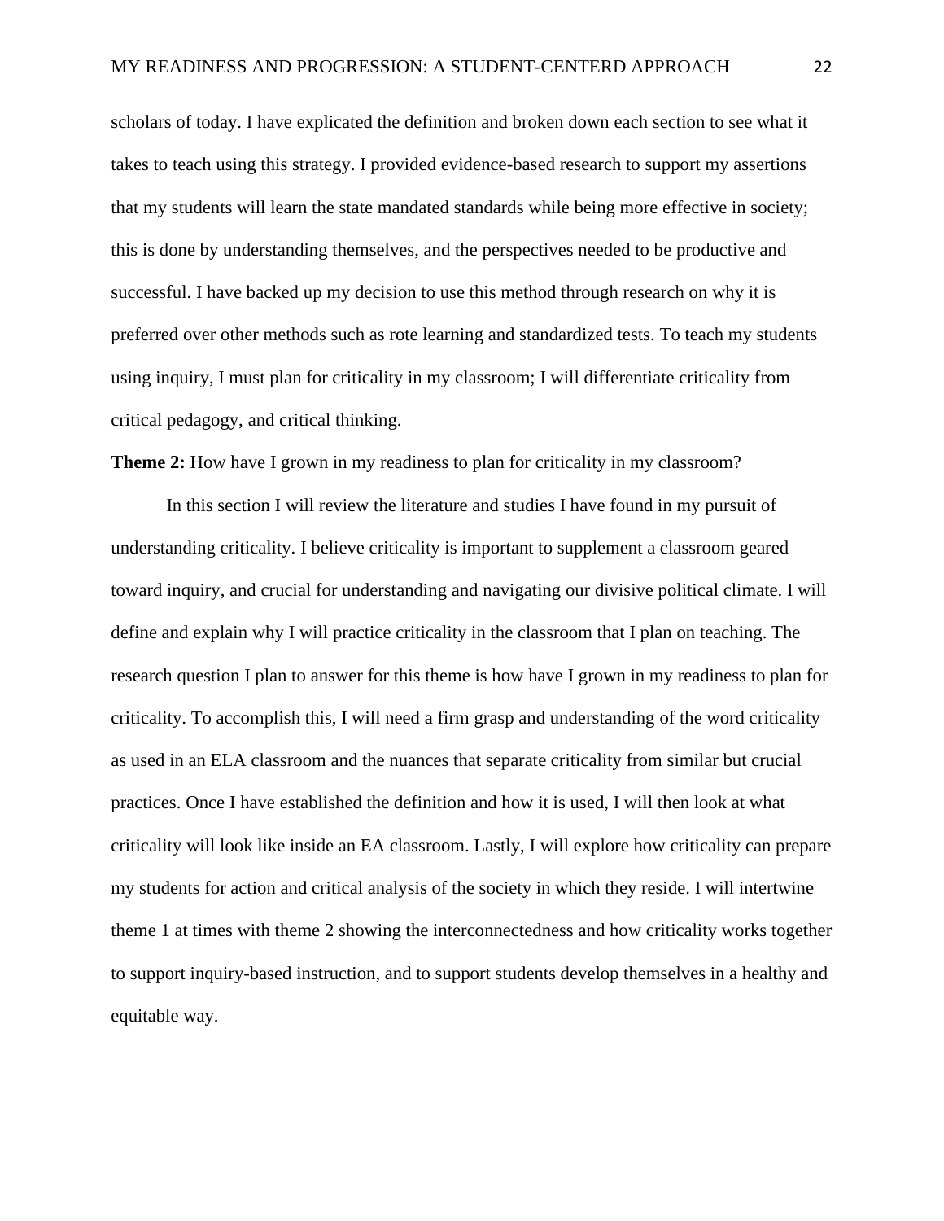scholars of today. I have explicated the definition and broken down each section to see what it takes to teach using this strategy. I provided evidence-based research to support my assertions that my students will learn the state mandated standards while being more effective in society; this is done by understanding themselves, and the perspectives needed to be productive and successful. I have backed up my decision to use this method through research on why it is preferred over other methods such as rote learning and standardized tests. To teach my students using inquiry, I must plan for criticality in my classroom; I will differentiate criticality from critical pedagogy, and critical thinking.

**Theme 2:** How have I grown in my readiness to plan for criticality in my classroom?

In this section I will review the literature and studies I have found in my pursuit of understanding criticality. I believe criticality is important to supplement a classroom geared toward inquiry, and crucial for understanding and navigating our divisive political climate. I will define and explain why I will practice criticality in the classroom that I plan on teaching. The research question I plan to answer for this theme is how have I grown in my readiness to plan for criticality. To accomplish this, I will need a firm grasp and understanding of the word criticality as used in an ELA classroom and the nuances that separate criticality from similar but crucial practices. Once I have established the definition and how it is used, I will then look at what criticality will look like inside an EA classroom. Lastly, I will explore how criticality can prepare my students for action and critical analysis of the society in which they reside. I will intertwine theme 1 at times with theme 2 showing the interconnectedness and how criticality works together to support inquiry-based instruction, and to support students develop themselves in a healthy and equitable way.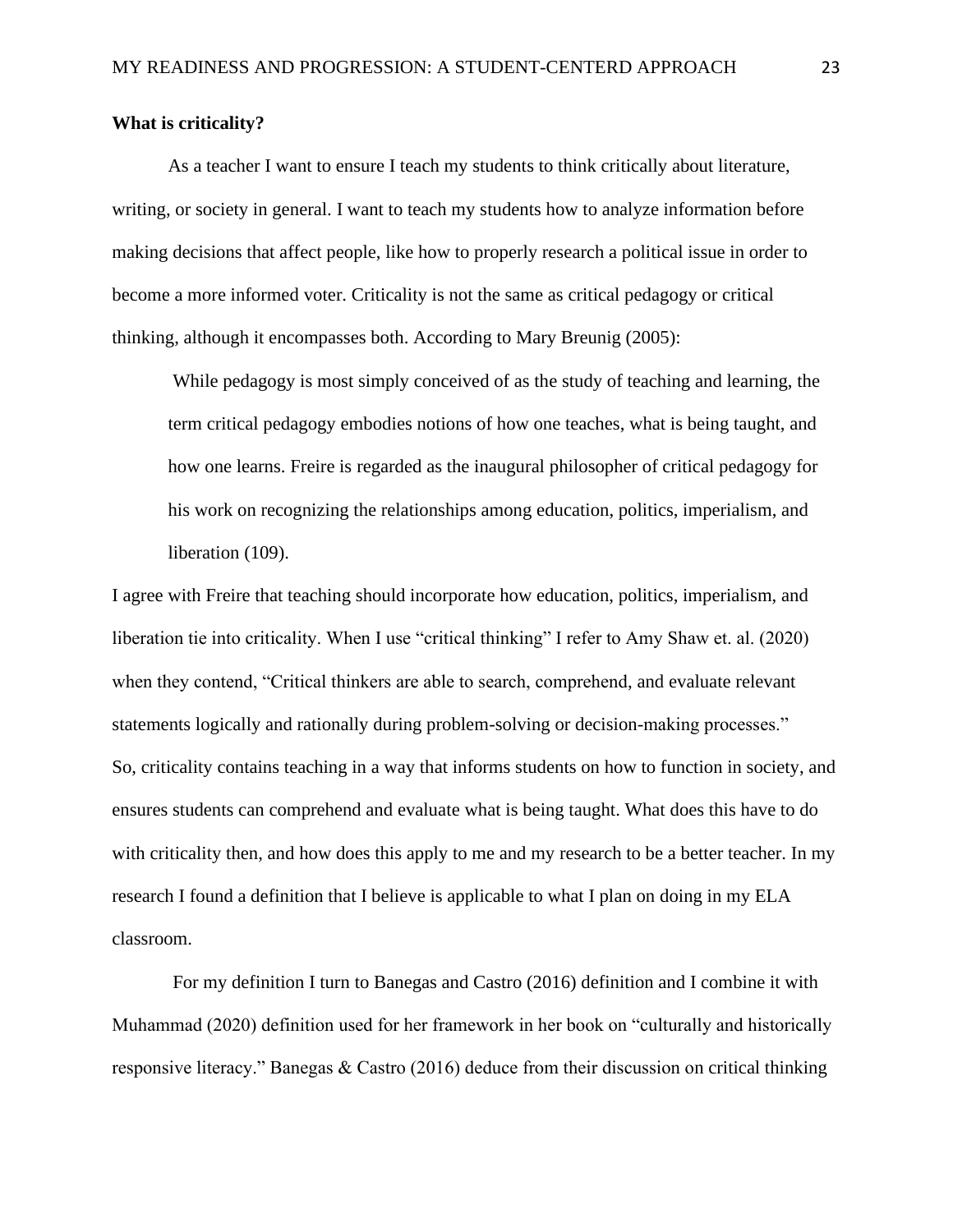**What is criticality?**

As a teacher I want to ensure I teach my students to think critically about literature, writing, or society in general. I want to teach my students how to analyze information before making decisions that affect people, like how to properly research a political issue in order to become a more informed voter. Criticality is not the same as critical pedagogy or critical thinking, although it encompasses both. According to Mary Breunig (2005):

> While pedagogy is most simply conceived of as the study of teaching and learning, the term critical pedagogy embodies notions of how one teaches, what is being taught, and how one learns. Freire is regarded as the inaugural philosopher of critical pedagogy for his work on recognizing the relationships among education, politics, imperialism, and liberation (109).

I agree with Freire that teaching should incorporate how education, politics, imperialism, and liberation tie into criticality. When I use "critical thinking" I refer to Amy Shaw et. al. (2020) when they contend, "Critical thinkers are able to search, comprehend, and evaluate relevant statements logically and rationally during problem-solving or decision-making processes." So, criticality contains teaching in a way that informs students on how to function in society, and ensures students can comprehend and evaluate what is being taught. What does this have to do with criticality then, and how does this apply to me and my research to be a better teacher. In my research I found a definition that I believe is applicable to what I plan on doing in my ELA classroom.

For my definition I turn to Banegas and Castro (2016) definition and I combine it with Muhammad (2020) definition used for her framework in her book on "culturally and historically responsive literacy." Banegas & Castro (2016) deduce from their discussion on critical thinking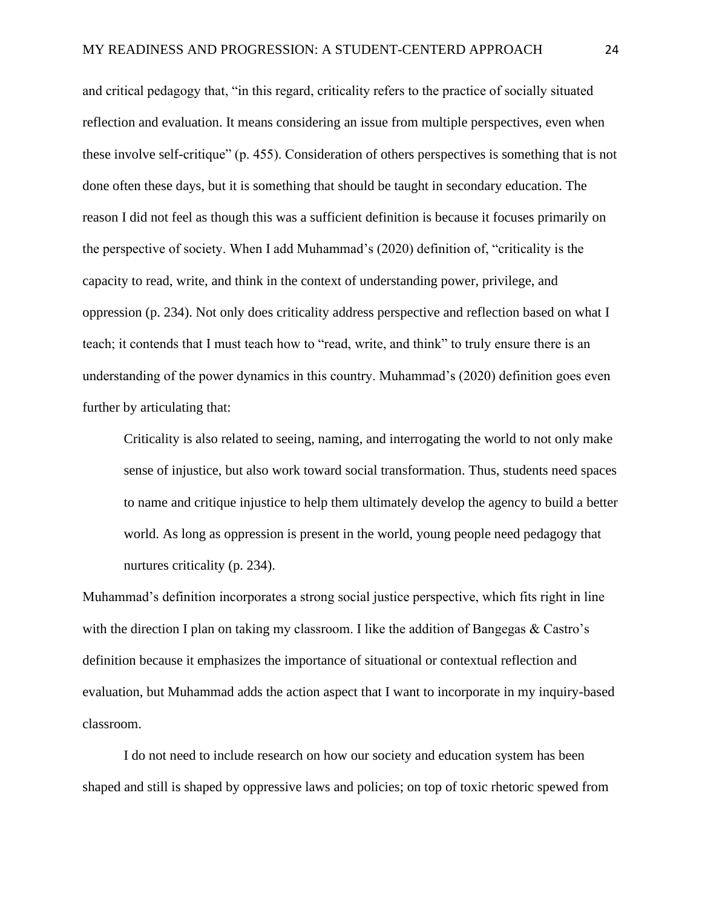and critical pedagogy that, "in this regard, criticality refers to the practice of socially situated reflection and evaluation. It means considering an issue from multiple perspectives, even when these involve self-critique" (p. 455). Consideration of others perspectives is something that is not done often these days, but it is something that should be taught in secondary education. The reason I did not feel as though this was a sufficient definition is because it focuses primarily on the perspective of society. When I add Muhammad's (2020) definition of, "criticality is the capacity to read, write, and think in the context of understanding power, privilege, and oppression (p. 234). Not only does criticality address perspective and reflection based on what I teach; it contends that I must teach how to "read, write, and think" to truly ensure there is an understanding of the power dynamics in this country. Muhammad's (2020) definition goes even further by articulating that:

> Criticality is also related to seeing, naming, and interrogating the world to not only make sense of injustice, but also work toward social transformation. Thus, students need spaces to name and critique injustice to help them ultimately develop the agency to build a better world. As long as oppression is present in the world, young people need pedagogy that nurtures criticality (p. 234).

Muhammad's definition incorporates a strong social justice perspective, which fits right in line with the direction I plan on taking my classroom. I like the addition of Bangegas & Castro's definition because it emphasizes the importance of situational or contextual reflection and evaluation, but Muhammad adds the action aspect that I want to incorporate in my inquiry-based classroom.

I do not need to include research on how our society and education system has been shaped and still is shaped by oppressive laws and policies; on top of toxic rhetoric spewed from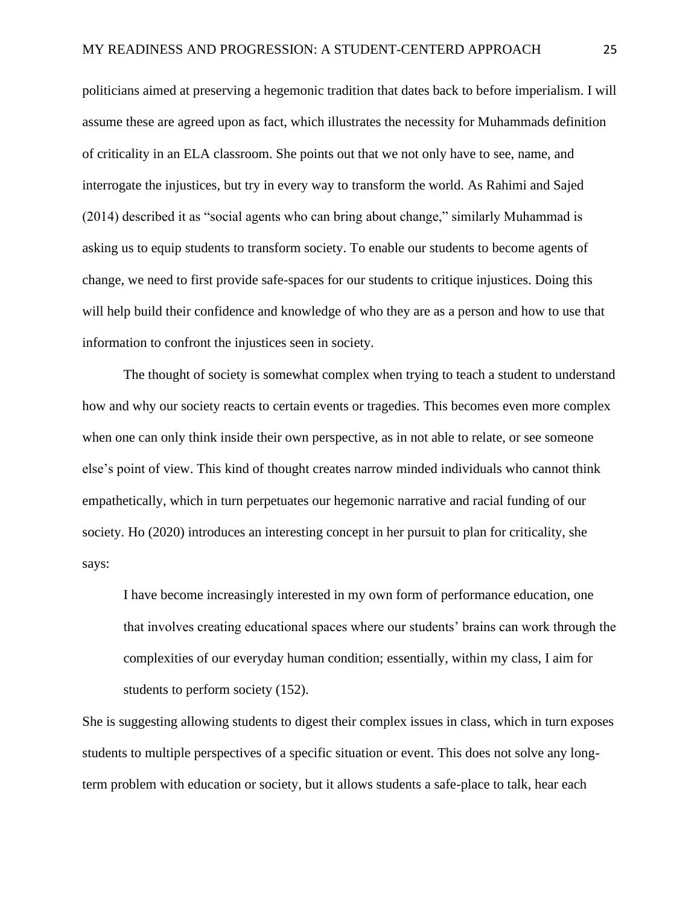politicians aimed at preserving a hegemonic tradition that dates back to before imperialism. I will assume these are agreed upon as fact, which illustrates the necessity for Muhammads definition of criticality in an ELA classroom. She points out that we not only have to see, name, and interrogate the injustices, but try in every way to transform the world. As Rahimi and Sajed (2014) described it as "social agents who can bring about change," similarly Muhammad is asking us to equip students to transform society. To enable our students to become agents of change, we need to first provide safe-spaces for our students to critique injustices. Doing this will help build their confidence and knowledge of who they are as a person and how to use that information to confront the injustices seen in society.

The thought of society is somewhat complex when trying to teach a student to understand how and why our society reacts to certain events or tragedies. This becomes even more complex when one can only think inside their own perspective, as in not able to relate, or see someone else's point of view. This kind of thought creates narrow minded individuals who cannot think empathetically, which in turn perpetuates our hegemonic narrative and racial funding of our society. Ho (2020) introduces an interesting concept in her pursuit to plan for criticality, she says:

> I have become increasingly interested in my own form of performance education, one that involves creating educational spaces where our students' brains can work through the complexities of our everyday human condition; essentially, within my class, I aim for students to perform society (152).

She is suggesting allowing students to digest their complex issues in class, which in turn exposes students to multiple perspectives of a specific situation or event. This does not solve any long-term problem with education or society, but it allows students a safe-place to talk, hear each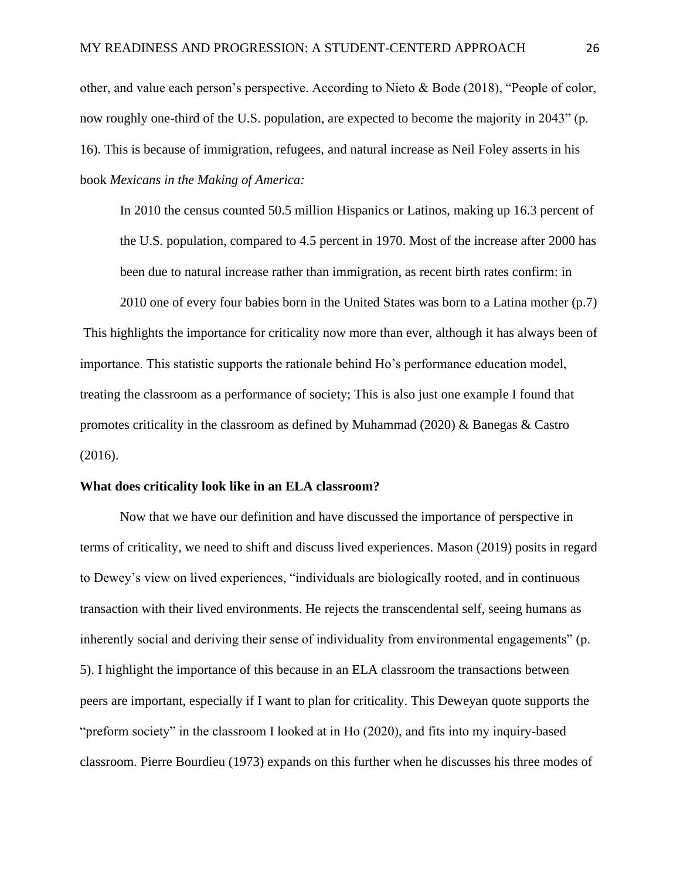other, and value each person's perspective. According to Nieto & Bode (2018), "People of color, now roughly one-third of the U.S. population, are expected to become the majority in 2043" (p. 16). This is because of immigration, refugees, and natural increase as Neil Foley asserts in his book *Mexicans in the Making of America:*

> In 2010 the census counted 50.5 million Hispanics or Latinos, making up 16.3 percent of the U.S. population, compared to 4.5 percent in 1970. Most of the increase after 2000 has been due to natural increase rather than immigration, as recent birth rates confirm: in 2010 one of every four babies born in the United States was born to a Latina mother (p.7)

This highlights the importance for criticality now more than ever, although it has always been of importance. This statistic supports the rationale behind Ho's performance education model, treating the classroom as a performance of society; This is also just one example I found that promotes criticality in the classroom as defined by Muhammad (2020) & Banegas & Castro (2016).

**What does criticality look like in an ELA classroom?**

Now that we have our definition and have discussed the importance of perspective in terms of criticality, we need to shift and discuss lived experiences. Mason (2019) posits in regard to Dewey's view on lived experiences, "individuals are biologically rooted, and in continuous transaction with their lived environments. He rejects the transcendental self, seeing humans as inherently social and deriving their sense of individuality from environmental engagements" (p. 5). I highlight the importance of this because in an ELA classroom the transactions between peers are important, especially if I want to plan for criticality. This Deweyan quote supports the "preform society" in the classroom I looked at in Ho (2020), and fits into my inquiry-based classroom. Pierre Bourdieu (1973) expands on this further when he discusses his three modes of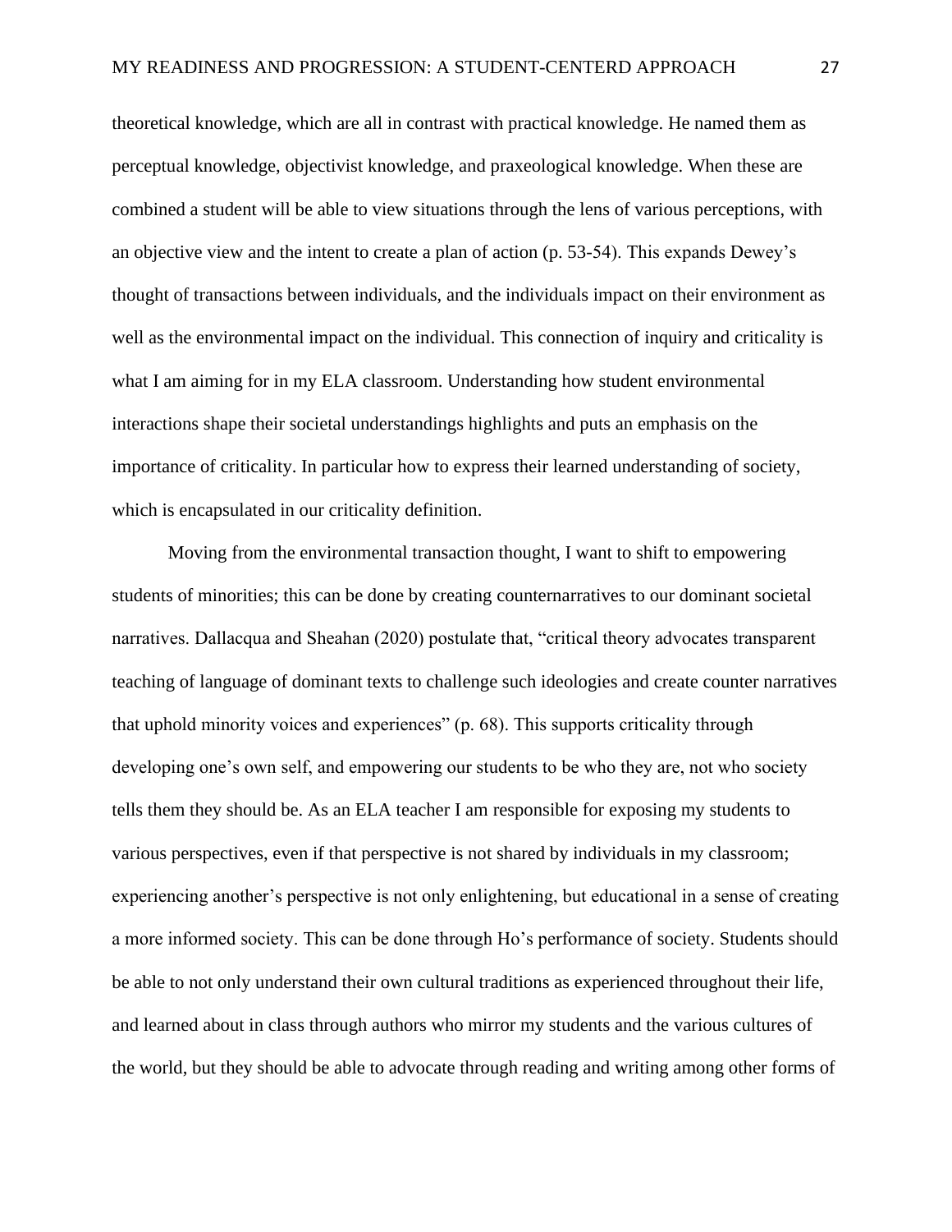theoretical knowledge, which are all in contrast with practical knowledge. He named them as perceptual knowledge, objectivist knowledge, and praxeological knowledge. When these are combined a student will be able to view situations through the lens of various perceptions, with an objective view and the intent to create a plan of action (p. 53-54). This expands Dewey's thought of transactions between individuals, and the individuals impact on their environment as well as the environmental impact on the individual. This connection of inquiry and criticality is what I am aiming for in my ELA classroom. Understanding how student environmental interactions shape their societal understandings highlights and puts an emphasis on the importance of criticality. In particular how to express their learned understanding of society, which is encapsulated in our criticality definition.

Moving from the environmental transaction thought, I want to shift to empowering students of minorities; this can be done by creating counternarratives to our dominant societal narratives. Dallacqua and Sheahan (2020) postulate that, "critical theory advocates transparent teaching of language of dominant texts to challenge such ideologies and create counter narratives that uphold minority voices and experiences" (p. 68). This supports criticality through developing one's own self, and empowering our students to be who they are, not who society tells them they should be. As an ELA teacher I am responsible for exposing my students to various perspectives, even if that perspective is not shared by individuals in my classroom; experiencing another's perspective is not only enlightening, but educational in a sense of creating a more informed society. This can be done through Ho's performance of society. Students should be able to not only understand their own cultural traditions as experienced throughout their life, and learned about in class through authors who mirror my students and the various cultures of the world, but they should be able to advocate through reading and writing among other forms of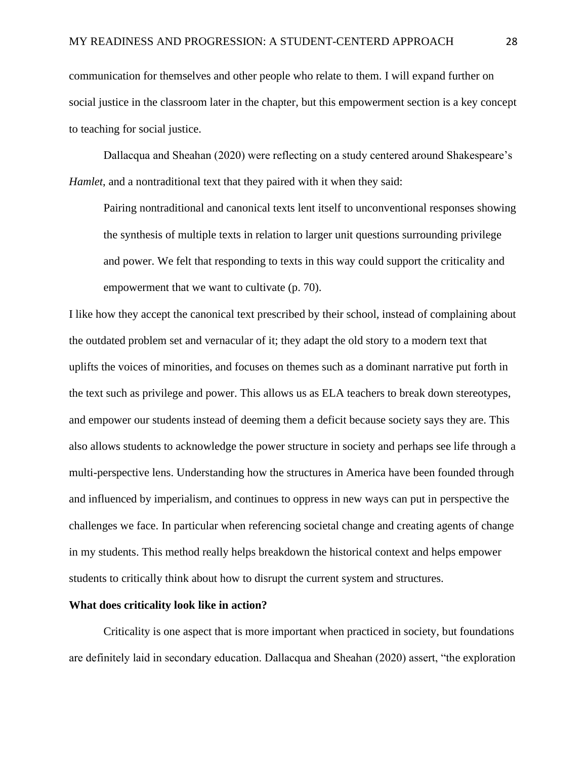communication for themselves and other people who relate to them. I will expand further on social justice in the classroom later in the chapter, but this empowerment section is a key concept to teaching for social justice.

Dallacqua and Sheahan (2020) were reflecting on a study centered around Shakespeare's *Hamlet*, and a nontraditional text that they paired with it when they said:

> Pairing nontraditional and canonical texts lent itself to unconventional responses showing the synthesis of multiple texts in relation to larger unit questions surrounding privilege and power. We felt that responding to texts in this way could support the criticality and empowerment that we want to cultivate (p. 70).

I like how they accept the canonical text prescribed by their school, instead of complaining about the outdated problem set and vernacular of it; they adapt the old story to a modern text that uplifts the voices of minorities, and focuses on themes such as a dominant narrative put forth in the text such as privilege and power. This allows us as ELA teachers to break down stereotypes, and empower our students instead of deeming them a deficit because society says they are. This also allows students to acknowledge the power structure in society and perhaps see life through a multi-perspective lens. Understanding how the structures in America have been founded through and influenced by imperialism, and continues to oppress in new ways can put in perspective the challenges we face. In particular when referencing societal change and creating agents of change in my students. This method really helps breakdown the historical context and helps empower students to critically think about how to disrupt the current system and structures.

**What does criticality look like in action?**

Criticality is one aspect that is more important when practiced in society, but foundations are definitely laid in secondary education. Dallacqua and Sheahan (2020) assert, "the exploration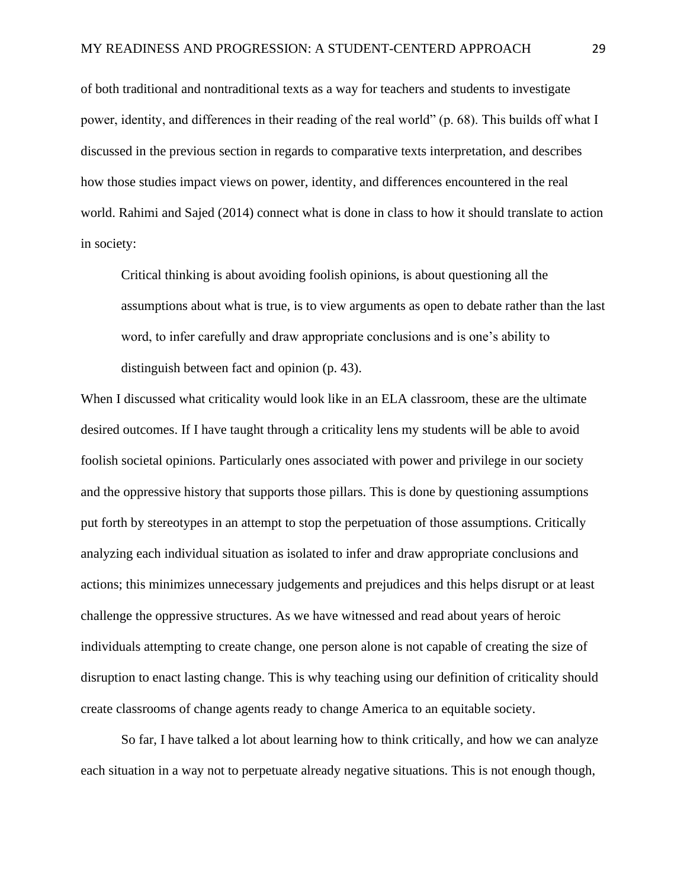of both traditional and nontraditional texts as a way for teachers and students to investigate power, identity, and differences in their reading of the real world" (p. 68). This builds off what I discussed in the previous section in regards to comparative texts interpretation, and describes how those studies impact views on power, identity, and differences encountered in the real world. Rahimi and Sajed (2014) connect what is done in class to how it should translate to action in society:

> Critical thinking is about avoiding foolish opinions, is about questioning all the assumptions about what is true, is to view arguments as open to debate rather than the last word, to infer carefully and draw appropriate conclusions and is one's ability to distinguish between fact and opinion (p. 43).

When I discussed what criticality would look like in an ELA classroom, these are the ultimate desired outcomes. If I have taught through a criticality lens my students will be able to avoid foolish societal opinions. Particularly ones associated with power and privilege in our society and the oppressive history that supports those pillars. This is done by questioning assumptions put forth by stereotypes in an attempt to stop the perpetuation of those assumptions. Critically analyzing each individual situation as isolated to infer and draw appropriate conclusions and actions; this minimizes unnecessary judgements and prejudices and this helps disrupt or at least challenge the oppressive structures. As we have witnessed and read about years of heroic individuals attempting to create change, one person alone is not capable of creating the size of disruption to enact lasting change. This is why teaching using our definition of criticality should create classrooms of change agents ready to change America to an equitable society.

So far, I have talked a lot about learning how to think critically, and how we can analyze each situation in a way not to perpetuate already negative situations. This is not enough though,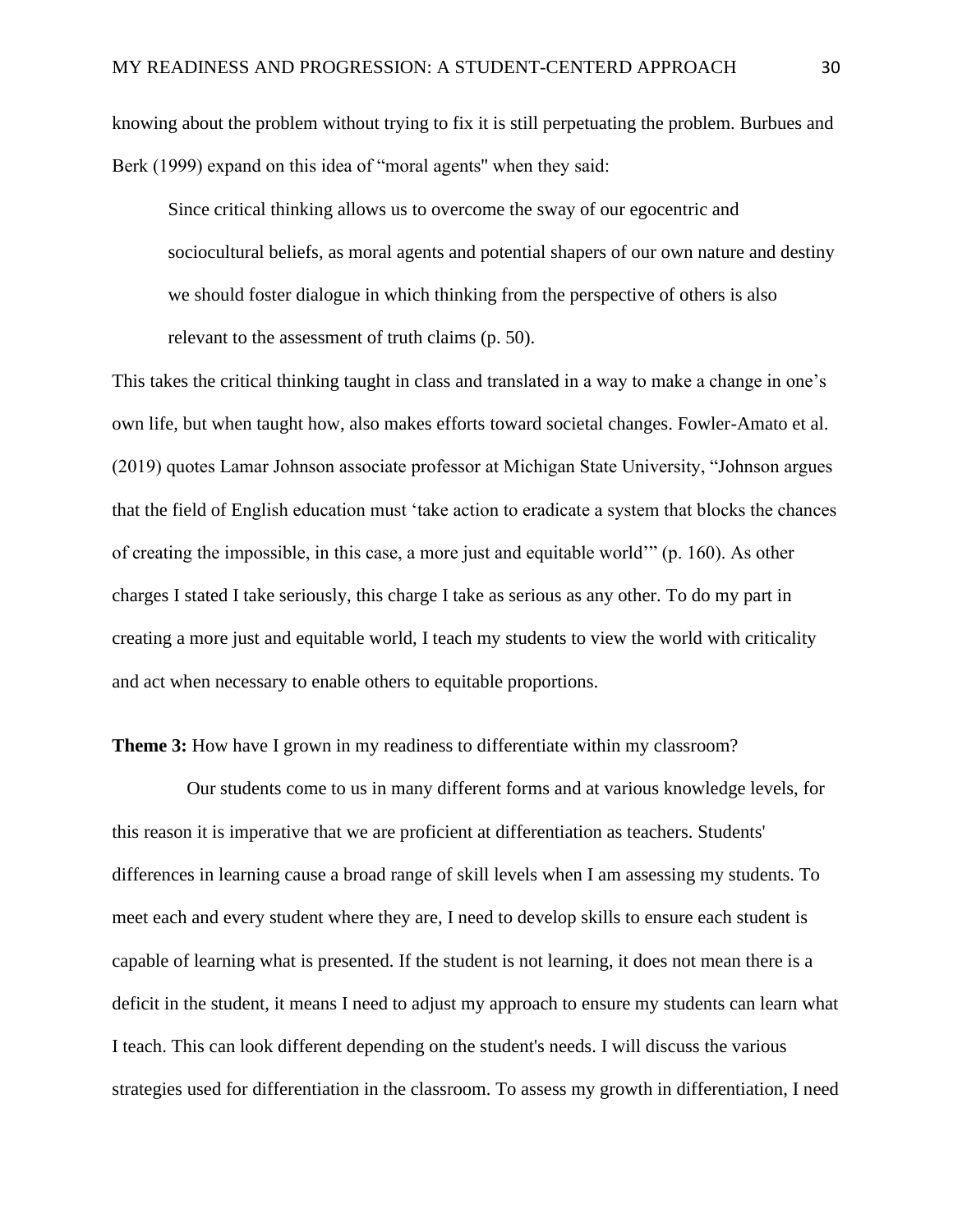knowing about the problem without trying to fix it is still perpetuating the problem. Burbues and Berk (1999) expand on this idea of “moral agents" when they said:

> Since critical thinking allows us to overcome the sway of our egocentric and sociocultural beliefs, as moral agents and potential shapers of our own nature and destiny we should foster dialogue in which thinking from the perspective of others is also relevant to the assessment of truth claims (p. 50).

This takes the critical thinking taught in class and translated in a way to make a change in one’s own life, but when taught how, also makes efforts toward societal changes. Fowler-Amato et al. (2019) quotes Lamar Johnson associate professor at Michigan State University, “Johnson argues that the field of English education must ‘take action to eradicate a system that blocks the chances of creating the impossible, in this case, a more just and equitable world’” (p. 160). As other charges I stated I take seriously, this charge I take as serious as any other. To do my part in creating a more just and equitable world, I teach my students to view the world with criticality and act when necessary to enable others to equitable proportions.

**Theme 3:** How have I grown in my readiness to differentiate within my classroom?

Our students come to us in many different forms and at various knowledge levels, for this reason it is imperative that we are proficient at differentiation as teachers. Students' differences in learning cause a broad range of skill levels when I am assessing my students. To meet each and every student where they are, I need to develop skills to ensure each student is capable of learning what is presented. If the student is not learning, it does not mean there is a deficit in the student, it means I need to adjust my approach to ensure my students can learn what I teach. This can look different depending on the student's needs. I will discuss the various strategies used for differentiation in the classroom. To assess my growth in differentiation, I need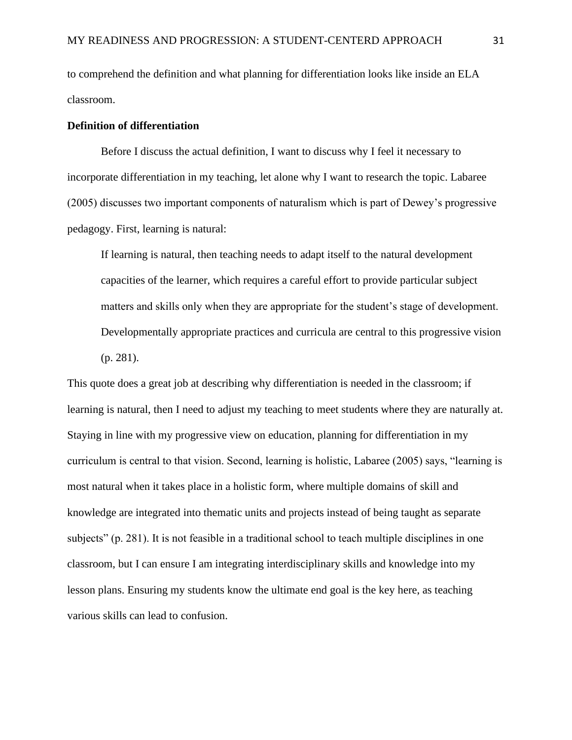to comprehend the definition and what planning for differentiation looks like inside an ELA classroom.

**Definition of differentiation**

Before I discuss the actual definition, I want to discuss why I feel it necessary to incorporate differentiation in my teaching, let alone why I want to research the topic. Labaree (2005) discusses two important components of naturalism which is part of Dewey's progressive pedagogy. First, learning is natural:

> If learning is natural, then teaching needs to adapt itself to the natural development capacities of the learner, which requires a careful effort to provide particular subject matters and skills only when they are appropriate for the student's stage of development. Developmentally appropriate practices and curricula are central to this progressive vision (p. 281).

This quote does a great job at describing why differentiation is needed in the classroom; if learning is natural, then I need to adjust my teaching to meet students where they are naturally at. Staying in line with my progressive view on education, planning for differentiation in my curriculum is central to that vision. Second, learning is holistic, Labaree (2005) says, "learning is most natural when it takes place in a holistic form, where multiple domains of skill and knowledge are integrated into thematic units and projects instead of being taught as separate subjects" (p. 281). It is not feasible in a traditional school to teach multiple disciplines in one classroom, but I can ensure I am integrating interdisciplinary skills and knowledge into my lesson plans. Ensuring my students know the ultimate end goal is the key here, as teaching various skills can lead to confusion.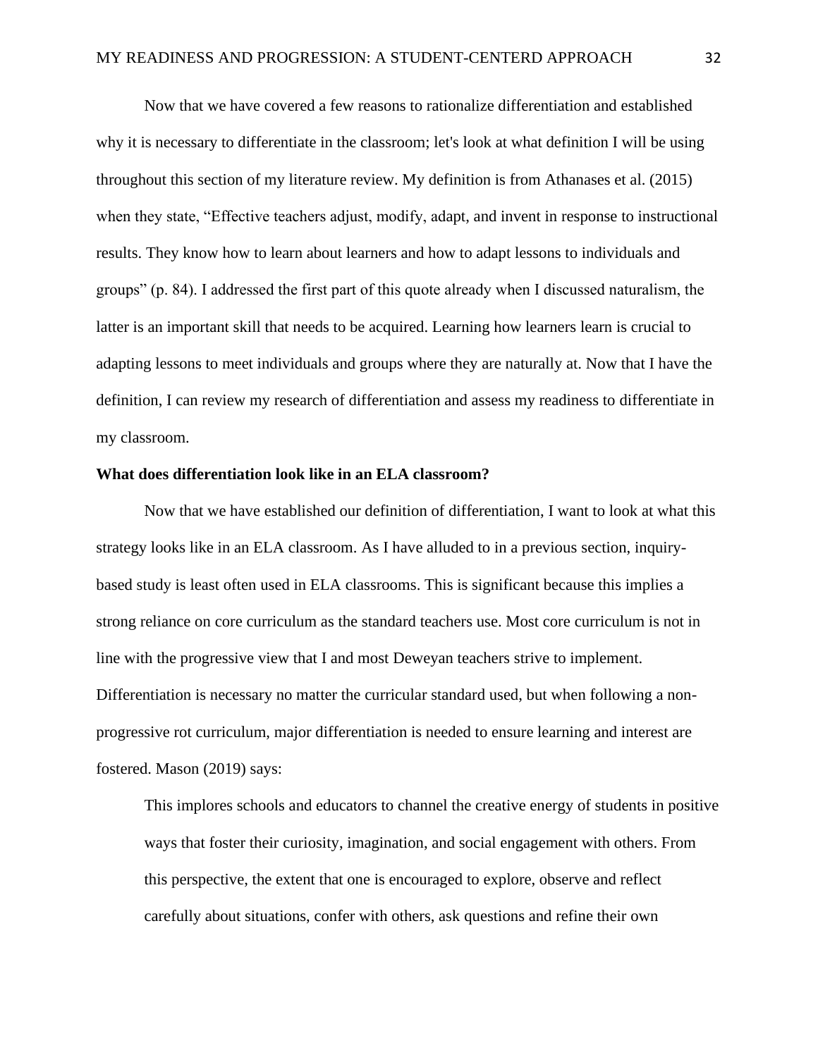Now that we have covered a few reasons to rationalize differentiation and established why it is necessary to differentiate in the classroom; let's look at what definition I will be using throughout this section of my literature review. My definition is from Athanases et al. (2015) when they state, “Effective teachers adjust, modify, adapt, and invent in response to instructional results. They know how to learn about learners and how to adapt lessons to individuals and groups” (p. 84). I addressed the first part of this quote already when I discussed naturalism, the latter is an important skill that needs to be acquired. Learning how learners learn is crucial to adapting lessons to meet individuals and groups where they are naturally at. Now that I have the definition, I can review my research of differentiation and assess my readiness to differentiate in my classroom.

**What does differentiation look like in an ELA classroom?**

Now that we have established our definition of differentiation, I want to look at what this strategy looks like in an ELA classroom. As I have alluded to in a previous section, inquiry-based study is least often used in ELA classrooms. This is significant because this implies a strong reliance on core curriculum as the standard teachers use. Most core curriculum is not in line with the progressive view that I and most Deweyan teachers strive to implement. Differentiation is necessary no matter the curricular standard used, but when following a non-progressive rot curriculum, major differentiation is needed to ensure learning and interest are fostered. Mason (2019) says:

> This implores schools and educators to channel the creative energy of students in positive ways that foster their curiosity, imagination, and social engagement with others. From this perspective, the extent that one is encouraged to explore, observe and reflect carefully about situations, confer with others, ask questions and refine their own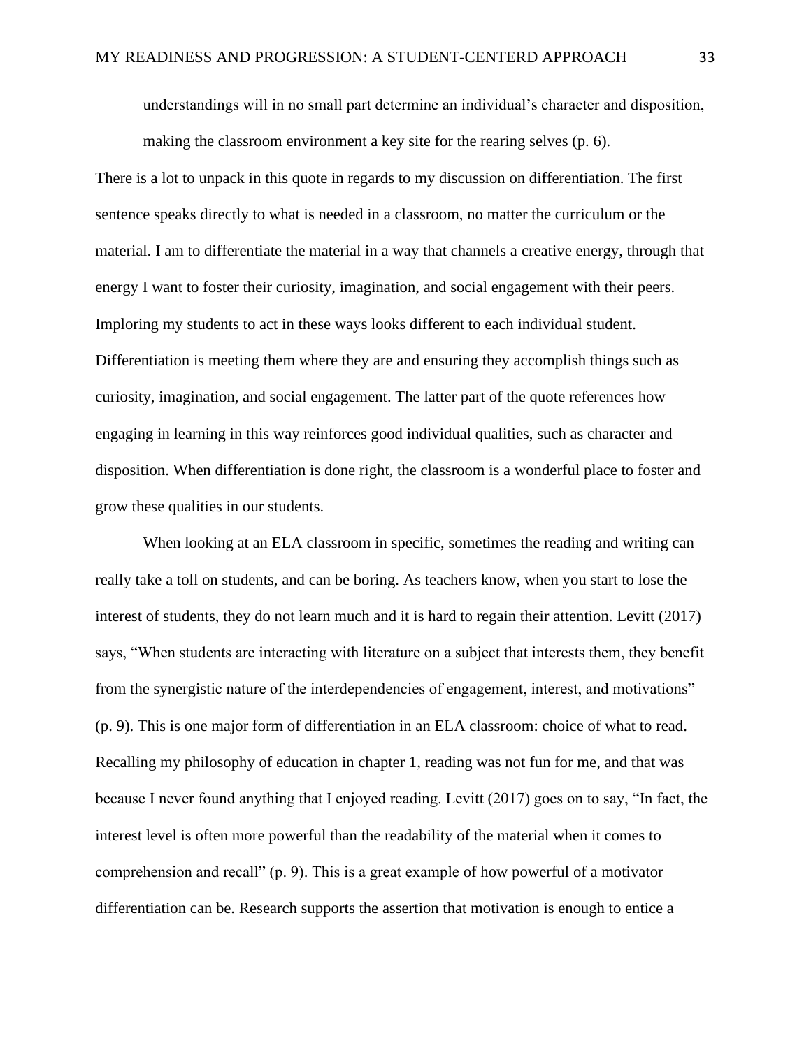> understandings will in no small part determine an individual's character and disposition, making the classroom environment a key site for the rearing selves (p. 6).

There is a lot to unpack in this quote in regards to my discussion on differentiation. The first sentence speaks directly to what is needed in a classroom, no matter the curriculum or the material. I am to differentiate the material in a way that channels a creative energy, through that energy I want to foster their curiosity, imagination, and social engagement with their peers. Imploring my students to act in these ways looks different to each individual student. Differentiation is meeting them where they are and ensuring they accomplish things such as curiosity, imagination, and social engagement. The latter part of the quote references how engaging in learning in this way reinforces good individual qualities, such as character and disposition. When differentiation is done right, the classroom is a wonderful place to foster and grow these qualities in our students.

When looking at an ELA classroom in specific, sometimes the reading and writing can really take a toll on students, and can be boring. As teachers know, when you start to lose the interest of students, they do not learn much and it is hard to regain their attention. Levitt (2017) says, "When students are interacting with literature on a subject that interests them, they benefit from the synergistic nature of the interdependencies of engagement, interest, and motivations" (p. 9). This is one major form of differentiation in an ELA classroom: choice of what to read. Recalling my philosophy of education in chapter 1, reading was not fun for me, and that was because I never found anything that I enjoyed reading. Levitt (2017) goes on to say, "In fact, the interest level is often more powerful than the readability of the material when it comes to comprehension and recall" (p. 9). This is a great example of how powerful of a motivator differentiation can be. Research supports the assertion that motivation is enough to entice a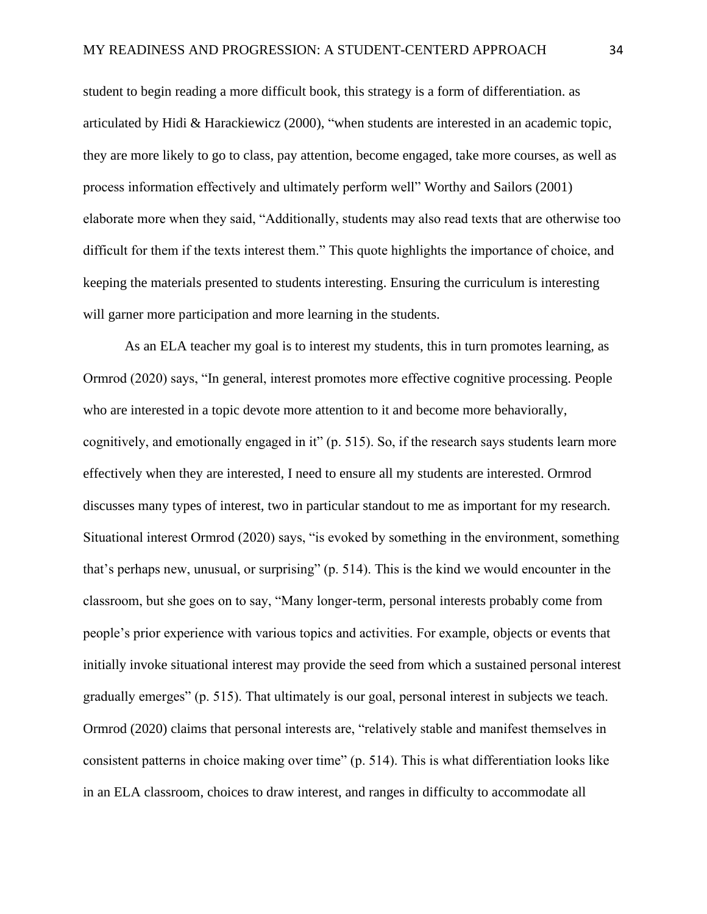student to begin reading a more difficult book, this strategy is a form of differentiation. as articulated by Hidi & Harackiewicz (2000), "when students are interested in an academic topic, they are more likely to go to class, pay attention, become engaged, take more courses, as well as process information effectively and ultimately perform well" Worthy and Sailors (2001) elaborate more when they said, "Additionally, students may also read texts that are otherwise too difficult for them if the texts interest them." This quote highlights the importance of choice, and keeping the materials presented to students interesting. Ensuring the curriculum is interesting will garner more participation and more learning in the students.

As an ELA teacher my goal is to interest my students, this in turn promotes learning, as Ormrod (2020) says, "In general, interest promotes more effective cognitive processing. People who are interested in a topic devote more attention to it and become more behaviorally, cognitively, and emotionally engaged in it" (p. 515). So, if the research says students learn more effectively when they are interested, I need to ensure all my students are interested. Ormrod discusses many types of interest, two in particular standout to me as important for my research. Situational interest Ormrod (2020) says, "is evoked by something in the environment, something that's perhaps new, unusual, or surprising" (p. 514). This is the kind we would encounter in the classroom, but she goes on to say, "Many longer-term, personal interests probably come from people's prior experience with various topics and activities. For example, objects or events that initially invoke situational interest may provide the seed from which a sustained personal interest gradually emerges" (p. 515). That ultimately is our goal, personal interest in subjects we teach. Ormrod (2020) claims that personal interests are, "relatively stable and manifest themselves in consistent patterns in choice making over time" (p. 514). This is what differentiation looks like in an ELA classroom, choices to draw interest, and ranges in difficulty to accommodate all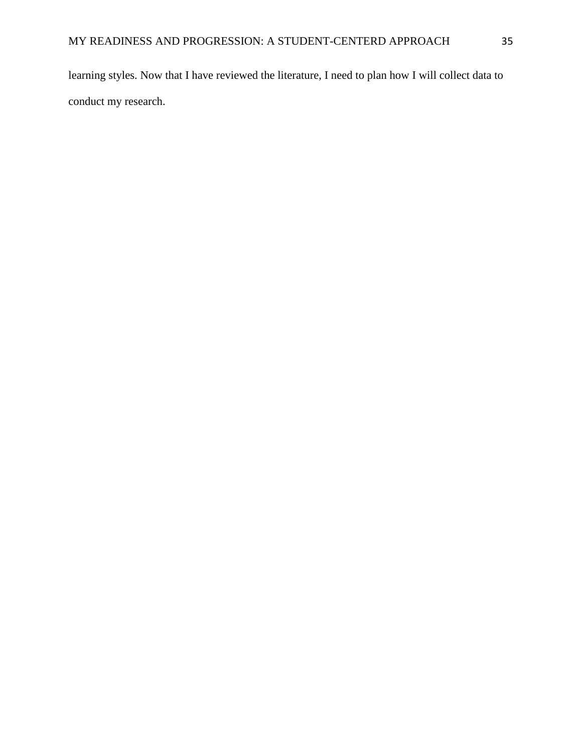learning styles. Now that I have reviewed the literature, I need to plan how I will collect data to conduct my research.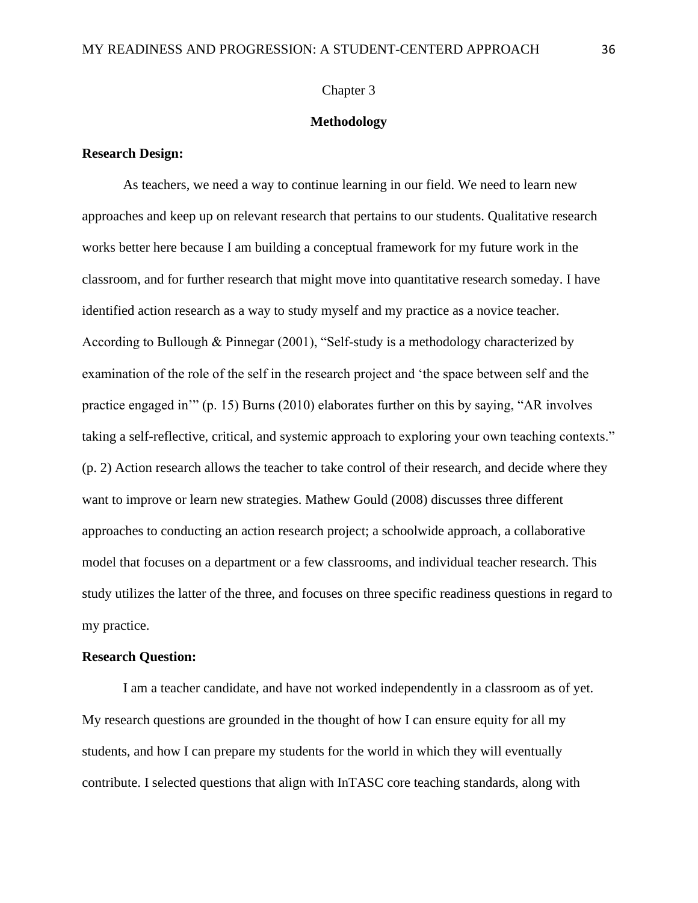# Chapter 3

## Methodology

**Research Design:**

As teachers, we need a way to continue learning in our field. We need to learn new approaches and keep up on relevant research that pertains to our students. Qualitative research works better here because I am building a conceptual framework for my future work in the classroom, and for further research that might move into quantitative research someday. I have identified action research as a way to study myself and my practice as a novice teacher. According to Bullough & Pinnegar (2001), "Self-study is a methodology characterized by examination of the role of the self in the research project and 'the space between self and the practice engaged in'" (p. 15) Burns (2010) elaborates further on this by saying, "AR involves taking a self-reflective, critical, and systemic approach to exploring your own teaching contexts." (p. 2) Action research allows the teacher to take control of their research, and decide where they want to improve or learn new strategies. Mathew Gould (2008) discusses three different approaches to conducting an action research project; a schoolwide approach, a collaborative model that focuses on a department or a few classrooms, and individual teacher research. This study utilizes the latter of the three, and focuses on three specific readiness questions in regard to my practice.

**Research Question:**

I am a teacher candidate, and have not worked independently in a classroom as of yet. My research questions are grounded in the thought of how I can ensure equity for all my students, and how I can prepare my students for the world in which they will eventually contribute. I selected questions that align with InTASC core teaching standards, along with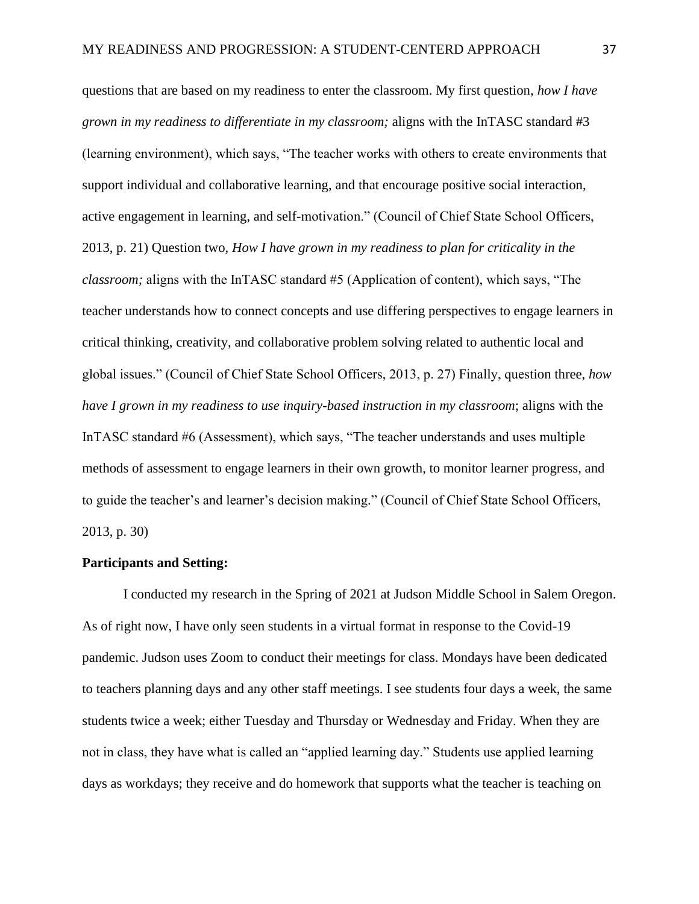questions that are based on my readiness to enter the classroom. My first question, *how I have grown in my readiness to differentiate in my classroom;* aligns with the InTASC standard #3 (learning environment), which says, “The teacher works with others to create environments that support individual and collaborative learning, and that encourage positive social interaction, active engagement in learning, and self-motivation.” (Council of Chief State School Officers, 2013, p. 21) Question two, *How I have grown in my readiness to plan for criticality in the classroom;* aligns with the InTASC standard #5 (Application of content), which says, “The teacher understands how to connect concepts and use differing perspectives to engage learners in critical thinking, creativity, and collaborative problem solving related to authentic local and global issues.” (Council of Chief State School Officers, 2013, p. 27) Finally, question three, *how have I grown in my readiness to use inquiry-based instruction in my classroom*; aligns with the InTASC standard #6 (Assessment), which says, “The teacher understands and uses multiple methods of assessment to engage learners in their own growth, to monitor learner progress, and to guide the teacher’s and learner’s decision making.” (Council of Chief State School Officers, 2013, p. 30)

**Participants and Setting:**

I conducted my research in the Spring of 2021 at Judson Middle School in Salem Oregon. As of right now, I have only seen students in a virtual format in response to the Covid-19 pandemic. Judson uses Zoom to conduct their meetings for class. Mondays have been dedicated to teachers planning days and any other staff meetings. I see students four days a week, the same students twice a week; either Tuesday and Thursday or Wednesday and Friday. When they are not in class, they have what is called an “applied learning day.” Students use applied learning days as workdays; they receive and do homework that supports what the teacher is teaching on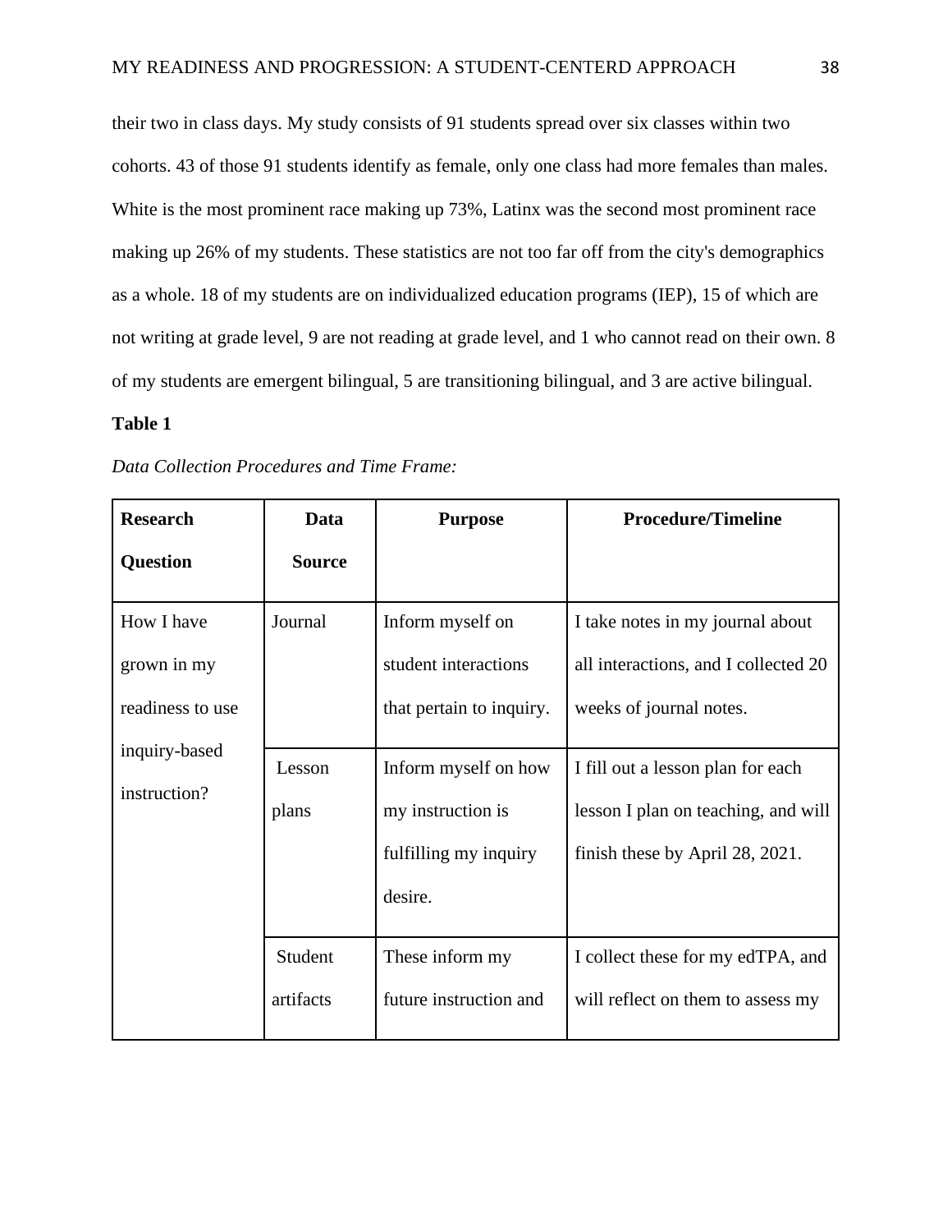their two in class days. My study consists of 91 students spread over six classes within two cohorts. 43 of those 91 students identify as female, only one class had more females than males. White is the most prominent race making up 73%, Latinx was the second most prominent race making up 26% of my students. These statistics are not too far off from the city's demographics as a whole. 18 of my students are on individualized education programs (IEP), 15 of which are not writing at grade level, 9 are not reading at grade level, and 1 who cannot read on their own. 8 of my students are emergent bilingual, 5 are transitioning bilingual, and 3 are active bilingual.

**Table 1**

*Data Collection Procedures and Time Frame:*

| Research Question | Data Source | Purpose | Procedure/Timeline |
|---|---|---|---|
| How I have grown in my readiness to use inquiry-based instruction? | Journal | Inform myself on student interactions that pertain to inquiry. | I take notes in my journal about all interactions, and I collected 20 weeks of journal notes. |
| | Lesson plans | Inform myself on how my instruction is fulfilling my inquiry desire. | I fill out a lesson plan for each lesson I plan on teaching, and will finish these by April 28, 2021. |
| | Student artifacts | These inform my future instruction and | I collect these for my edTPA, and will reflect on them to assess my |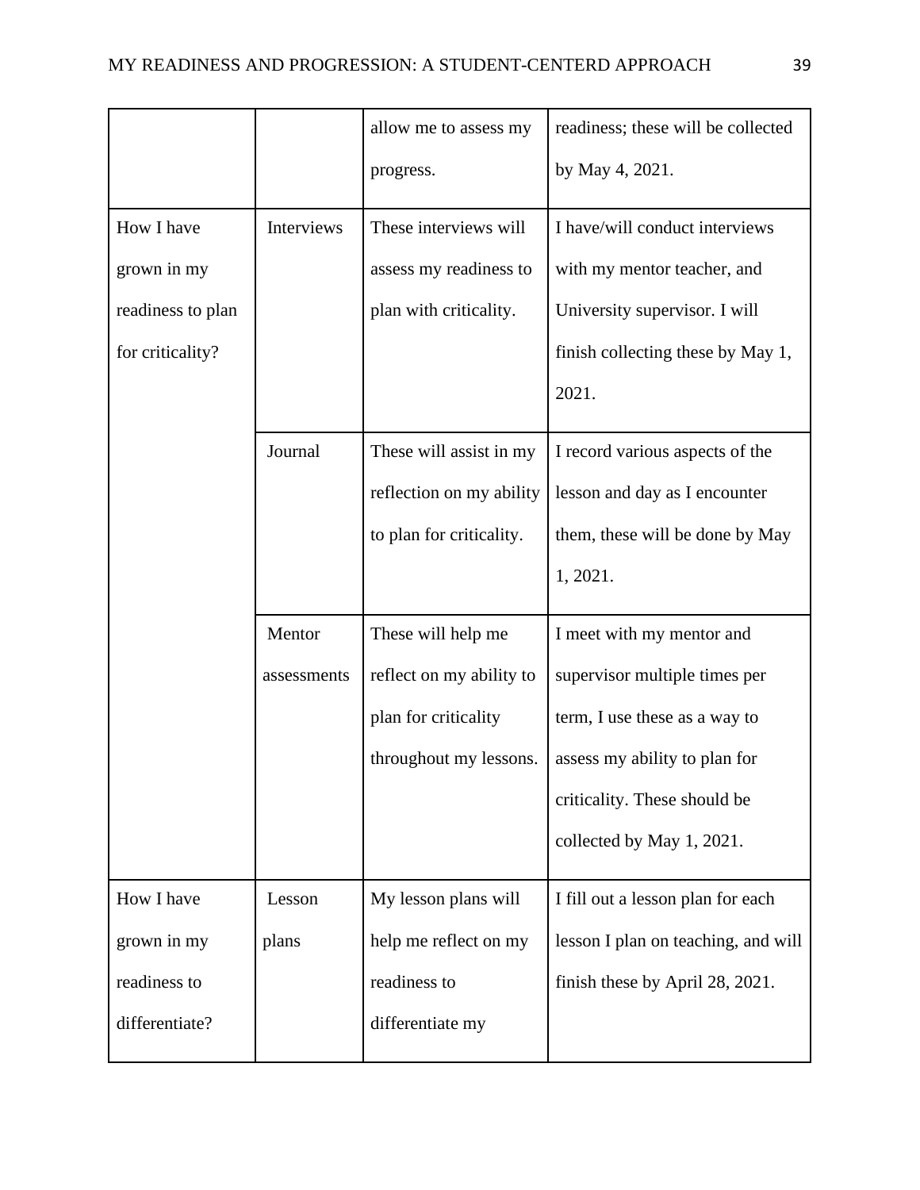| | | allow me to assess my progress. | readiness; these will be collected by May 4, 2021. |
|---|---|---|---|
| How I have grown in my readiness to plan for criticality? | Interviews | These interviews will assess my readiness to plan with criticality. | I have/will conduct interviews with my mentor teacher, and University supervisor. I will finish collecting these by May 1, 2021. |
| | Journal | These will assist in my reflection on my ability to plan for criticality. | I record various aspects of the lesson and day as I encounter them, these will be done by May 1, 2021. |
| | Mentor assessments | These will help me reflect on my ability to plan for criticality throughout my lessons. | I meet with my mentor and supervisor multiple times per term, I use these as a way to assess my ability to plan for criticality. These should be collected by May 1, 2021. |
| How I have grown in my readiness to differentiate? | Lesson plans | My lesson plans will help me reflect on my readiness to differentiate my | I fill out a lesson plan for each lesson I plan on teaching, and will finish these by April 28, 2021. |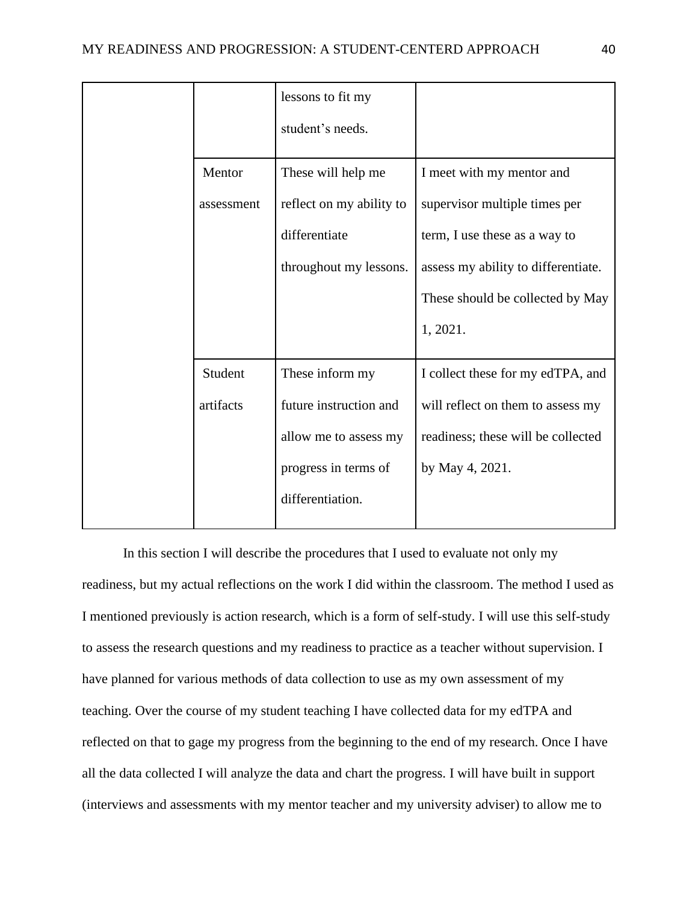| | | | |
|---|---|---|---|
| | | lessons to fit my student's needs. | |
| | Mentor assessment | These will help me reflect on my ability to differentiate throughout my lessons. | I meet with my mentor and supervisor multiple times per term, I use these as a way to assess my ability to differentiate. These should be collected by May 1, 2021. |
| | Student artifacts | These inform my future instruction and allow me to assess my progress in terms of differentiation. | I collect these for my edTPA, and will reflect on them to assess my readiness; these will be collected by May 4, 2021. |

In this section I will describe the procedures that I used to evaluate not only my readiness, but my actual reflections on the work I did within the classroom. The method I used as I mentioned previously is action research, which is a form of self-study. I will use this self-study to assess the research questions and my readiness to practice as a teacher without supervision. I have planned for various methods of data collection to use as my own assessment of my teaching. Over the course of my student teaching I have collected data for my edTPA and reflected on that to gage my progress from the beginning to the end of my research. Once I have all the data collected I will analyze the data and chart the progress. I will have built in support (interviews and assessments with my mentor teacher and my university adviser) to allow me to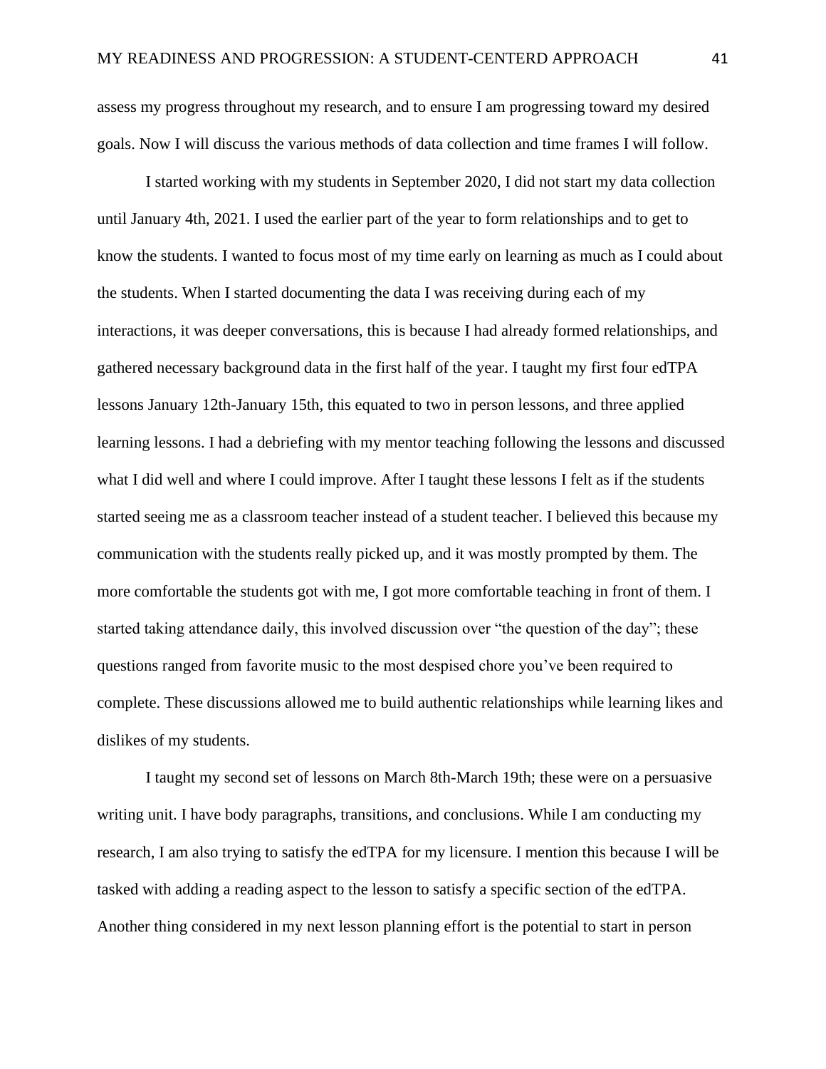assess my progress throughout my research, and to ensure I am progressing toward my desired goals. Now I will discuss the various methods of data collection and time frames I will follow.

I started working with my students in September 2020, I did not start my data collection until January 4th, 2021. I used the earlier part of the year to form relationships and to get to know the students. I wanted to focus most of my time early on learning as much as I could about the students. When I started documenting the data I was receiving during each of my interactions, it was deeper conversations, this is because I had already formed relationships, and gathered necessary background data in the first half of the year. I taught my first four edTPA lessons January 12th-January 15th, this equated to two in person lessons, and three applied learning lessons. I had a debriefing with my mentor teaching following the lessons and discussed what I did well and where I could improve. After I taught these lessons I felt as if the students started seeing me as a classroom teacher instead of a student teacher. I believed this because my communication with the students really picked up, and it was mostly prompted by them. The more comfortable the students got with me, I got more comfortable teaching in front of them. I started taking attendance daily, this involved discussion over "the question of the day"; these questions ranged from favorite music to the most despised chore you've been required to complete. These discussions allowed me to build authentic relationships while learning likes and dislikes of my students.

I taught my second set of lessons on March 8th-March 19th; these were on a persuasive writing unit. I have body paragraphs, transitions, and conclusions. While I am conducting my research, I am also trying to satisfy the edTPA for my licensure. I mention this because I will be tasked with adding a reading aspect to the lesson to satisfy a specific section of the edTPA. Another thing considered in my next lesson planning effort is the potential to start in person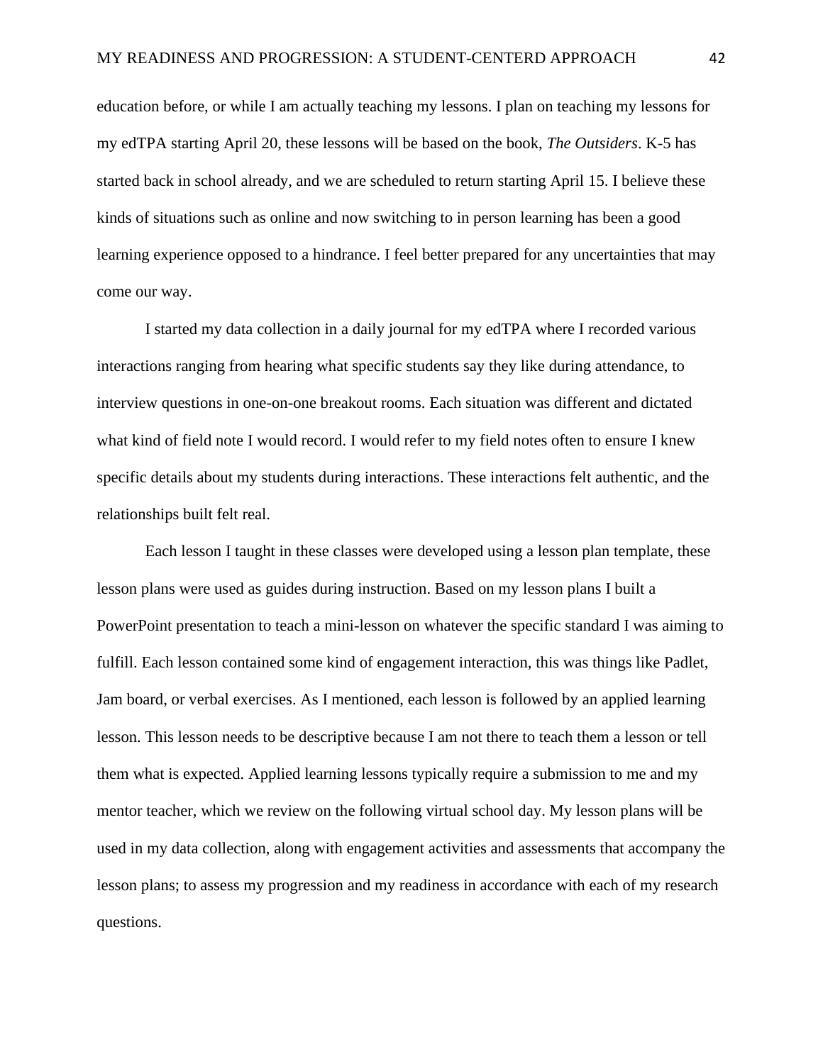education before, or while I am actually teaching my lessons. I plan on teaching my lessons for my edTPA starting April 20, these lessons will be based on the book, *The Outsiders*. K-5 has started back in school already, and we are scheduled to return starting April 15. I believe these kinds of situations such as online and now switching to in person learning has been a good learning experience opposed to a hindrance. I feel better prepared for any uncertainties that may come our way.

I started my data collection in a daily journal for my edTPA where I recorded various interactions ranging from hearing what specific students say they like during attendance, to interview questions in one-on-one breakout rooms. Each situation was different and dictated what kind of field note I would record. I would refer to my field notes often to ensure I knew specific details about my students during interactions. These interactions felt authentic, and the relationships built felt real.

Each lesson I taught in these classes were developed using a lesson plan template, these lesson plans were used as guides during instruction. Based on my lesson plans I built a PowerPoint presentation to teach a mini-lesson on whatever the specific standard I was aiming to fulfill. Each lesson contained some kind of engagement interaction, this was things like Padlet, Jam board, or verbal exercises. As I mentioned, each lesson is followed by an applied learning lesson. This lesson needs to be descriptive because I am not there to teach them a lesson or tell them what is expected. Applied learning lessons typically require a submission to me and my mentor teacher, which we review on the following virtual school day. My lesson plans will be used in my data collection, along with engagement activities and assessments that accompany the lesson plans; to assess my progression and my readiness in accordance with each of my research questions.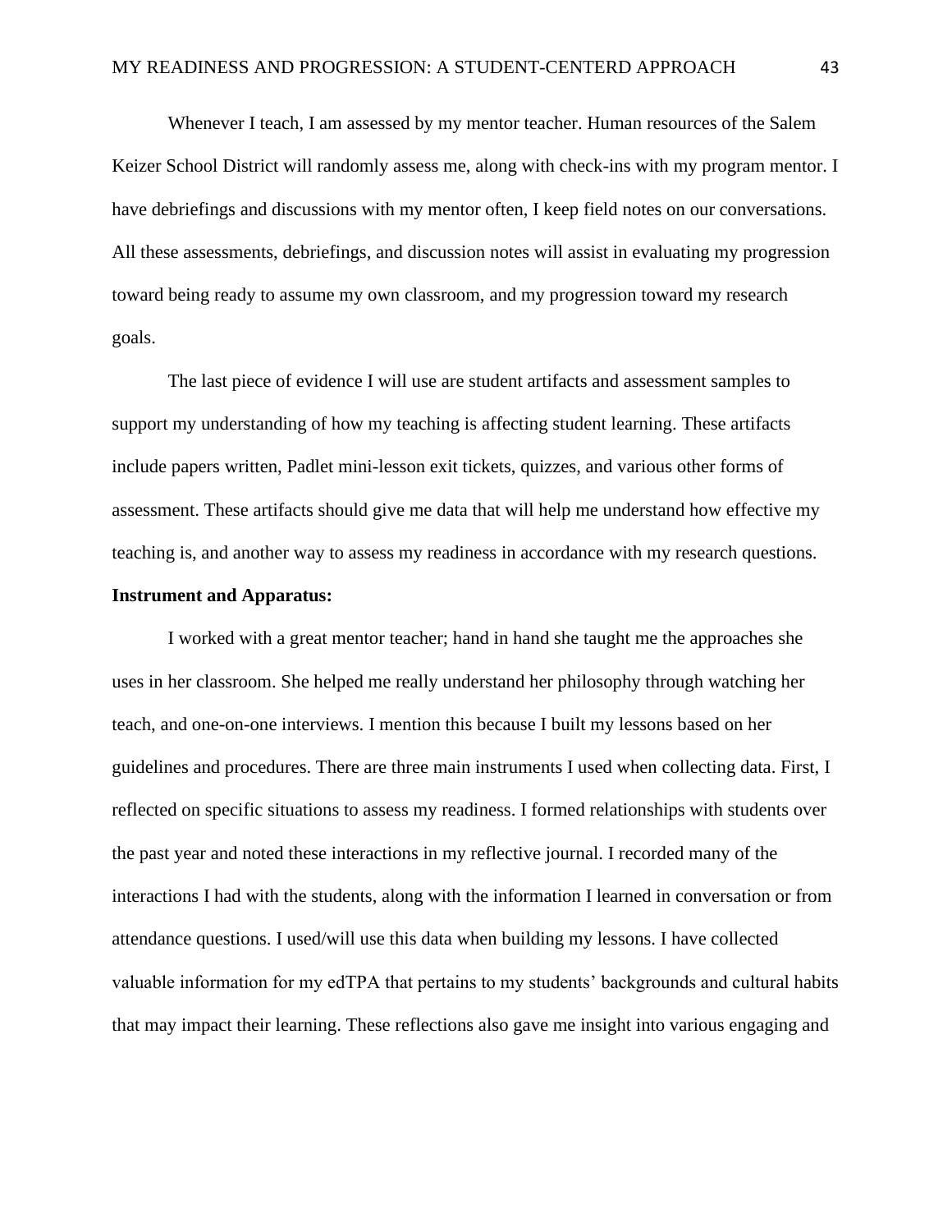Whenever I teach, I am assessed by my mentor teacher. Human resources of the Salem Keizer School District will randomly assess me, along with check-ins with my program mentor. I have debriefings and discussions with my mentor often, I keep field notes on our conversations. All these assessments, debriefings, and discussion notes will assist in evaluating my progression toward being ready to assume my own classroom, and my progression toward my research goals.

The last piece of evidence I will use are student artifacts and assessment samples to support my understanding of how my teaching is affecting student learning. These artifacts include papers written, Padlet mini-lesson exit tickets, quizzes, and various other forms of assessment. These artifacts should give me data that will help me understand how effective my teaching is, and another way to assess my readiness in accordance with my research questions.

**Instrument and Apparatus:**

I worked with a great mentor teacher; hand in hand she taught me the approaches she uses in her classroom. She helped me really understand her philosophy through watching her teach, and one-on-one interviews. I mention this because I built my lessons based on her guidelines and procedures. There are three main instruments I used when collecting data. First, I reflected on specific situations to assess my readiness. I formed relationships with students over the past year and noted these interactions in my reflective journal. I recorded many of the interactions I had with the students, along with the information I learned in conversation or from attendance questions. I used/will use this data when building my lessons. I have collected valuable information for my edTPA that pertains to my students' backgrounds and cultural habits that may impact their learning. These reflections also gave me insight into various engaging and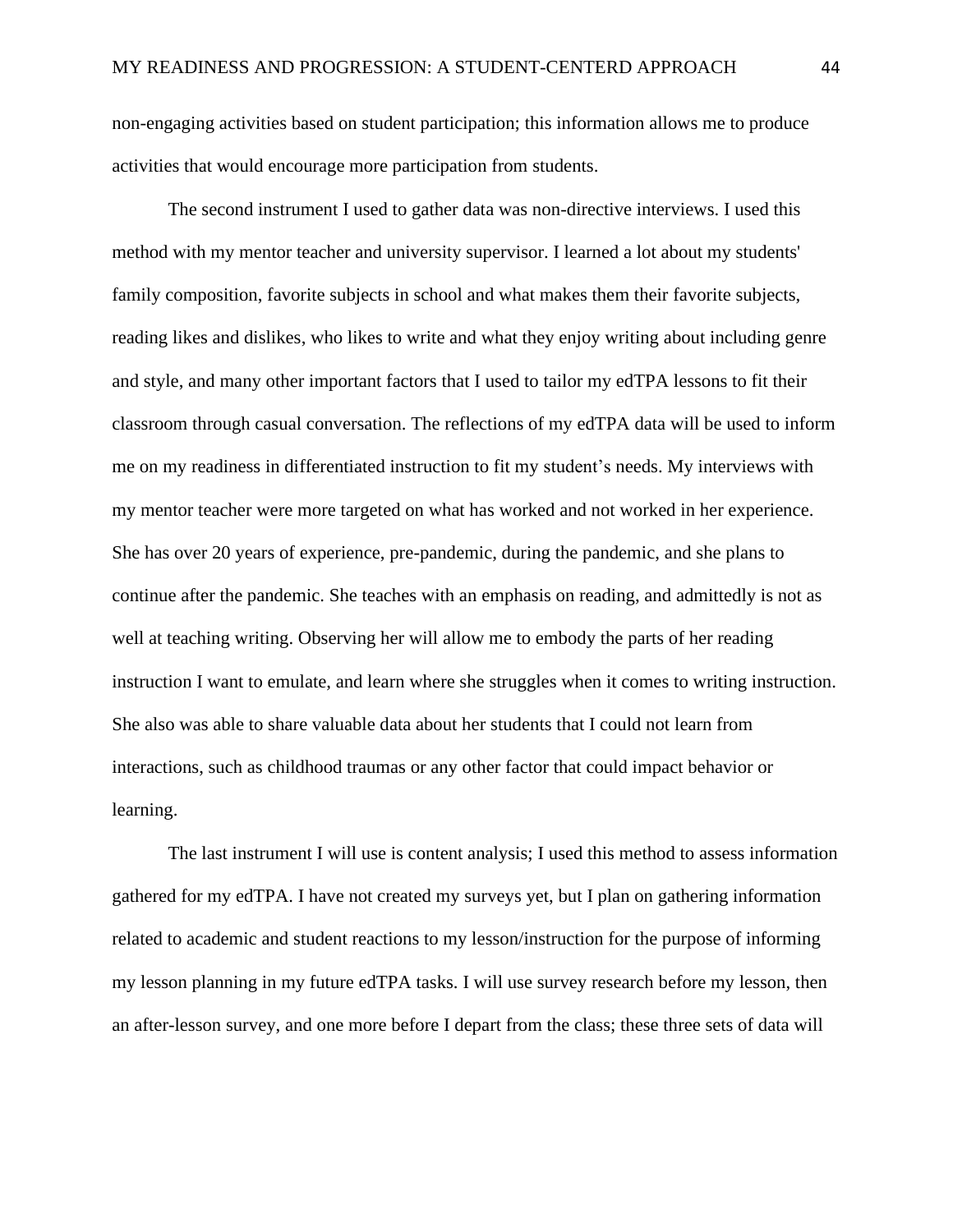non-engaging activities based on student participation; this information allows me to produce activities that would encourage more participation from students.

The second instrument I used to gather data was non-directive interviews. I used this method with my mentor teacher and university supervisor. I learned a lot about my students' family composition, favorite subjects in school and what makes them their favorite subjects, reading likes and dislikes, who likes to write and what they enjoy writing about including genre and style, and many other important factors that I used to tailor my edTPA lessons to fit their classroom through casual conversation. The reflections of my edTPA data will be used to inform me on my readiness in differentiated instruction to fit my student's needs. My interviews with my mentor teacher were more targeted on what has worked and not worked in her experience. She has over 20 years of experience, pre-pandemic, during the pandemic, and she plans to continue after the pandemic. She teaches with an emphasis on reading, and admittedly is not as well at teaching writing. Observing her will allow me to embody the parts of her reading instruction I want to emulate, and learn where she struggles when it comes to writing instruction. She also was able to share valuable data about her students that I could not learn from interactions, such as childhood traumas or any other factor that could impact behavior or learning.

The last instrument I will use is content analysis; I used this method to assess information gathered for my edTPA. I have not created my surveys yet, but I plan on gathering information related to academic and student reactions to my lesson/instruction for the purpose of informing my lesson planning in my future edTPA tasks. I will use survey research before my lesson, then an after-lesson survey, and one more before I depart from the class; these three sets of data will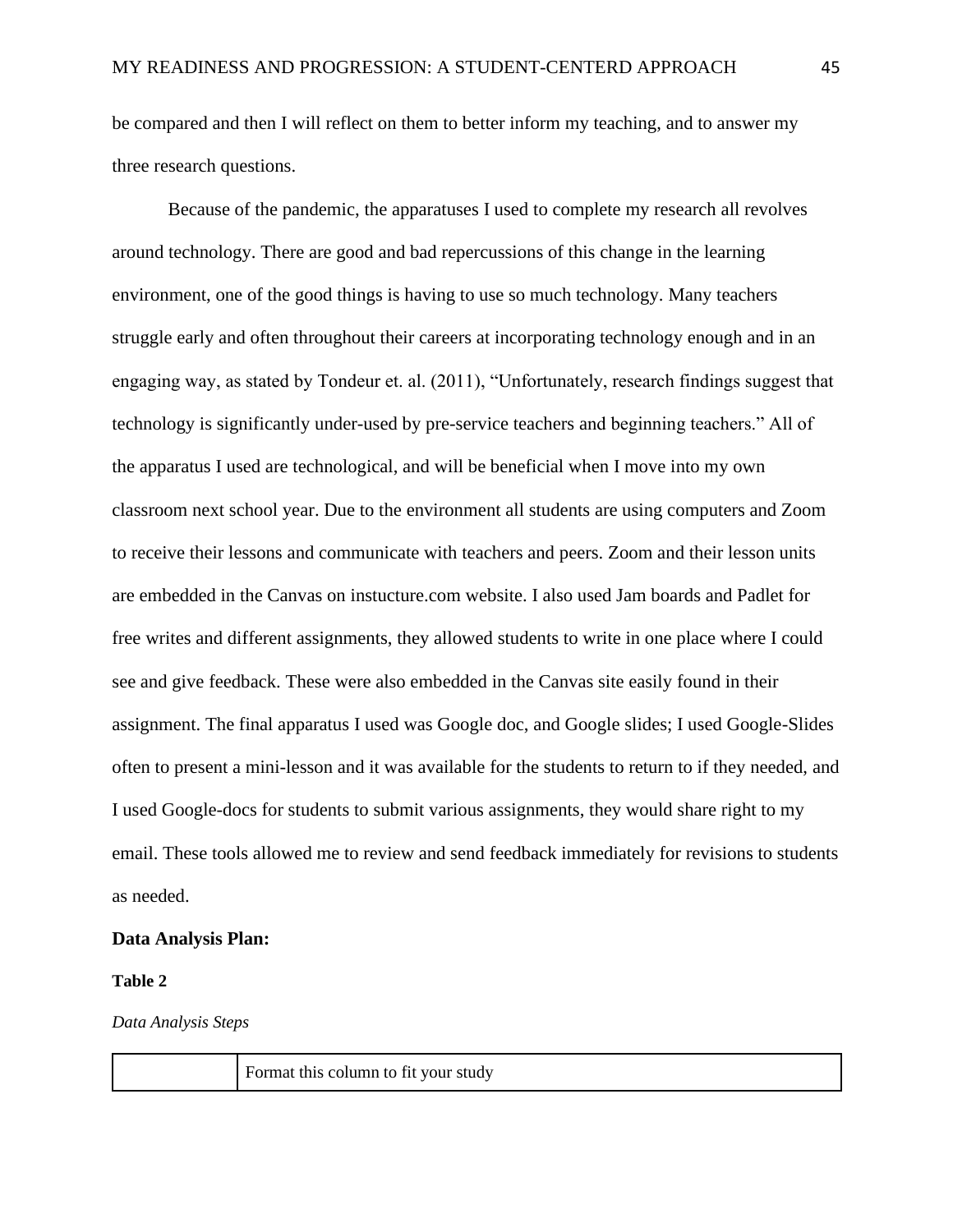be compared and then I will reflect on them to better inform my teaching, and to answer my three research questions.

Because of the pandemic, the apparatuses I used to complete my research all revolves around technology. There are good and bad repercussions of this change in the learning environment, one of the good things is having to use so much technology. Many teachers struggle early and often throughout their careers at incorporating technology enough and in an engaging way, as stated by Tondeur et. al. (2011), "Unfortunately, research findings suggest that technology is significantly under-used by pre-service teachers and beginning teachers." All of the apparatus I used are technological, and will be beneficial when I move into my own classroom next school year. Due to the environment all students are using computers and Zoom to receive their lessons and communicate with teachers and peers. Zoom and their lesson units are embedded in the Canvas on instucture.com website. I also used Jam boards and Padlet for free writes and different assignments, they allowed students to write in one place where I could see and give feedback. These were also embedded in the Canvas site easily found in their assignment. The final apparatus I used was Google doc, and Google slides; I used Google-Slides often to present a mini-lesson and it was available for the students to return to if they needed, and I used Google-docs for students to submit various assignments, they would share right to my email. These tools allowed me to review and send feedback immediately for revisions to students as needed.

**Data Analysis Plan:**

**Table 2**

*Data Analysis Steps*

| | Format this column to fit your study |
|---|---|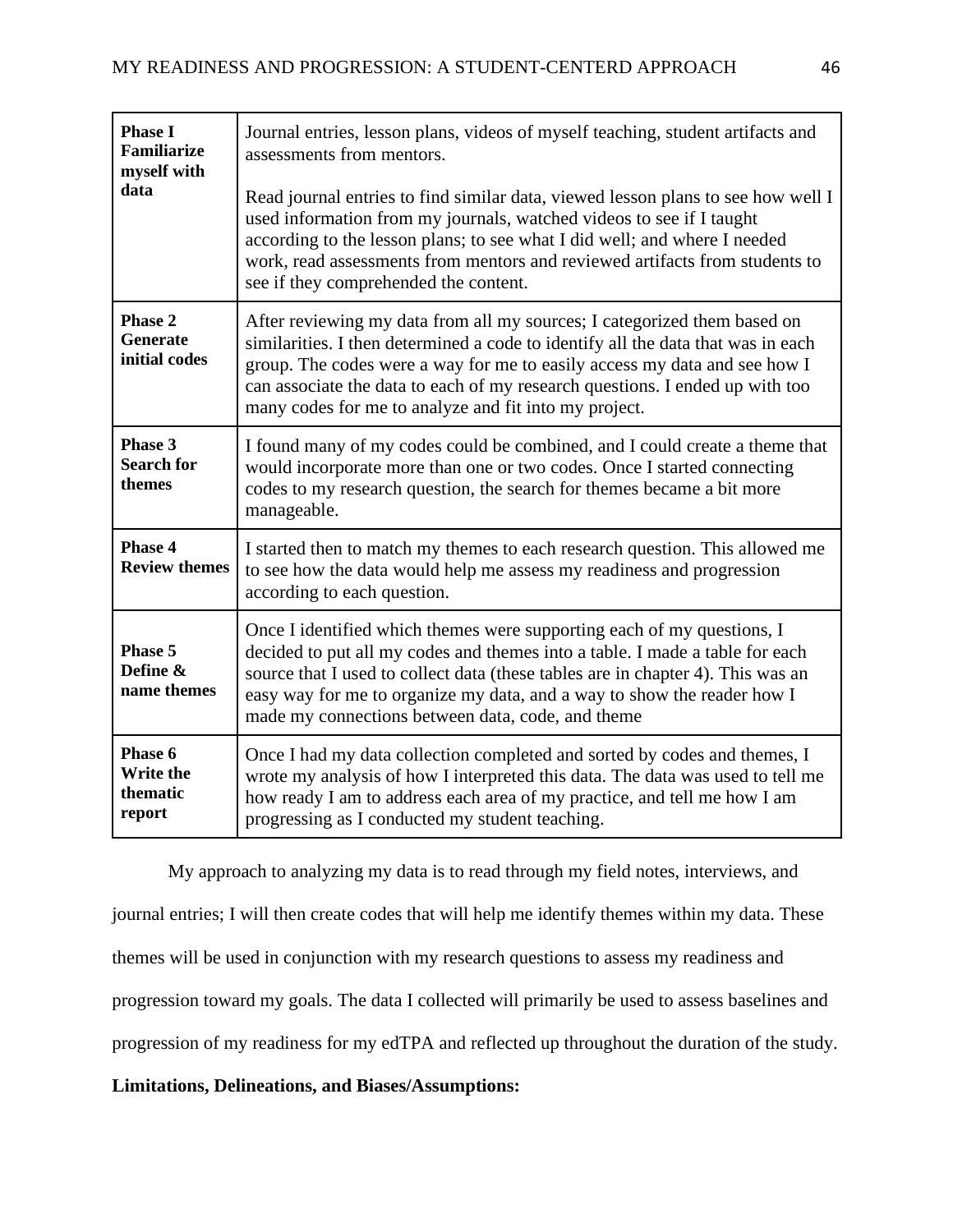| Phase | Description |
|---|---|
| **Phase I Familiarize myself with data** | Journal entries, lesson plans, videos of myself teaching, student artifacts and assessments from mentors.<br><br>Read journal entries to find similar data, viewed lesson plans to see how well I used information from my journals, watched videos to see if I taught according to the lesson plans; to see what I did well; and where I needed work, read assessments from mentors and reviewed artifacts from students to see if they comprehended the content. |
| **Phase 2 Generate initial codes** | After reviewing my data from all my sources; I categorized them based on similarities. I then determined a code to identify all the data that was in each group. The codes were a way for me to easily access my data and see how I can associate the data to each of my research questions. I ended up with too many codes for me to analyze and fit into my project. |
| **Phase 3 Search for themes** | I found many of my codes could be combined, and I could create a theme that would incorporate more than one or two codes. Once I started connecting codes to my research question, the search for themes became a bit more manageable. |
| **Phase 4 Review themes** | I started then to match my themes to each research question. This allowed me to see how the data would help me assess my readiness and progression according to each question. |
| **Phase 5 Define & name themes** | Once I identified which themes were supporting each of my questions, I decided to put all my codes and themes into a table. I made a table for each source that I used to collect data (these tables are in chapter 4). This was an easy way for me to organize my data, and a way to show the reader how I made my connections between data, code, and theme |
| **Phase 6 Write the thematic report** | Once I had my data collection completed and sorted by codes and themes, I wrote my analysis of how I interpreted this data. The data was used to tell me how ready I am to address each area of my practice, and tell me how I am progressing as I conducted my student teaching. |

My approach to analyzing my data is to read through my field notes, interviews, and journal entries; I will then create codes that will help me identify themes within my data. These themes will be used in conjunction with my research questions to assess my readiness and progression toward my goals. The data I collected will primarily be used to assess baselines and progression of my readiness for my edTPA and reflected up throughout the duration of the study.

**Limitations, Delineations, and Biases/Assumptions:**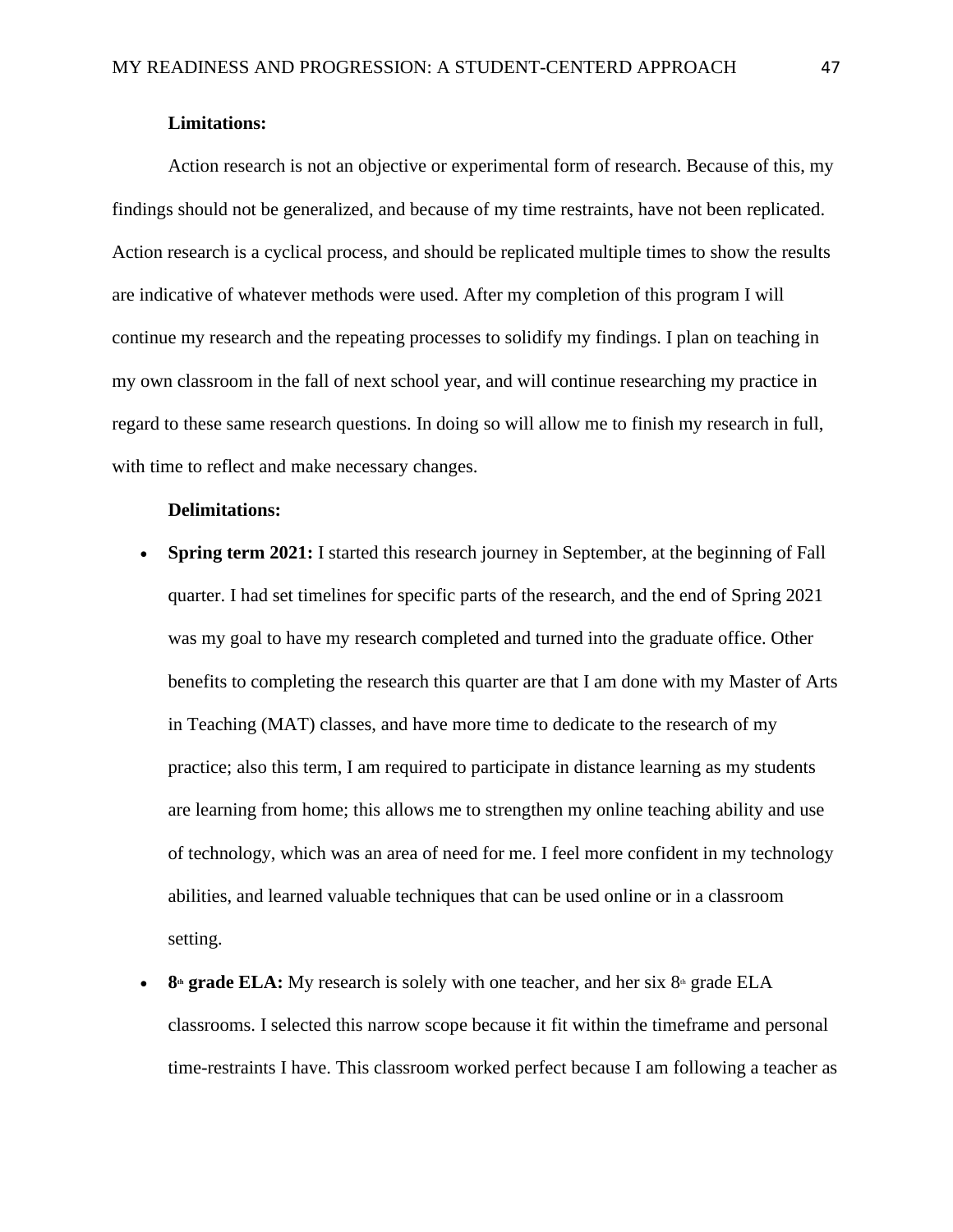**Limitations:**

Action research is not an objective or experimental form of research. Because of this, my findings should not be generalized, and because of my time restraints, have not been replicated. Action research is a cyclical process, and should be replicated multiple times to show the results are indicative of whatever methods were used. After my completion of this program I will continue my research and the repeating processes to solidify my findings. I plan on teaching in my own classroom in the fall of next school year, and will continue researching my practice in regard to these same research questions. In doing so will allow me to finish my research in full, with time to reflect and make necessary changes.

**Delimitations:**

- **Spring term 2021:** I started this research journey in September, at the beginning of Fall quarter. I had set timelines for specific parts of the research, and the end of Spring 2021 was my goal to have my research completed and turned into the graduate office. Other benefits to completing the research this quarter are that I am done with my Master of Arts in Teaching (MAT) classes, and have more time to dedicate to the research of my practice; also this term, I am required to participate in distance learning as my students are learning from home; this allows me to strengthen my online teaching ability and use of technology, which was an area of need for me. I feel more confident in my technology abilities, and learned valuable techniques that can be used online or in a classroom setting.
- **8th grade ELA:** My research is solely with one teacher, and her six 8th grade ELA classrooms. I selected this narrow scope because it fit within the timeframe and personal time-restraints I have. This classroom worked perfect because I am following a teacher as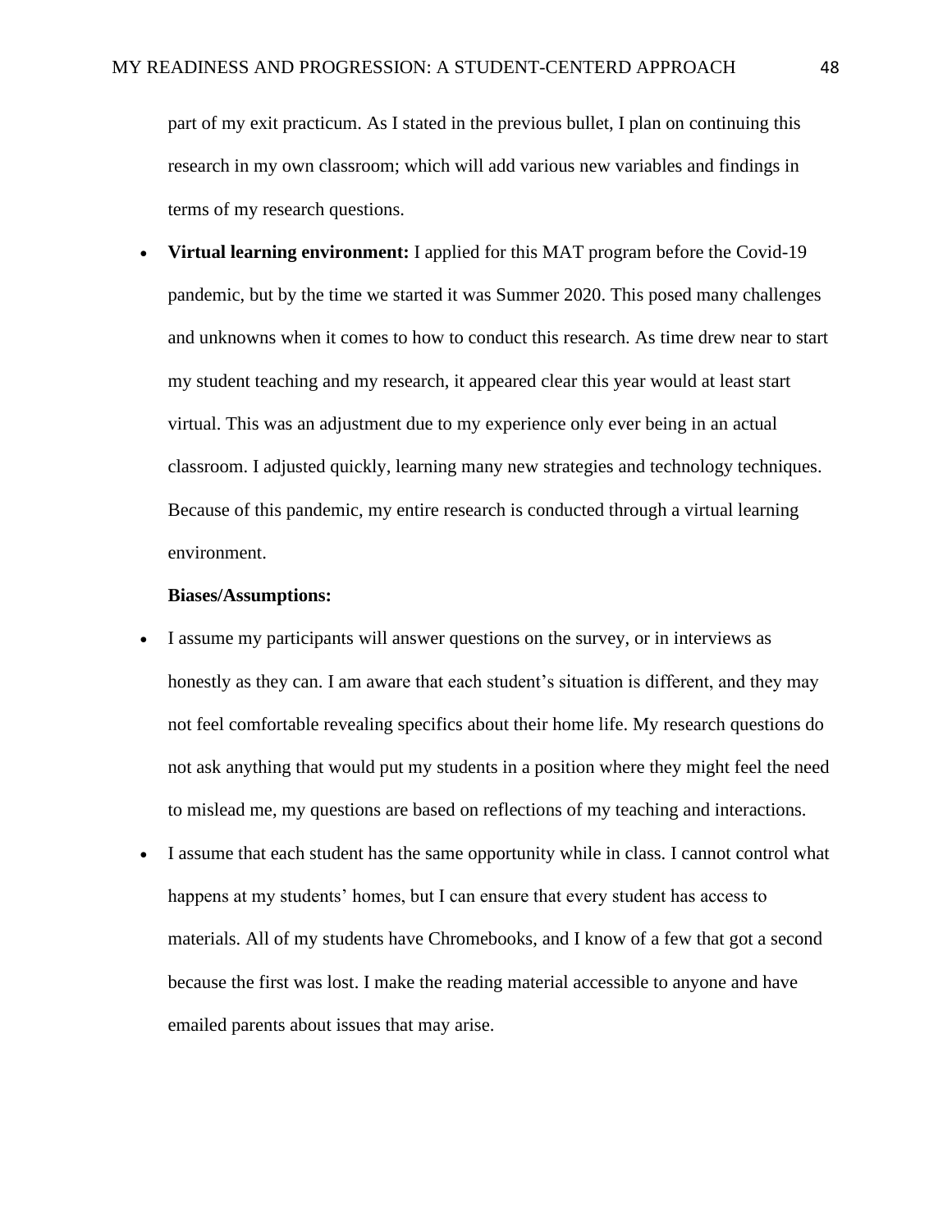part of my exit practicum. As I stated in the previous bullet, I plan on continuing this research in my own classroom; which will add various new variables and findings in terms of my research questions.

- **Virtual learning environment:** I applied for this MAT program before the Covid-19 pandemic, but by the time we started it was Summer 2020. This posed many challenges and unknowns when it comes to how to conduct this research. As time drew near to start my student teaching and my research, it appeared clear this year would at least start virtual. This was an adjustment due to my experience only ever being in an actual classroom. I adjusted quickly, learning many new strategies and technology techniques. Because of this pandemic, my entire research is conducted through a virtual learning environment.

**Biases/Assumptions:**

- I assume my participants will answer questions on the survey, or in interviews as honestly as they can. I am aware that each student's situation is different, and they may not feel comfortable revealing specifics about their home life. My research questions do not ask anything that would put my students in a position where they might feel the need to mislead me, my questions are based on reflections of my teaching and interactions.
- I assume that each student has the same opportunity while in class. I cannot control what happens at my students' homes, but I can ensure that every student has access to materials. All of my students have Chromebooks, and I know of a few that got a second because the first was lost. I make the reading material accessible to anyone and have emailed parents about issues that may arise.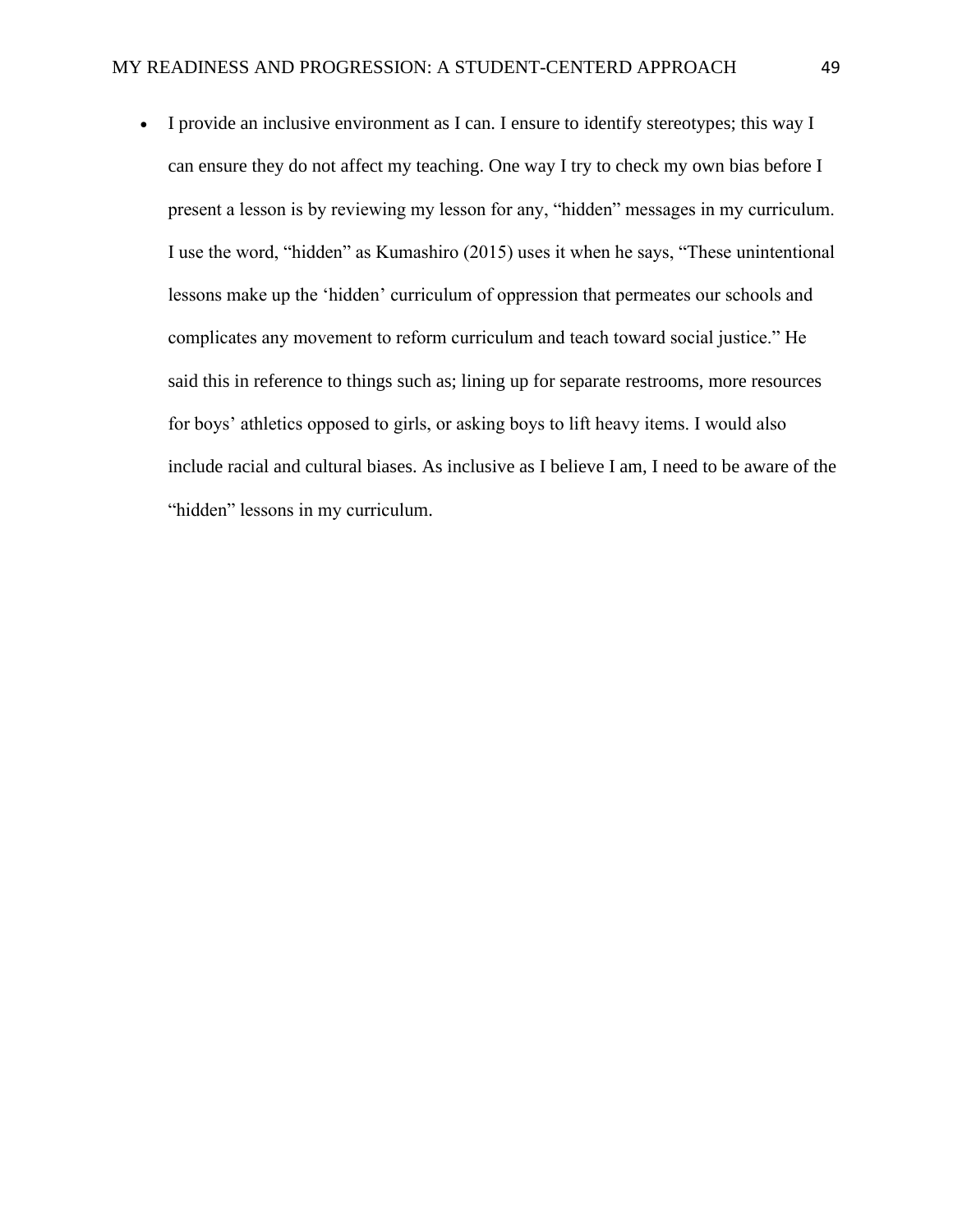- I provide an inclusive environment as I can. I ensure to identify stereotypes; this way I can ensure they do not affect my teaching. One way I try to check my own bias before I present a lesson is by reviewing my lesson for any, "hidden" messages in my curriculum. I use the word, "hidden" as Kumashiro (2015) uses it when he says, "These unintentional lessons make up the 'hidden' curriculum of oppression that permeates our schools and complicates any movement to reform curriculum and teach toward social justice." He said this in reference to things such as; lining up for separate restrooms, more resources for boys' athletics opposed to girls, or asking boys to lift heavy items. I would also include racial and cultural biases. As inclusive as I believe I am, I need to be aware of the "hidden" lessons in my curriculum.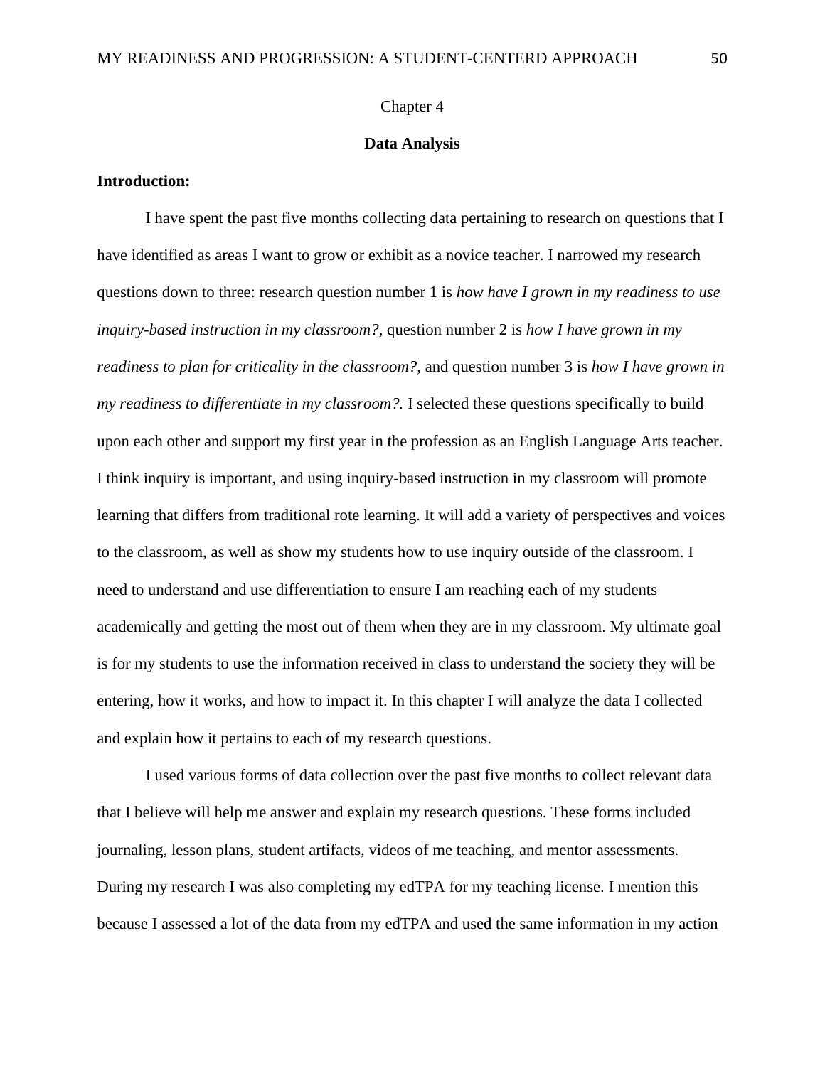Chapter 4

# Data Analysis

**Introduction:**

I have spent the past five months collecting data pertaining to research on questions that I have identified as areas I want to grow or exhibit as a novice teacher. I narrowed my research questions down to three: research question number 1 is *how have I grown in my readiness to use inquiry-based instruction in my classroom?,* question number 2 is *how I have grown in my readiness to plan for criticality in the classroom?,* and question number 3 is *how I have grown in my readiness to differentiate in my classroom?.* I selected these questions specifically to build upon each other and support my first year in the profession as an English Language Arts teacher. I think inquiry is important, and using inquiry-based instruction in my classroom will promote learning that differs from traditional rote learning. It will add a variety of perspectives and voices to the classroom, as well as show my students how to use inquiry outside of the classroom. I need to understand and use differentiation to ensure I am reaching each of my students academically and getting the most out of them when they are in my classroom. My ultimate goal is for my students to use the information received in class to understand the society they will be entering, how it works, and how to impact it. In this chapter I will analyze the data I collected and explain how it pertains to each of my research questions.

I used various forms of data collection over the past five months to collect relevant data that I believe will help me answer and explain my research questions. These forms included journaling, lesson plans, student artifacts, videos of me teaching, and mentor assessments. During my research I was also completing my edTPA for my teaching license. I mention this because I assessed a lot of the data from my edTPA and used the same information in my action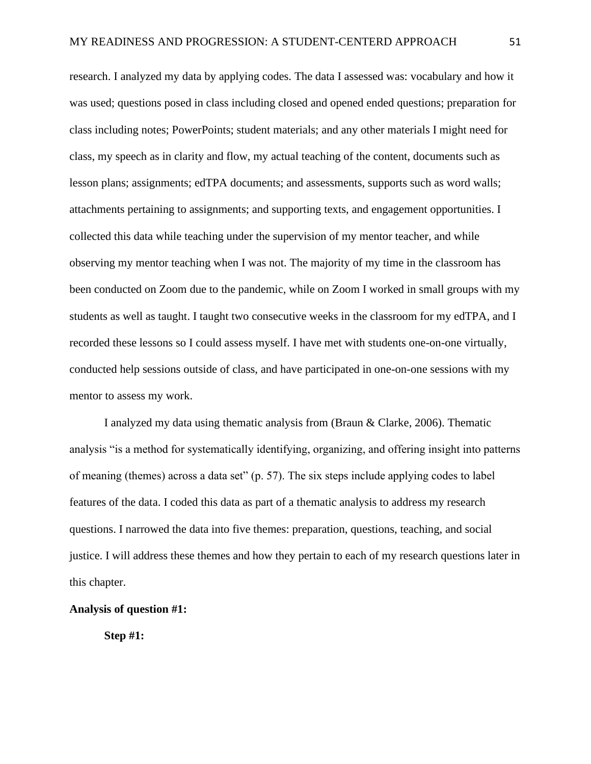research. I analyzed my data by applying codes. The data I assessed was: vocabulary and how it was used; questions posed in class including closed and opened ended questions; preparation for class including notes; PowerPoints; student materials; and any other materials I might need for class, my speech as in clarity and flow, my actual teaching of the content, documents such as lesson plans; assignments; edTPA documents; and assessments, supports such as word walls; attachments pertaining to assignments; and supporting texts, and engagement opportunities. I collected this data while teaching under the supervision of my mentor teacher, and while observing my mentor teaching when I was not. The majority of my time in the classroom has been conducted on Zoom due to the pandemic, while on Zoom I worked in small groups with my students as well as taught. I taught two consecutive weeks in the classroom for my edTPA, and I recorded these lessons so I could assess myself. I have met with students one-on-one virtually, conducted help sessions outside of class, and have participated in one-on-one sessions with my mentor to assess my work.

I analyzed my data using thematic analysis from (Braun & Clarke, 2006). Thematic analysis "is a method for systematically identifying, organizing, and offering insight into patterns of meaning (themes) across a data set" (p. 57). The six steps include applying codes to label features of the data. I coded this data as part of a thematic analysis to address my research questions. I narrowed the data into five themes: preparation, questions, teaching, and social justice. I will address these themes and how they pertain to each of my research questions later in this chapter.

**Analysis of question #1:**

**Step #1:**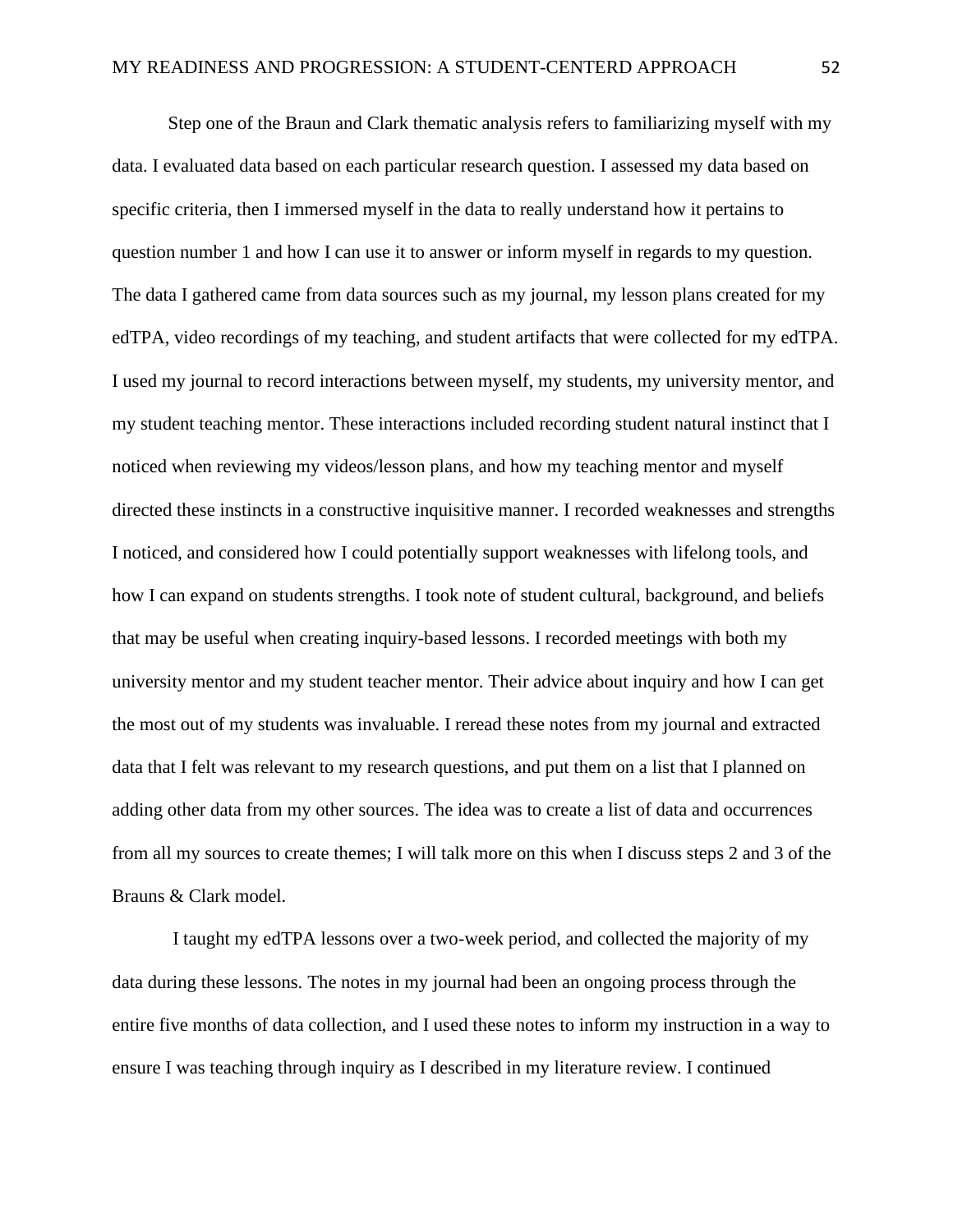Step one of the Braun and Clark thematic analysis refers to familiarizing myself with my data. I evaluated data based on each particular research question. I assessed my data based on specific criteria, then I immersed myself in the data to really understand how it pertains to question number 1 and how I can use it to answer or inform myself in regards to my question. The data I gathered came from data sources such as my journal, my lesson plans created for my edTPA, video recordings of my teaching, and student artifacts that were collected for my edTPA. I used my journal to record interactions between myself, my students, my university mentor, and my student teaching mentor. These interactions included recording student natural instinct that I noticed when reviewing my videos/lesson plans, and how my teaching mentor and myself directed these instincts in a constructive inquisitive manner. I recorded weaknesses and strengths I noticed, and considered how I could potentially support weaknesses with lifelong tools, and how I can expand on students strengths. I took note of student cultural, background, and beliefs that may be useful when creating inquiry-based lessons. I recorded meetings with both my university mentor and my student teacher mentor. Their advice about inquiry and how I can get the most out of my students was invaluable. I reread these notes from my journal and extracted data that I felt was relevant to my research questions, and put them on a list that I planned on adding other data from my other sources. The idea was to create a list of data and occurrences from all my sources to create themes; I will talk more on this when I discuss steps 2 and 3 of the Brauns & Clark model.

I taught my edTPA lessons over a two-week period, and collected the majority of my data during these lessons. The notes in my journal had been an ongoing process through the entire five months of data collection, and I used these notes to inform my instruction in a way to ensure I was teaching through inquiry as I described in my literature review. I continued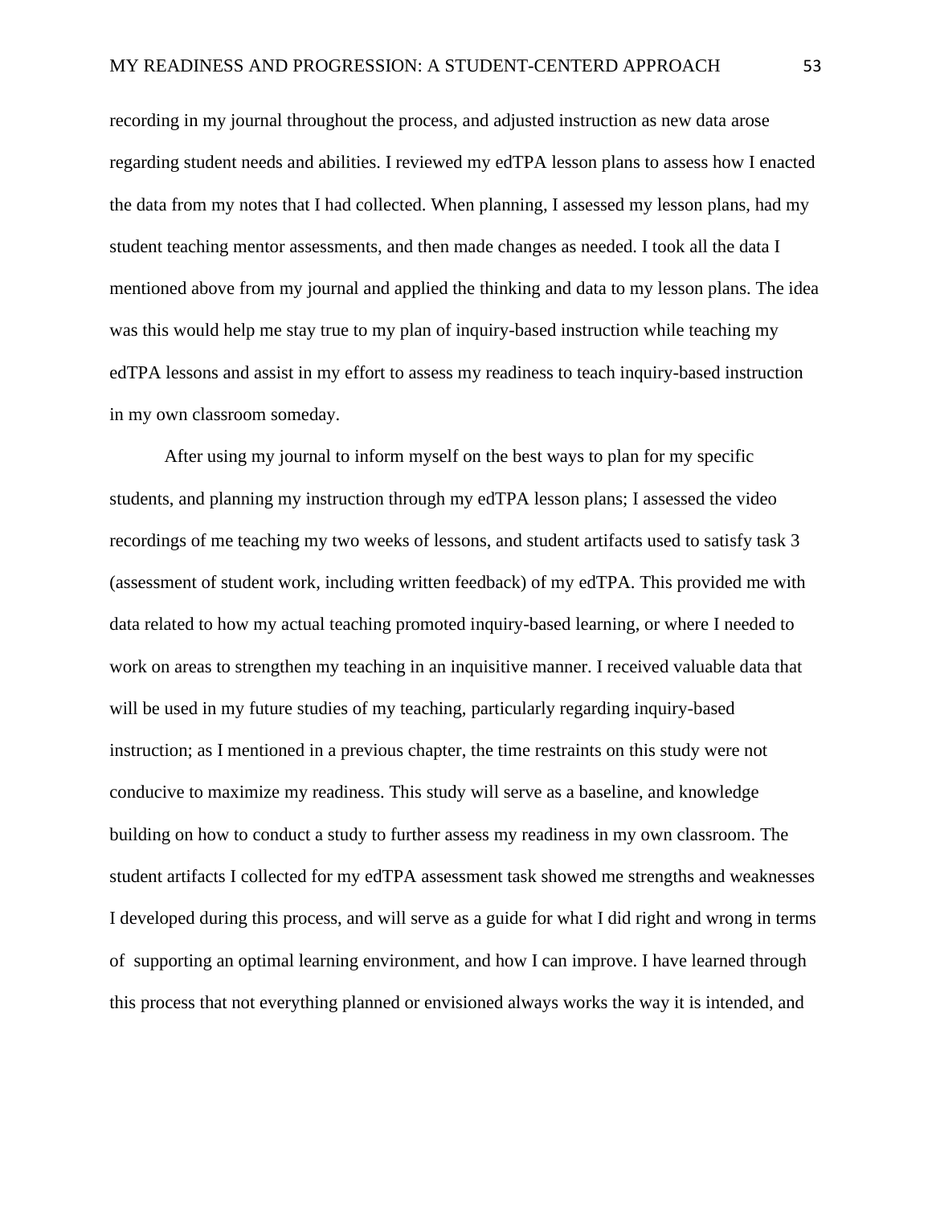recording in my journal throughout the process, and adjusted instruction as new data arose regarding student needs and abilities. I reviewed my edTPA lesson plans to assess how I enacted the data from my notes that I had collected. When planning, I assessed my lesson plans, had my student teaching mentor assessments, and then made changes as needed. I took all the data I mentioned above from my journal and applied the thinking and data to my lesson plans. The idea was this would help me stay true to my plan of inquiry-based instruction while teaching my edTPA lessons and assist in my effort to assess my readiness to teach inquiry-based instruction in my own classroom someday.

After using my journal to inform myself on the best ways to plan for my specific students, and planning my instruction through my edTPA lesson plans; I assessed the video recordings of me teaching my two weeks of lessons, and student artifacts used to satisfy task 3 (assessment of student work, including written feedback) of my edTPA. This provided me with data related to how my actual teaching promoted inquiry-based learning, or where I needed to work on areas to strengthen my teaching in an inquisitive manner. I received valuable data that will be used in my future studies of my teaching, particularly regarding inquiry-based instruction; as I mentioned in a previous chapter, the time restraints on this study were not conducive to maximize my readiness. This study will serve as a baseline, and knowledge building on how to conduct a study to further assess my readiness in my own classroom. The student artifacts I collected for my edTPA assessment task showed me strengths and weaknesses I developed during this process, and will serve as a guide for what I did right and wrong in terms of supporting an optimal learning environment, and how I can improve. I have learned through this process that not everything planned or envisioned always works the way it is intended, and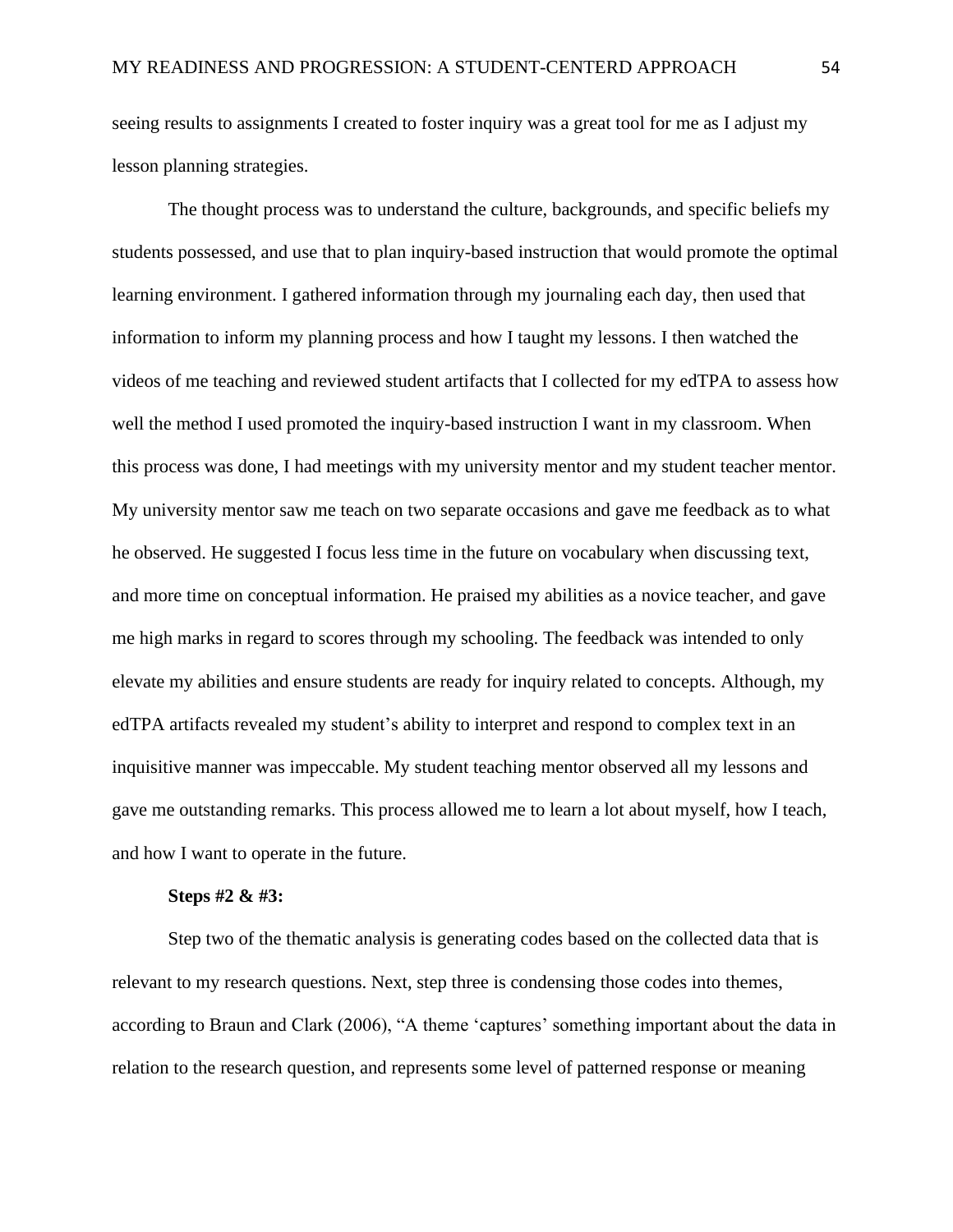seeing results to assignments I created to foster inquiry was a great tool for me as I adjust my lesson planning strategies.

The thought process was to understand the culture, backgrounds, and specific beliefs my students possessed, and use that to plan inquiry-based instruction that would promote the optimal learning environment. I gathered information through my journaling each day, then used that information to inform my planning process and how I taught my lessons. I then watched the videos of me teaching and reviewed student artifacts that I collected for my edTPA to assess how well the method I used promoted the inquiry-based instruction I want in my classroom. When this process was done, I had meetings with my university mentor and my student teacher mentor. My university mentor saw me teach on two separate occasions and gave me feedback as to what he observed. He suggested I focus less time in the future on vocabulary when discussing text, and more time on conceptual information. He praised my abilities as a novice teacher, and gave me high marks in regard to scores through my schooling. The feedback was intended to only elevate my abilities and ensure students are ready for inquiry related to concepts. Although, my edTPA artifacts revealed my student's ability to interpret and respond to complex text in an inquisitive manner was impeccable. My student teaching mentor observed all my lessons and gave me outstanding remarks. This process allowed me to learn a lot about myself, how I teach, and how I want to operate in the future.

**Steps #2 & #3:**

Step two of the thematic analysis is generating codes based on the collected data that is relevant to my research questions. Next, step three is condensing those codes into themes, according to Braun and Clark (2006), "A theme 'captures' something important about the data in relation to the research question, and represents some level of patterned response or meaning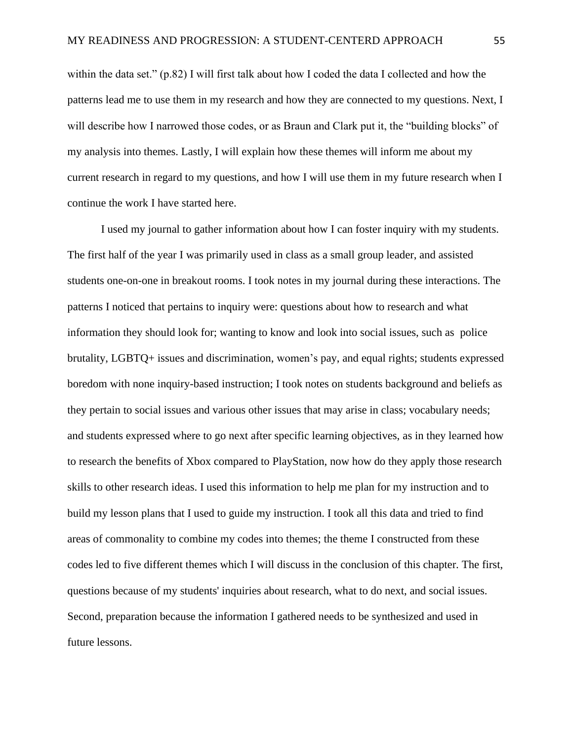within the data set." (p.82) I will first talk about how I coded the data I collected and how the patterns lead me to use them in my research and how they are connected to my questions. Next, I will describe how I narrowed those codes, or as Braun and Clark put it, the "building blocks" of my analysis into themes. Lastly, I will explain how these themes will inform me about my current research in regard to my questions, and how I will use them in my future research when I continue the work I have started here.

I used my journal to gather information about how I can foster inquiry with my students. The first half of the year I was primarily used in class as a small group leader, and assisted students one-on-one in breakout rooms. I took notes in my journal during these interactions. The patterns I noticed that pertains to inquiry were: questions about how to research and what information they should look for; wanting to know and look into social issues, such as police brutality, LGBTQ+ issues and discrimination, women's pay, and equal rights; students expressed boredom with none inquiry-based instruction; I took notes on students background and beliefs as they pertain to social issues and various other issues that may arise in class; vocabulary needs; and students expressed where to go next after specific learning objectives, as in they learned how to research the benefits of Xbox compared to PlayStation, now how do they apply those research skills to other research ideas. I used this information to help me plan for my instruction and to build my lesson plans that I used to guide my instruction. I took all this data and tried to find areas of commonality to combine my codes into themes; the theme I constructed from these codes led to five different themes which I will discuss in the conclusion of this chapter. The first, questions because of my students' inquiries about research, what to do next, and social issues. Second, preparation because the information I gathered needs to be synthesized and used in future lessons.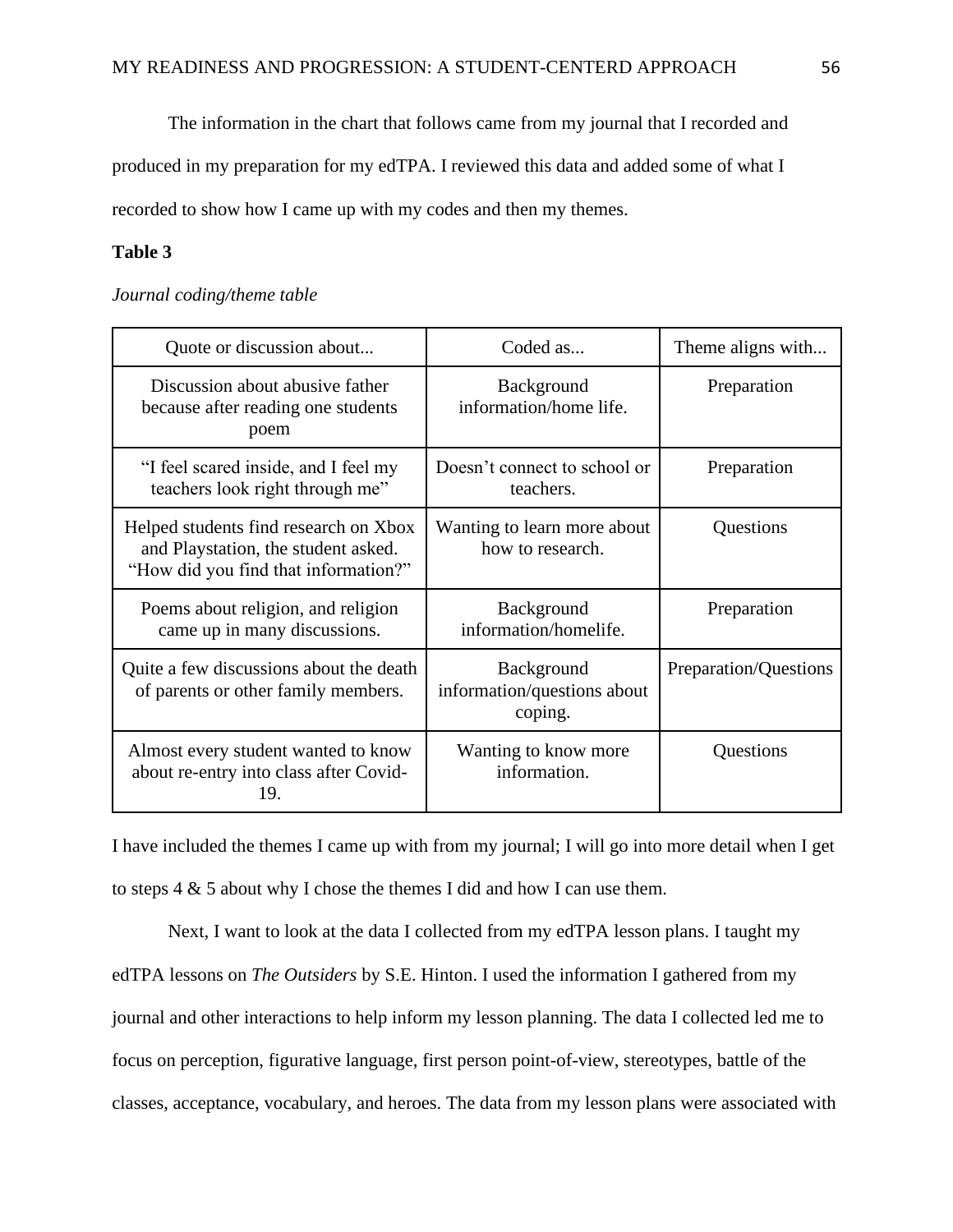The information in the chart that follows came from my journal that I recorded and produced in my preparation for my edTPA. I reviewed this data and added some of what I recorded to show how I came up with my codes and then my themes.

**Table 3**

*Journal coding/theme table*

| Quote or discussion about... | Coded as... | Theme aligns with... |
|---|---|---|
| Discussion about abusive father because after reading one students poem | Background information/home life. | Preparation |
| "I feel scared inside, and I feel my teachers look right through me" | Doesn't connect to school or teachers. | Preparation |
| Helped students find research on Xbox and Playstation, the student asked. "How did you find that information?" | Wanting to learn more about how to research. | Questions |
| Poems about religion, and religion came up in many discussions. | Background information/homelife. | Preparation |
| Quite a few discussions about the death of parents or other family members. | Background information/questions about coping. | Preparation/Questions |
| Almost every student wanted to know about re-entry into class after Covid-19. | Wanting to know more information. | Questions |

I have included the themes I came up with from my journal; I will go into more detail when I get to steps 4 & 5 about why I chose the themes I did and how I can use them.

Next, I want to look at the data I collected from my edTPA lesson plans. I taught my edTPA lessons on *The Outsiders* by S.E. Hinton. I used the information I gathered from my journal and other interactions to help inform my lesson planning. The data I collected led me to focus on perception, figurative language, first person point-of-view, stereotypes, battle of the classes, acceptance, vocabulary, and heroes. The data from my lesson plans were associated with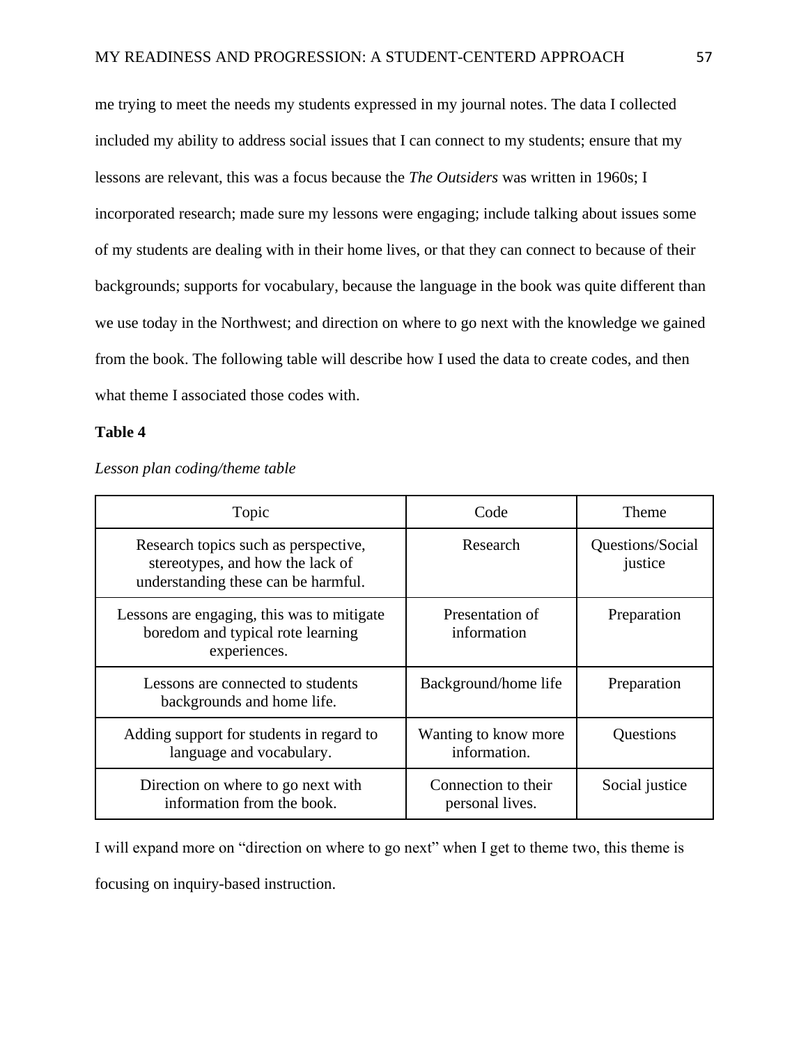me trying to meet the needs my students expressed in my journal notes. The data I collected included my ability to address social issues that I can connect to my students; ensure that my lessons are relevant, this was a focus because the *The Outsiders* was written in 1960s; I incorporated research; made sure my lessons were engaging; include talking about issues some of my students are dealing with in their home lives, or that they can connect to because of their backgrounds; supports for vocabulary, because the language in the book was quite different than we use today in the Northwest; and direction on where to go next with the knowledge we gained from the book. The following table will describe how I used the data to create codes, and then what theme I associated those codes with.

**Table 4**

*Lesson plan coding/theme table*

| Topic | Code | Theme |
|---|---|---|
| Research topics such as perspective, stereotypes, and how the lack of understanding these can be harmful. | Research | Questions/Social justice |
| Lessons are engaging, this was to mitigate boredom and typical rote learning experiences. | Presentation of information | Preparation |
| Lessons are connected to students backgrounds and home life. | Background/home life | Preparation |
| Adding support for students in regard to language and vocabulary. | Wanting to know more information. | Questions |
| Direction on where to go next with information from the book. | Connection to their personal lives. | Social justice |

I will expand more on "direction on where to go next" when I get to theme two, this theme is focusing on inquiry-based instruction.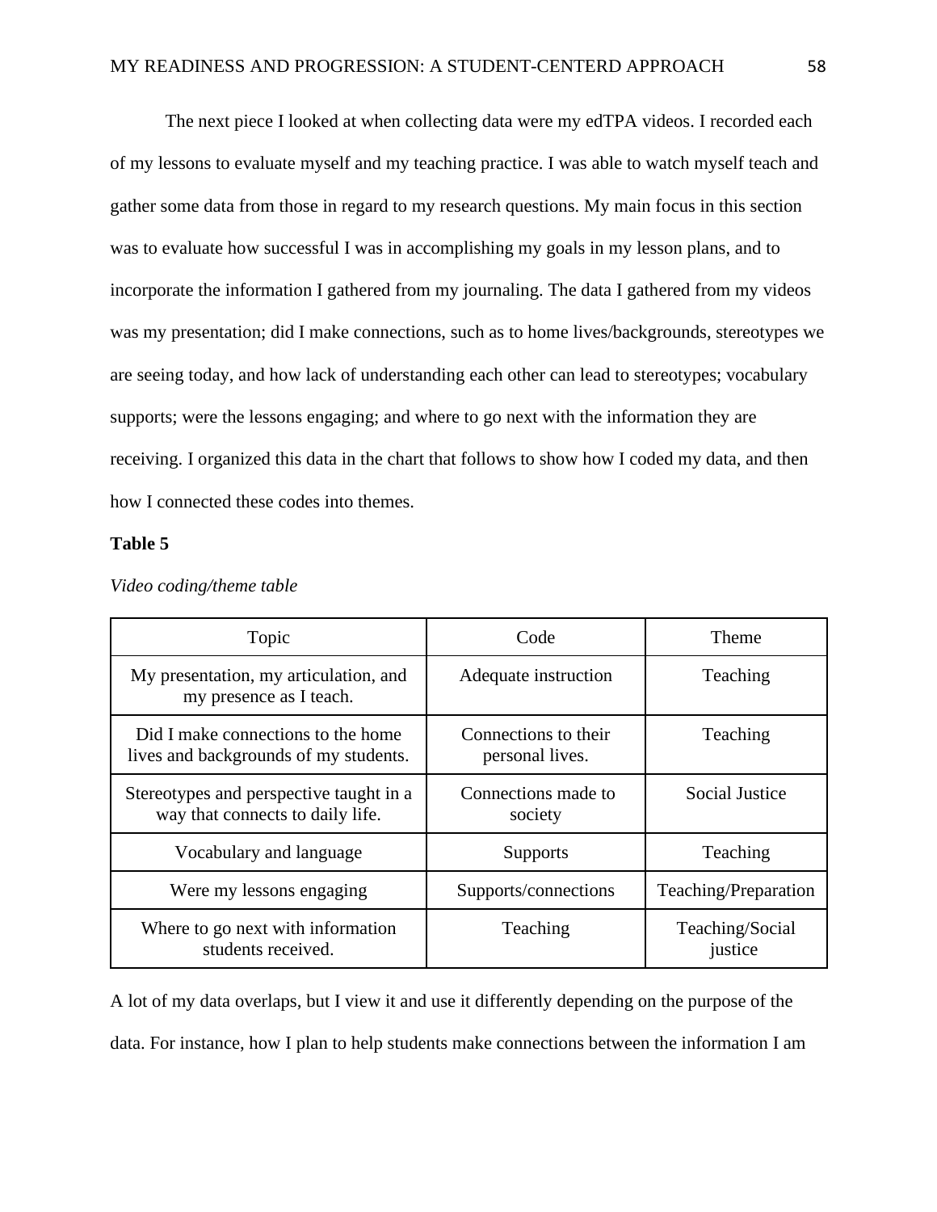The next piece I looked at when collecting data were my edTPA videos. I recorded each of my lessons to evaluate myself and my teaching practice. I was able to watch myself teach and gather some data from those in regard to my research questions. My main focus in this section was to evaluate how successful I was in accomplishing my goals in my lesson plans, and to incorporate the information I gathered from my journaling. The data I gathered from my videos was my presentation; did I make connections, such as to home lives/backgrounds, stereotypes we are seeing today, and how lack of understanding each other can lead to stereotypes; vocabulary supports; were the lessons engaging; and where to go next with the information they are receiving. I organized this data in the chart that follows to show how I coded my data, and then how I connected these codes into themes.

**Table 5**

*Video coding/theme table*

| Topic | Code | Theme |
|---|---|---|
| My presentation, my articulation, and my presence as I teach. | Adequate instruction | Teaching |
| Did I make connections to the home lives and backgrounds of my students. | Connections to their personal lives. | Teaching |
| Stereotypes and perspective taught in a way that connects to daily life. | Connections made to society | Social Justice |
| Vocabulary and language | Supports | Teaching |
| Were my lessons engaging | Supports/connections | Teaching/Preparation |
| Where to go next with information students received. | Teaching | Teaching/Social justice |

A lot of my data overlaps, but I view it and use it differently depending on the purpose of the data. For instance, how I plan to help students make connections between the information I am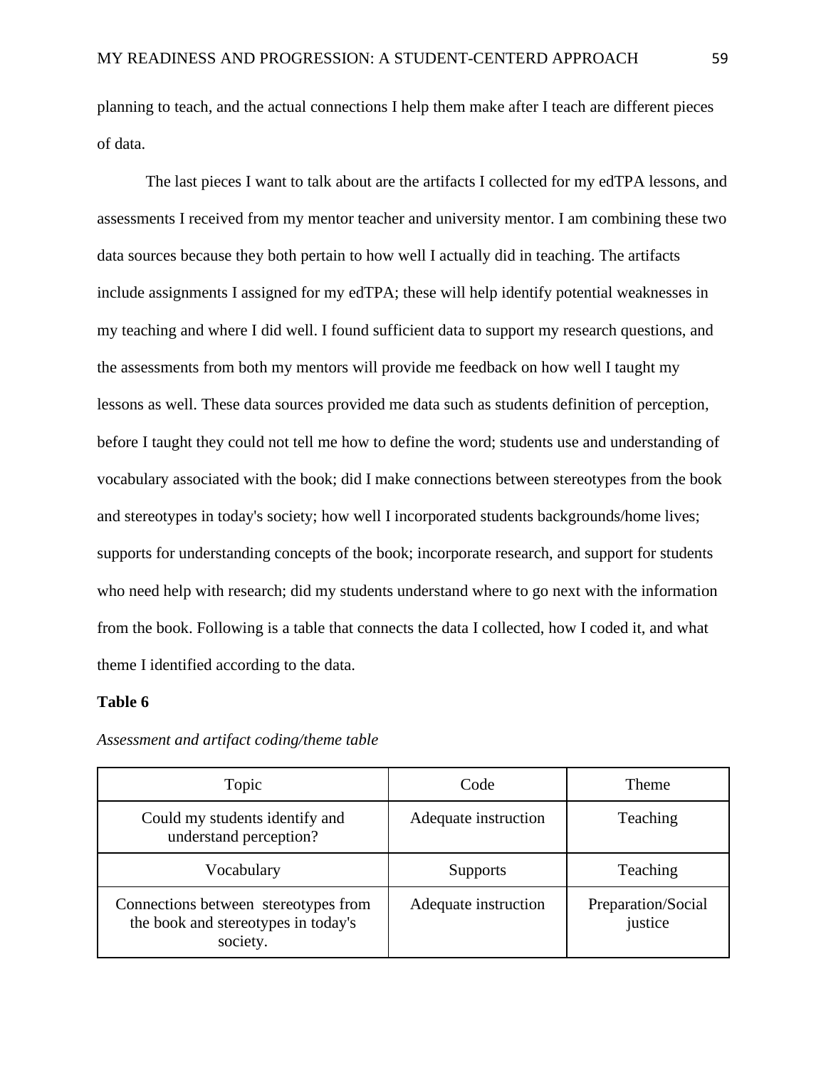planning to teach, and the actual connections I help them make after I teach are different pieces of data.

The last pieces I want to talk about are the artifacts I collected for my edTPA lessons, and assessments I received from my mentor teacher and university mentor. I am combining these two data sources because they both pertain to how well I actually did in teaching. The artifacts include assignments I assigned for my edTPA; these will help identify potential weaknesses in my teaching and where I did well. I found sufficient data to support my research questions, and the assessments from both my mentors will provide me feedback on how well I taught my lessons as well. These data sources provided me data such as students definition of perception, before I taught they could not tell me how to define the word; students use and understanding of vocabulary associated with the book; did I make connections between stereotypes from the book and stereotypes in today's society; how well I incorporated students backgrounds/home lives; supports for understanding concepts of the book; incorporate research, and support for students who need help with research; did my students understand where to go next with the information from the book. Following is a table that connects the data I collected, how I coded it, and what theme I identified according to the data.

**Table 6**

*Assessment and artifact coding/theme table*

| Topic | Code | Theme |
|---|---|---|
| Could my students identify and understand perception? | Adequate instruction | Teaching |
| Vocabulary | Supports | Teaching |
| Connections between stereotypes from the book and stereotypes in today's society. | Adequate instruction | Preparation/Social justice |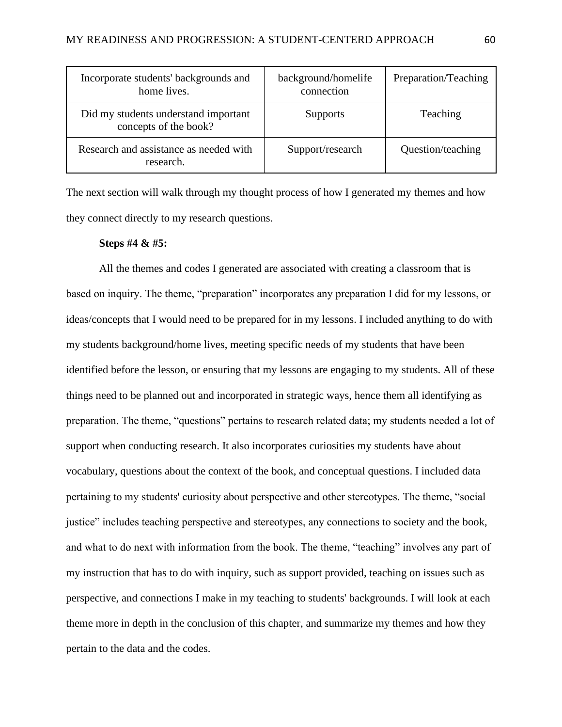| | | |
|---|---|---|
| Incorporate students' backgrounds and home lives. | background/homelife connection | Preparation/Teaching |
| Did my students understand important concepts of the book? | Supports | Teaching |
| Research and assistance as needed with research. | Support/research | Question/teaching |

The next section will walk through my thought process of how I generated my themes and how they connect directly to my research questions.

**Steps #4 & #5:**

All the themes and codes I generated are associated with creating a classroom that is based on inquiry. The theme, "preparation" incorporates any preparation I did for my lessons, or ideas/concepts that I would need to be prepared for in my lessons. I included anything to do with my students background/home lives, meeting specific needs of my students that have been identified before the lesson, or ensuring that my lessons are engaging to my students. All of these things need to be planned out and incorporated in strategic ways, hence them all identifying as preparation. The theme, "questions" pertains to research related data; my students needed a lot of support when conducting research. It also incorporates curiosities my students have about vocabulary, questions about the context of the book, and conceptual questions. I included data pertaining to my students' curiosity about perspective and other stereotypes. The theme, "social justice" includes teaching perspective and stereotypes, any connections to society and the book, and what to do next with information from the book. The theme, "teaching" involves any part of my instruction that has to do with inquiry, such as support provided, teaching on issues such as perspective, and connections I make in my teaching to students' backgrounds. I will look at each theme more in depth in the conclusion of this chapter, and summarize my themes and how they pertain to the data and the codes.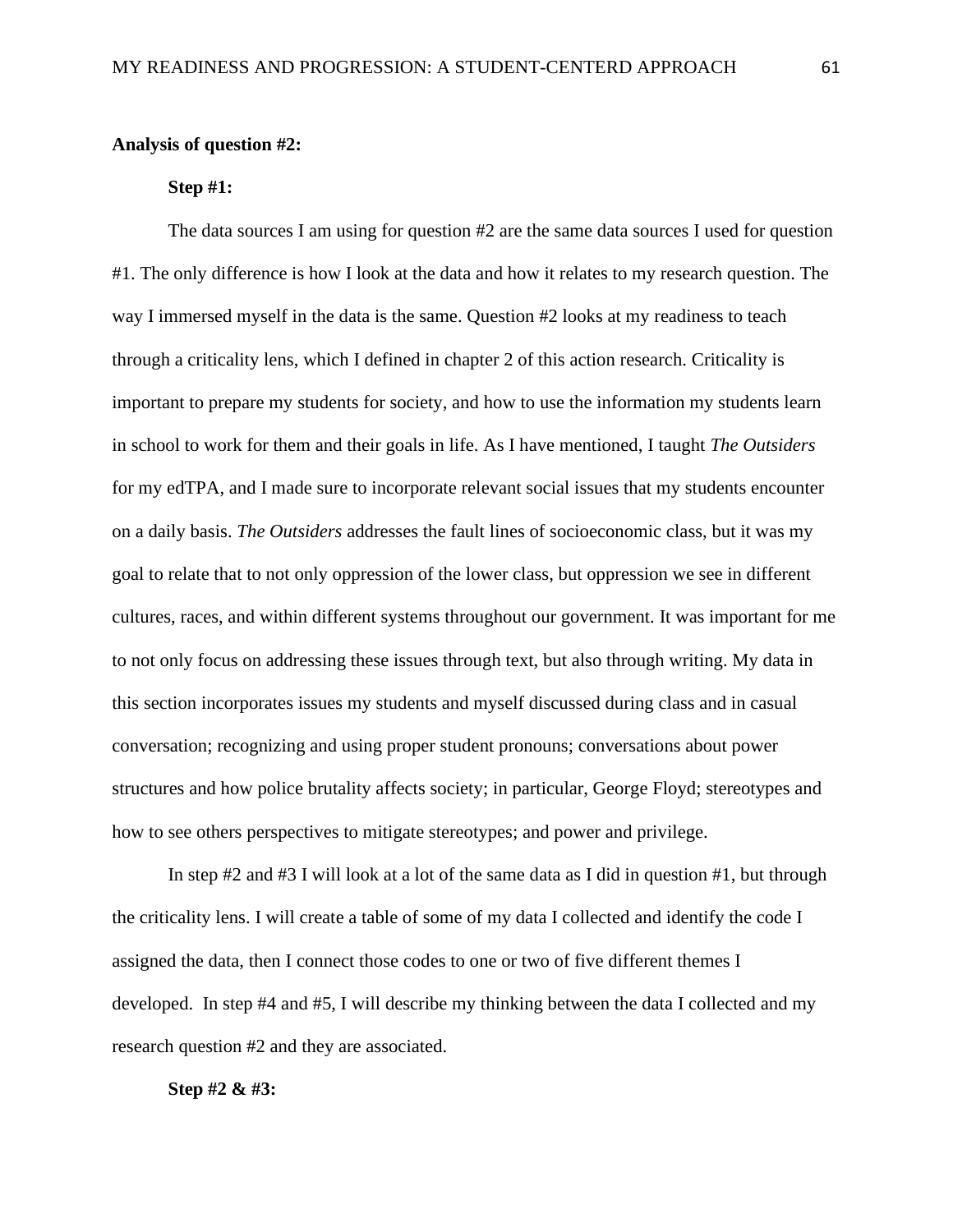**Analysis of question #2:**

**Step #1:**

The data sources I am using for question #2 are the same data sources I used for question #1. The only difference is how I look at the data and how it relates to my research question. The way I immersed myself in the data is the same. Question #2 looks at my readiness to teach through a criticality lens, which I defined in chapter 2 of this action research. Criticality is important to prepare my students for society, and how to use the information my students learn in school to work for them and their goals in life. As I have mentioned, I taught *The Outsiders* for my edTPA, and I made sure to incorporate relevant social issues that my students encounter on a daily basis. *The Outsiders* addresses the fault lines of socioeconomic class, but it was my goal to relate that to not only oppression of the lower class, but oppression we see in different cultures, races, and within different systems throughout our government. It was important for me to not only focus on addressing these issues through text, but also through writing. My data in this section incorporates issues my students and myself discussed during class and in casual conversation; recognizing and using proper student pronouns; conversations about power structures and how police brutality affects society; in particular, George Floyd; stereotypes and how to see others perspectives to mitigate stereotypes; and power and privilege.

In step #2 and #3 I will look at a lot of the same data as I did in question #1, but through the criticality lens. I will create a table of some of my data I collected and identify the code I assigned the data, then I connect those codes to one or two of five different themes I developed. In step #4 and #5, I will describe my thinking between the data I collected and my research question #2 and they are associated.

**Step #2 & #3:**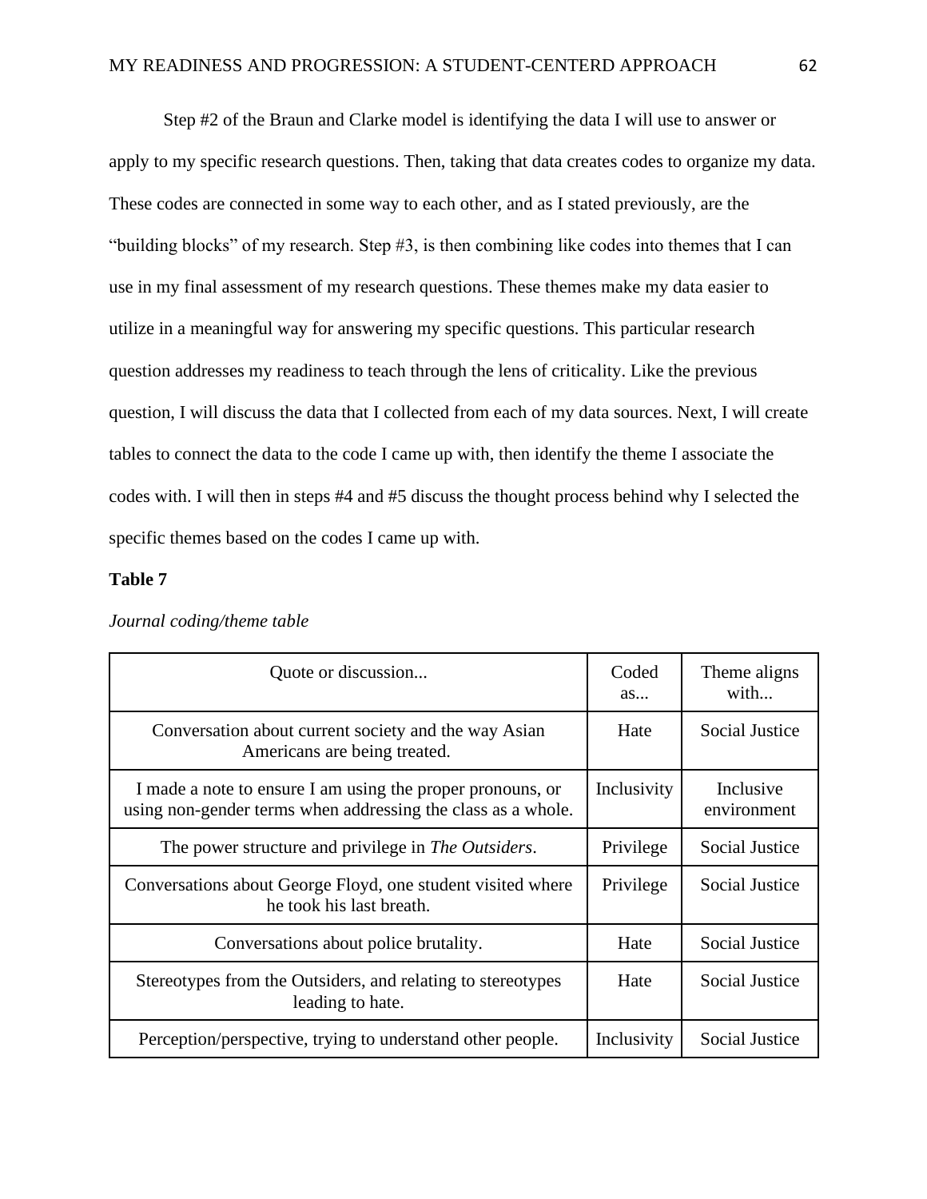Step #2 of the Braun and Clarke model is identifying the data I will use to answer or apply to my specific research questions. Then, taking that data creates codes to organize my data. These codes are connected in some way to each other, and as I stated previously, are the "building blocks" of my research. Step #3, is then combining like codes into themes that I can use in my final assessment of my research questions. These themes make my data easier to utilize in a meaningful way for answering my specific questions. This particular research question addresses my readiness to teach through the lens of criticality. Like the previous question, I will discuss the data that I collected from each of my data sources. Next, I will create tables to connect the data to the code I came up with, then identify the theme I associate the codes with. I will then in steps #4 and #5 discuss the thought process behind why I selected the specific themes based on the codes I came up with.

**Table 7**

*Journal coding/theme table*

| Quote or discussion... | Coded as... | Theme aligns with... |
|---|---|---|
| Conversation about current society and the way Asian Americans are being treated. | Hate | Social Justice |
| I made a note to ensure I am using the proper pronouns, or using non-gender terms when addressing the class as a whole. | Inclusivity | Inclusive environment |
| The power structure and privilege in *The Outsiders*. | Privilege | Social Justice |
| Conversations about George Floyd, one student visited where he took his last breath. | Privilege | Social Justice |
| Conversations about police brutality. | Hate | Social Justice |
| Stereotypes from the Outsiders, and relating to stereotypes leading to hate. | Hate | Social Justice |
| Perception/perspective, trying to understand other people. | Inclusivity | Social Justice |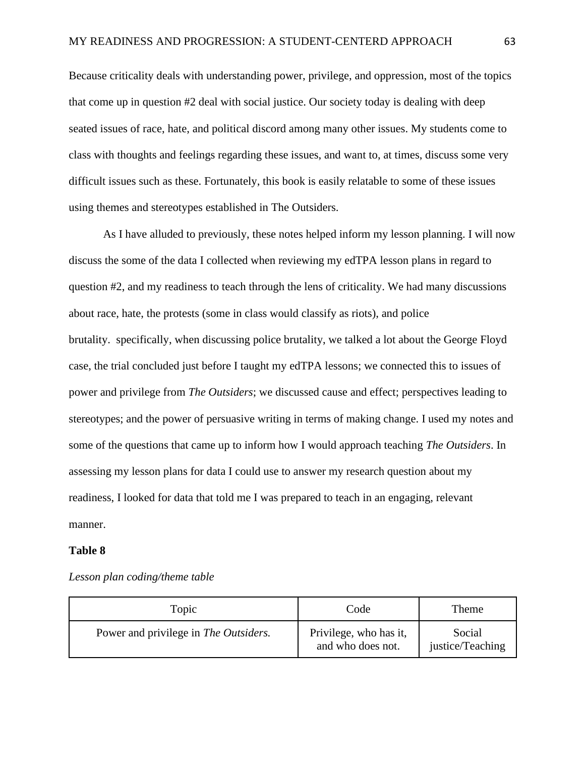Because criticality deals with understanding power, privilege, and oppression, most of the topics that come up in question #2 deal with social justice. Our society today is dealing with deep seated issues of race, hate, and political discord among many other issues. My students come to class with thoughts and feelings regarding these issues, and want to, at times, discuss some very difficult issues such as these. Fortunately, this book is easily relatable to some of these issues using themes and stereotypes established in The Outsiders.

As I have alluded to previously, these notes helped inform my lesson planning. I will now discuss the some of the data I collected when reviewing my edTPA lesson plans in regard to question #2, and my readiness to teach through the lens of criticality. We had many discussions about race, hate, the protests (some in class would classify as riots), and police brutality.  specifically, when discussing police brutality, we talked a lot about the George Floyd case, the trial concluded just before I taught my edTPA lessons; we connected this to issues of power and privilege from *The Outsiders*; we discussed cause and effect; perspectives leading to stereotypes; and the power of persuasive writing in terms of making change. I used my notes and some of the questions that came up to inform how I would approach teaching *The Outsiders*. In assessing my lesson plans for data I could use to answer my research question about my readiness, I looked for data that told me I was prepared to teach in an engaging, relevant manner.

**Table 8**

*Lesson plan coding/theme table*

| Topic | Code | Theme |
| --- | --- | --- |
| Power and privilege in *The Outsiders.* | Privilege, who has it, and who does not. | Social justice/Teaching |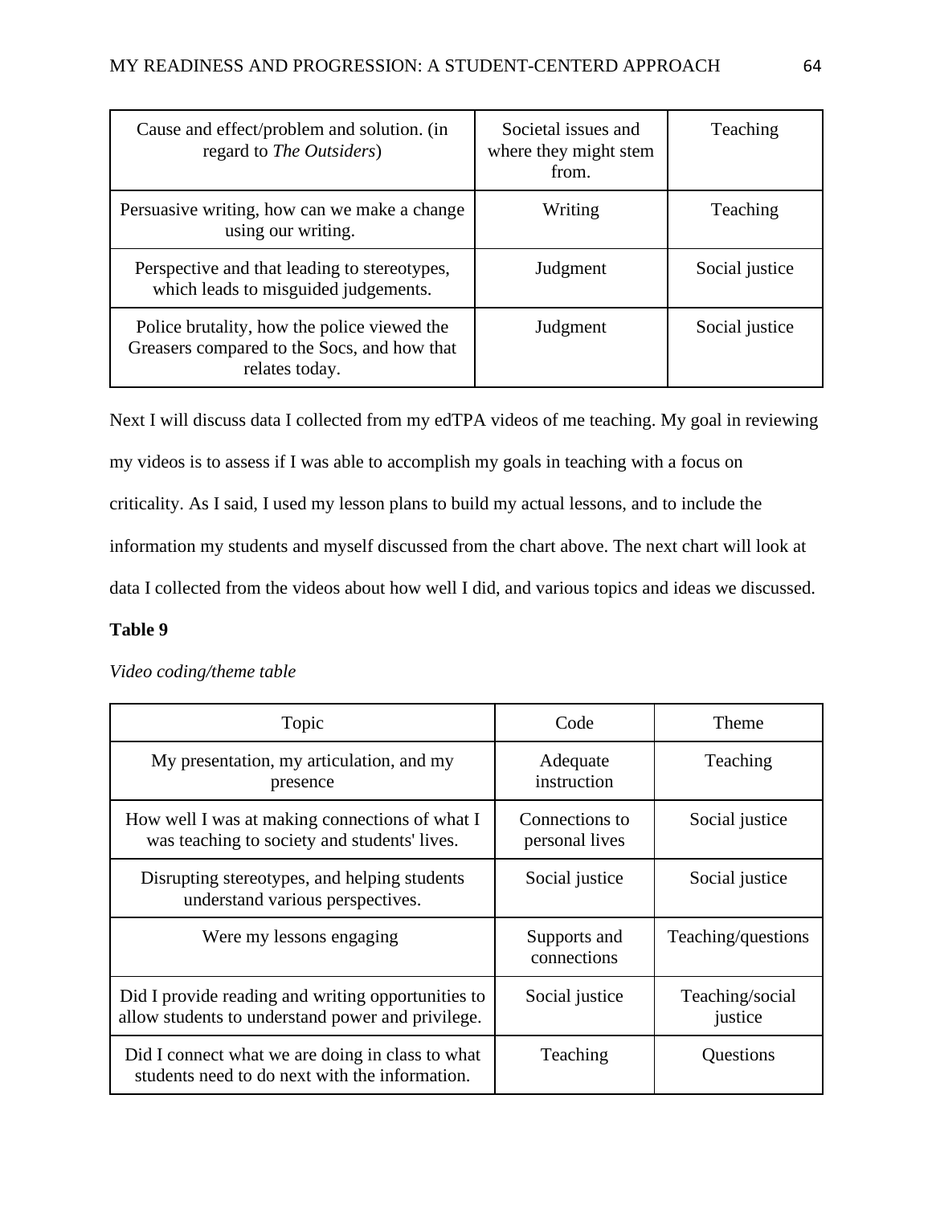| | | |
|---|---|---|
| Cause and effect/problem and solution. (in regard to *The Outsiders*) | Societal issues and where they might stem from. | Teaching |
| Persuasive writing, how can we make a change using our writing. | Writing | Teaching |
| Perspective and that leading to stereotypes, which leads to misguided judgements. | Judgment | Social justice |
| Police brutality, how the police viewed the Greasers compared to the Socs, and how that relates today. | Judgment | Social justice |

Next I will discuss data I collected from my edTPA videos of me teaching. My goal in reviewing my videos is to assess if I was able to accomplish my goals in teaching with a focus on criticality. As I said, I used my lesson plans to build my actual lessons, and to include the information my students and myself discussed from the chart above. The next chart will look at data I collected from the videos about how well I did, and various topics and ideas we discussed.

**Table 9**

*Video coding/theme table*

| Topic | Code | Theme |
|---|---|---|
| My presentation, my articulation, and my presence | Adequate instruction | Teaching |
| How well I was at making connections of what I was teaching to society and students' lives. | Connections to personal lives | Social justice |
| Disrupting stereotypes, and helping students understand various perspectives. | Social justice | Social justice |
| Were my lessons engaging | Supports and connections | Teaching/questions |
| Did I provide reading and writing opportunities to allow students to understand power and privilege. | Social justice | Teaching/social justice |
| Did I connect what we are doing in class to what students need to do next with the information. | Teaching | Questions |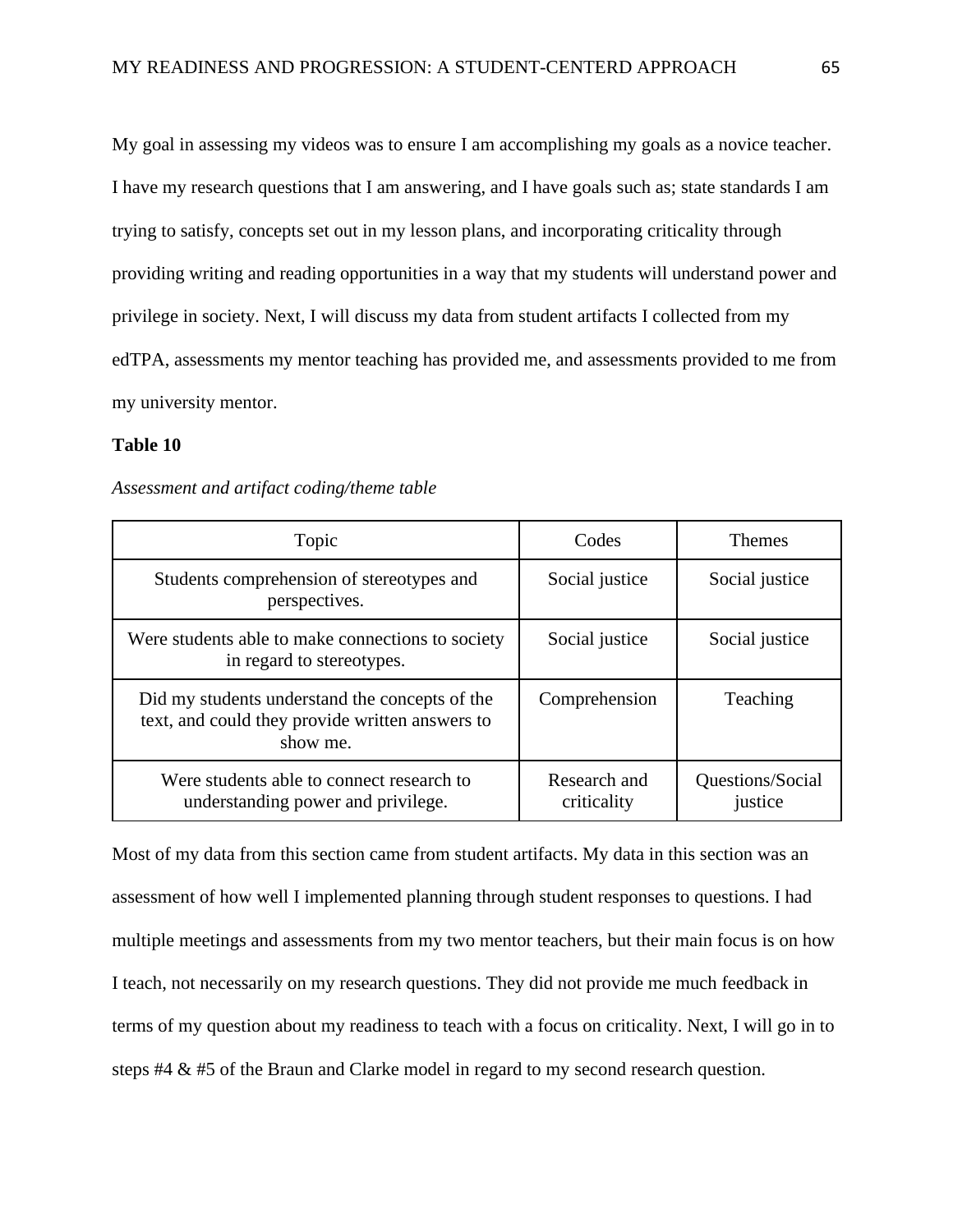My goal in assessing my videos was to ensure I am accomplishing my goals as a novice teacher. I have my research questions that I am answering, and I have goals such as; state standards I am trying to satisfy, concepts set out in my lesson plans, and incorporating criticality through providing writing and reading opportunities in a way that my students will understand power and privilege in society. Next, I will discuss my data from student artifacts I collected from my edTPA, assessments my mentor teaching has provided me, and assessments provided to me from my university mentor.

**Table 10**

*Assessment and artifact coding/theme table*

| Topic | Codes | Themes |
|---|---|---|
| Students comprehension of stereotypes and perspectives. | Social justice | Social justice |
| Were students able to make connections to society in regard to stereotypes. | Social justice | Social justice |
| Did my students understand the concepts of the text, and could they provide written answers to show me. | Comprehension | Teaching |
| Were students able to connect research to understanding power and privilege. | Research and criticality | Questions/Social justice |

Most of my data from this section came from student artifacts. My data in this section was an assessment of how well I implemented planning through student responses to questions. I had multiple meetings and assessments from my two mentor teachers, but their main focus is on how I teach, not necessarily on my research questions. They did not provide me much feedback in terms of my question about my readiness to teach with a focus on criticality. Next, I will go in to steps #4 & #5 of the Braun and Clarke model in regard to my second research question.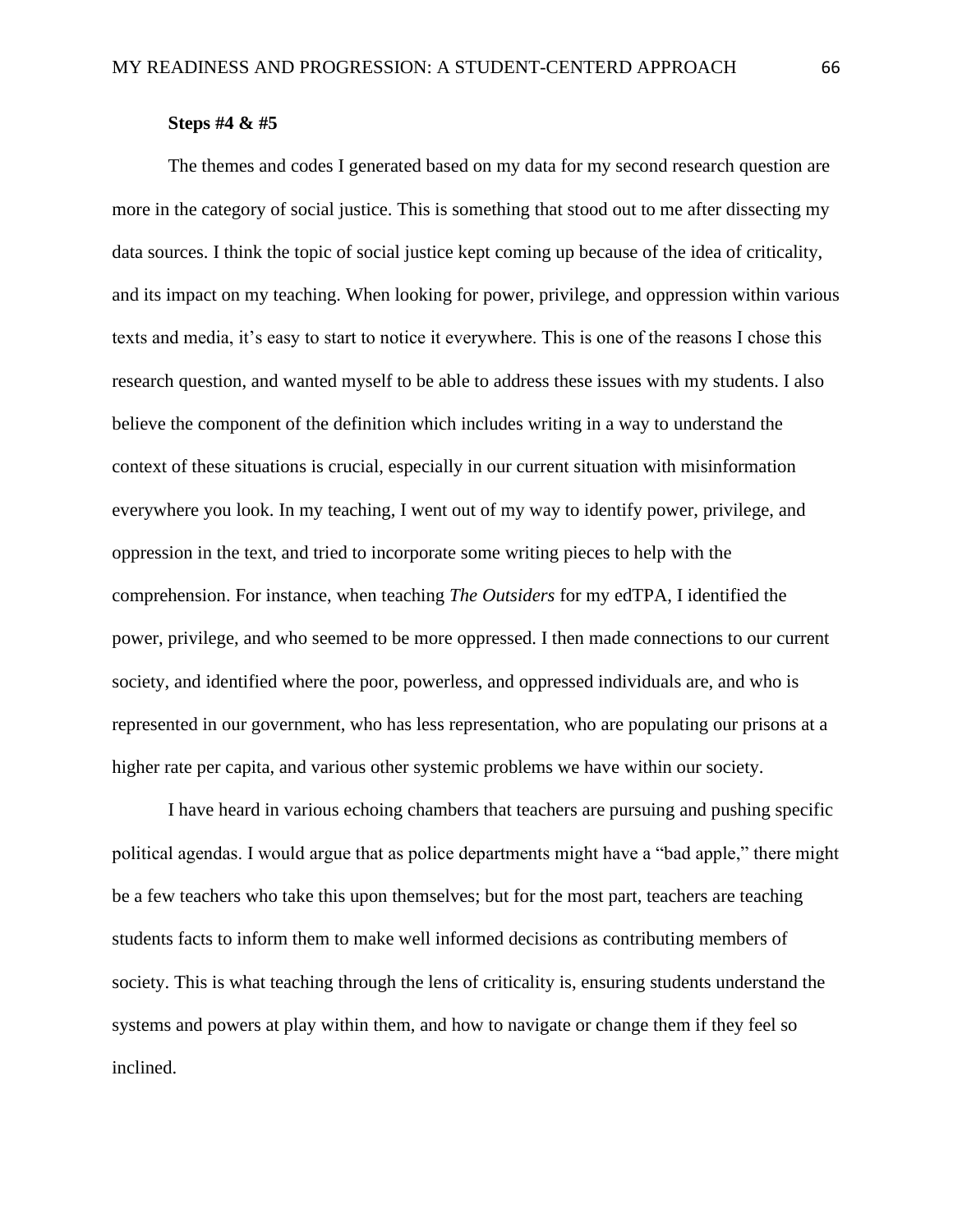**Steps #4 & #5**

The themes and codes I generated based on my data for my second research question are more in the category of social justice. This is something that stood out to me after dissecting my data sources. I think the topic of social justice kept coming up because of the idea of criticality, and its impact on my teaching. When looking for power, privilege, and oppression within various texts and media, it's easy to start to notice it everywhere. This is one of the reasons I chose this research question, and wanted myself to be able to address these issues with my students. I also believe the component of the definition which includes writing in a way to understand the context of these situations is crucial, especially in our current situation with misinformation everywhere you look. In my teaching, I went out of my way to identify power, privilege, and oppression in the text, and tried to incorporate some writing pieces to help with the comprehension. For instance, when teaching *The Outsiders* for my edTPA, I identified the power, privilege, and who seemed to be more oppressed. I then made connections to our current society, and identified where the poor, powerless, and oppressed individuals are, and who is represented in our government, who has less representation, who are populating our prisons at a higher rate per capita, and various other systemic problems we have within our society.

I have heard in various echoing chambers that teachers are pursuing and pushing specific political agendas. I would argue that as police departments might have a "bad apple," there might be a few teachers who take this upon themselves; but for the most part, teachers are teaching students facts to inform them to make well informed decisions as contributing members of society. This is what teaching through the lens of criticality is, ensuring students understand the systems and powers at play within them, and how to navigate or change them if they feel so inclined.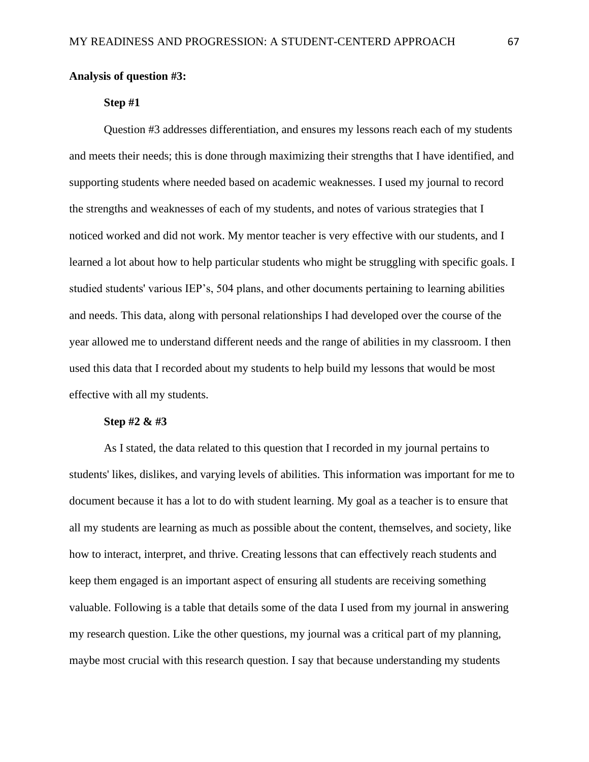**Analysis of question #3:**

**Step #1**

Question #3 addresses differentiation, and ensures my lessons reach each of my students and meets their needs; this is done through maximizing their strengths that I have identified, and supporting students where needed based on academic weaknesses. I used my journal to record the strengths and weaknesses of each of my students, and notes of various strategies that I noticed worked and did not work. My mentor teacher is very effective with our students, and I learned a lot about how to help particular students who might be struggling with specific goals. I studied students' various IEP’s, 504 plans, and other documents pertaining to learning abilities and needs. This data, along with personal relationships I had developed over the course of the year allowed me to understand different needs and the range of abilities in my classroom. I then used this data that I recorded about my students to help build my lessons that would be most effective with all my students.

**Step #2 & #3**

As I stated, the data related to this question that I recorded in my journal pertains to students' likes, dislikes, and varying levels of abilities. This information was important for me to document because it has a lot to do with student learning. My goal as a teacher is to ensure that all my students are learning as much as possible about the content, themselves, and society, like how to interact, interpret, and thrive. Creating lessons that can effectively reach students and keep them engaged is an important aspect of ensuring all students are receiving something valuable. Following is a table that details some of the data I used from my journal in answering my research question. Like the other questions, my journal was a critical part of my planning, maybe most crucial with this research question. I say that because understanding my students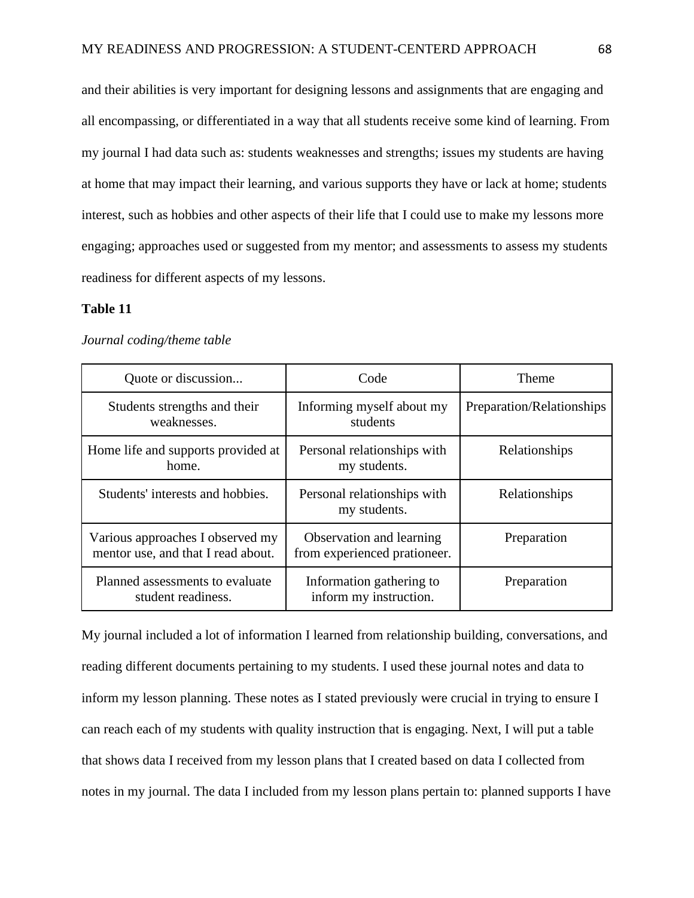and their abilities is very important for designing lessons and assignments that are engaging and all encompassing, or differentiated in a way that all students receive some kind of learning. From my journal I had data such as: students weaknesses and strengths; issues my students are having at home that may impact their learning, and various supports they have or lack at home; students interest, such as hobbies and other aspects of their life that I could use to make my lessons more engaging; approaches used or suggested from my mentor; and assessments to assess my students readiness for different aspects of my lessons.

**Table 11**

*Journal coding/theme table*

| Quote or discussion... | Code | Theme |
|---|---|---|
| Students strengths and their weaknesses. | Informing myself about my students | Preparation/Relationships |
| Home life and supports provided at home. | Personal relationships with my students. | Relationships |
| Students' interests and hobbies. | Personal relationships with my students. | Relationships |
| Various approaches I observed my mentor use, and that I read about. | Observation and learning from experienced prationeer. | Preparation |
| Planned assessments to evaluate student readiness. | Information gathering to inform my instruction. | Preparation |

My journal included a lot of information I learned from relationship building, conversations, and reading different documents pertaining to my students. I used these journal notes and data to inform my lesson planning. These notes as I stated previously were crucial in trying to ensure I can reach each of my students with quality instruction that is engaging. Next, I will put a table that shows data I received from my lesson plans that I created based on data I collected from notes in my journal. The data I included from my lesson plans pertain to: planned supports I have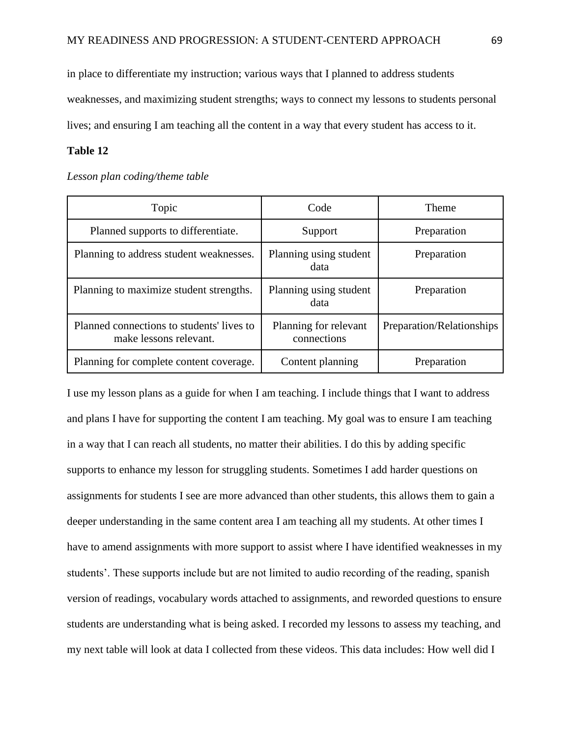in place to differentiate my instruction; various ways that I planned to address students weaknesses, and maximizing student strengths; ways to connect my lessons to students personal lives; and ensuring I am teaching all the content in a way that every student has access to it.

**Table 12**

*Lesson plan coding/theme table*

| Topic | Code | Theme |
|---|---|---|
| Planned supports to differentiate. | Support | Preparation |
| Planning to address student weaknesses. | Planning using student data | Preparation |
| Planning to maximize student strengths. | Planning using student data | Preparation |
| Planned connections to students' lives to make lessons relevant. | Planning for relevant connections | Preparation/Relationships |
| Planning for complete content coverage. | Content planning | Preparation |

I use my lesson plans as a guide for when I am teaching. I include things that I want to address and plans I have for supporting the content I am teaching. My goal was to ensure I am teaching in a way that I can reach all students, no matter their abilities. I do this by adding specific supports to enhance my lesson for struggling students. Sometimes I add harder questions on assignments for students I see are more advanced than other students, this allows them to gain a deeper understanding in the same content area I am teaching all my students. At other times I have to amend assignments with more support to assist where I have identified weaknesses in my students'. These supports include but are not limited to audio recording of the reading, spanish version of readings, vocabulary words attached to assignments, and reworded questions to ensure students are understanding what is being asked. I recorded my lessons to assess my teaching, and my next table will look at data I collected from these videos. This data includes: How well did I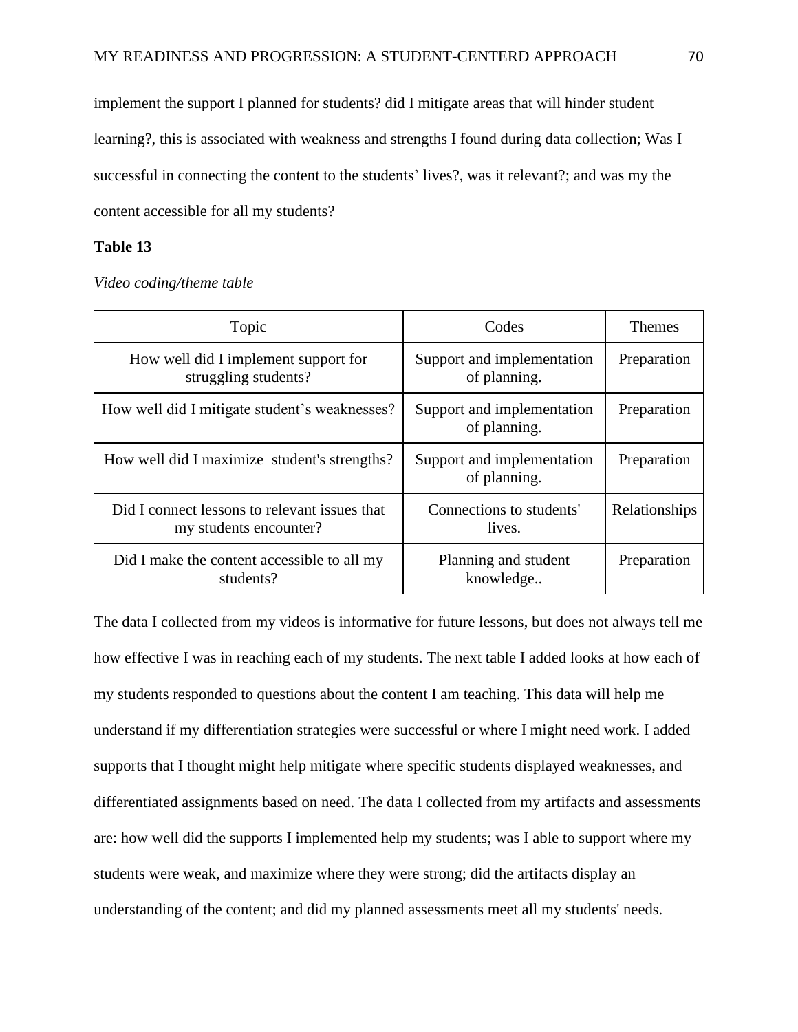implement the support I planned for students? did I mitigate areas that will hinder student learning?, this is associated with weakness and strengths I found during data collection; Was I successful in connecting the content to the students' lives?, was it relevant?; and was my the content accessible for all my students?

**Table 13**

*Video coding/theme table*

| Topic | Codes | Themes |
|---|---|---|
| How well did I implement support for struggling students? | Support and implementation of planning. | Preparation |
| How well did I mitigate student's weaknesses? | Support and implementation of planning. | Preparation |
| How well did I maximize student's strengths? | Support and implementation of planning. | Preparation |
| Did I connect lessons to relevant issues that my students encounter? | Connections to students' lives. | Relationships |
| Did I make the content accessible to all my students? | Planning and student knowledge.. | Preparation |

The data I collected from my videos is informative for future lessons, but does not always tell me how effective I was in reaching each of my students. The next table I added looks at how each of my students responded to questions about the content I am teaching. This data will help me understand if my differentiation strategies were successful or where I might need work. I added supports that I thought might help mitigate where specific students displayed weaknesses, and differentiated assignments based on need. The data I collected from my artifacts and assessments are: how well did the supports I implemented help my students; was I able to support where my students were weak, and maximize where they were strong; did the artifacts display an understanding of the content; and did my planned assessments meet all my students' needs.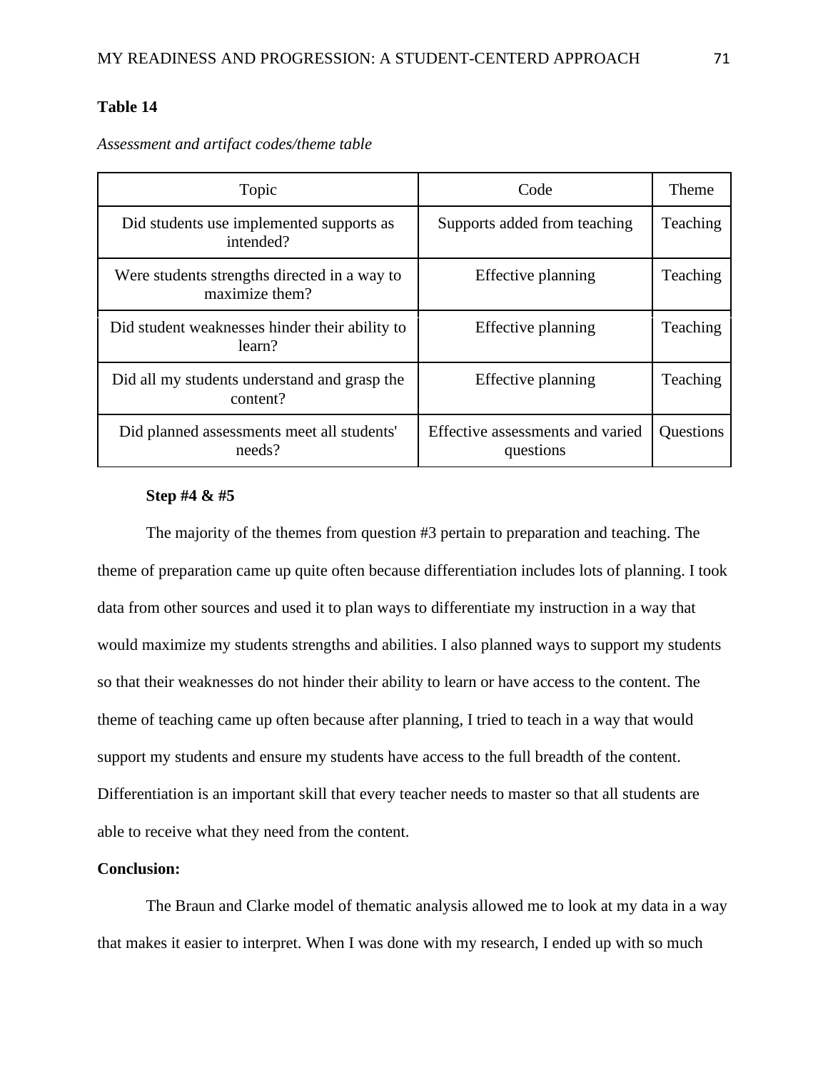**Table 14**

*Assessment and artifact codes/theme table*

| Topic | Code | Theme |
|---|---|---|
| Did students use implemented supports as intended? | Supports added from teaching | Teaching |
| Were students strengths directed in a way to maximize them? | Effective planning | Teaching |
| Did student weaknesses hinder their ability to learn? | Effective planning | Teaching |
| Did all my students understand and grasp the content? | Effective planning | Teaching |
| Did planned assessments meet all students' needs? | Effective assessments and varied questions | Questions |

**Step #4 & #5**

The majority of the themes from question #3 pertain to preparation and teaching. The theme of preparation came up quite often because differentiation includes lots of planning. I took data from other sources and used it to plan ways to differentiate my instruction in a way that would maximize my students strengths and abilities. I also planned ways to support my students so that their weaknesses do not hinder their ability to learn or have access to the content. The theme of teaching came up often because after planning, I tried to teach in a way that would support my students and ensure my students have access to the full breadth of the content. Differentiation is an important skill that every teacher needs to master so that all students are able to receive what they need from the content.

**Conclusion:**

The Braun and Clarke model of thematic analysis allowed me to look at my data in a way that makes it easier to interpret. When I was done with my research, I ended up with so much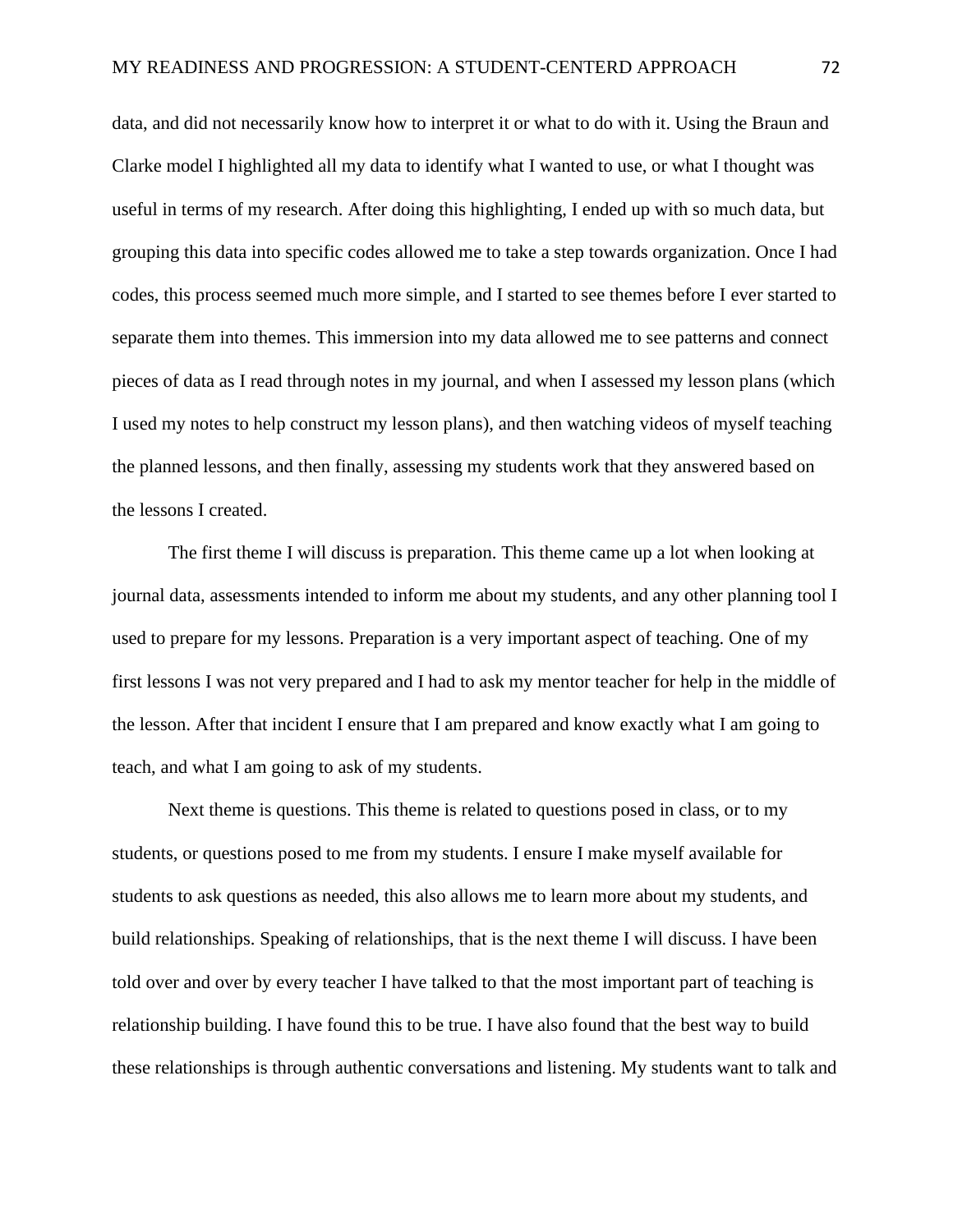data, and did not necessarily know how to interpret it or what to do with it. Using the Braun and Clarke model I highlighted all my data to identify what I wanted to use, or what I thought was useful in terms of my research. After doing this highlighting, I ended up with so much data, but grouping this data into specific codes allowed me to take a step towards organization. Once I had codes, this process seemed much more simple, and I started to see themes before I ever started to separate them into themes. This immersion into my data allowed me to see patterns and connect pieces of data as I read through notes in my journal, and when I assessed my lesson plans (which I used my notes to help construct my lesson plans), and then watching videos of myself teaching the planned lessons, and then finally, assessing my students work that they answered based on the lessons I created.

The first theme I will discuss is preparation. This theme came up a lot when looking at journal data, assessments intended to inform me about my students, and any other planning tool I used to prepare for my lessons. Preparation is a very important aspect of teaching. One of my first lessons I was not very prepared and I had to ask my mentor teacher for help in the middle of the lesson. After that incident I ensure that I am prepared and know exactly what I am going to teach, and what I am going to ask of my students.

Next theme is questions. This theme is related to questions posed in class, or to my students, or questions posed to me from my students. I ensure I make myself available for students to ask questions as needed, this also allows me to learn more about my students, and build relationships. Speaking of relationships, that is the next theme I will discuss. I have been told over and over by every teacher I have talked to that the most important part of teaching is relationship building. I have found this to be true. I have also found that the best way to build these relationships is through authentic conversations and listening. My students want to talk and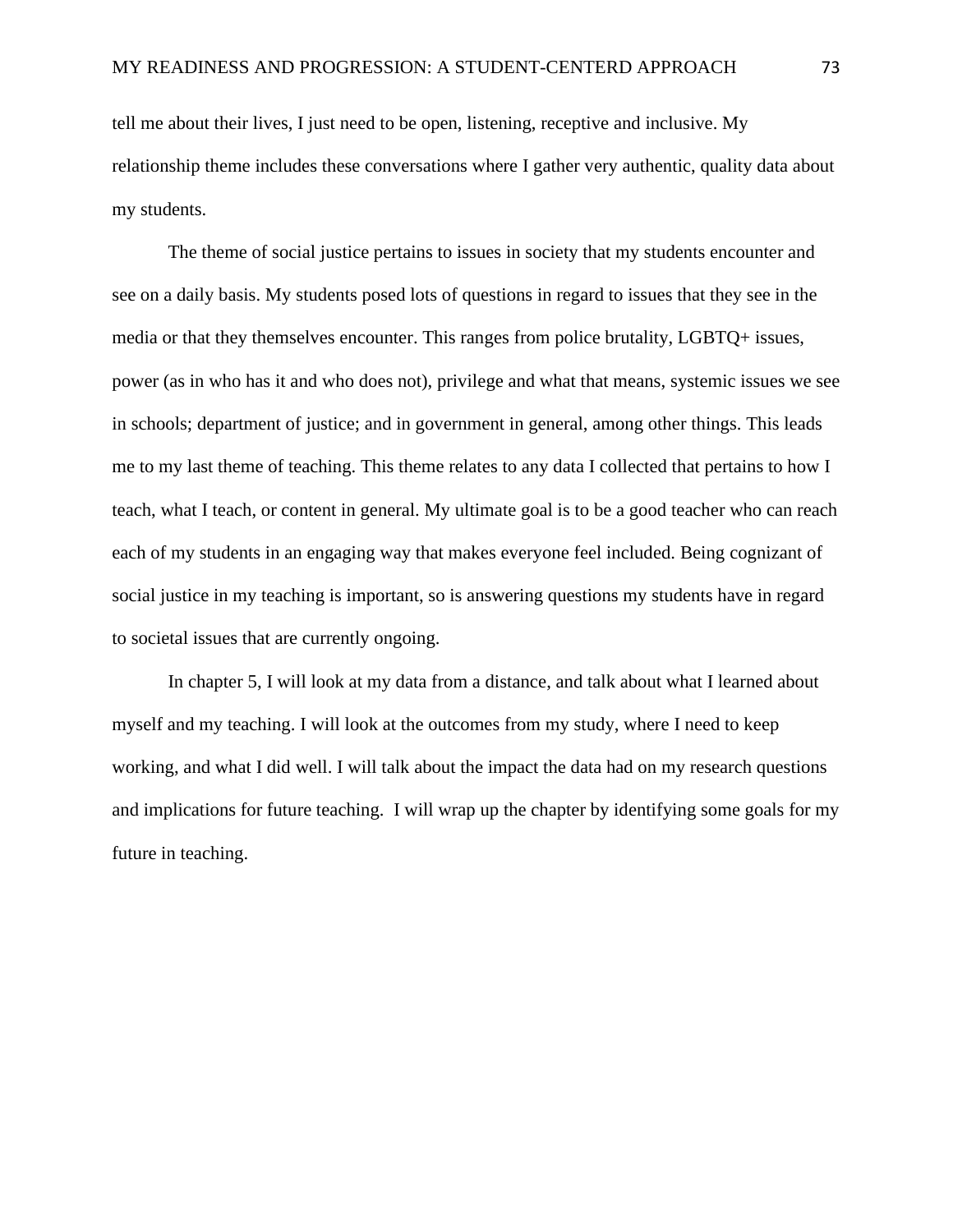tell me about their lives, I just need to be open, listening, receptive and inclusive. My relationship theme includes these conversations where I gather very authentic, quality data about my students.

The theme of social justice pertains to issues in society that my students encounter and see on a daily basis. My students posed lots of questions in regard to issues that they see in the media or that they themselves encounter. This ranges from police brutality, LGBTQ+ issues, power (as in who has it and who does not), privilege and what that means, systemic issues we see in schools; department of justice; and in government in general, among other things. This leads me to my last theme of teaching. This theme relates to any data I collected that pertains to how I teach, what I teach, or content in general. My ultimate goal is to be a good teacher who can reach each of my students in an engaging way that makes everyone feel included. Being cognizant of social justice in my teaching is important, so is answering questions my students have in regard to societal issues that are currently ongoing.

In chapter 5, I will look at my data from a distance, and talk about what I learned about myself and my teaching. I will look at the outcomes from my study, where I need to keep working, and what I did well. I will talk about the impact the data had on my research questions and implications for future teaching. I will wrap up the chapter by identifying some goals for my future in teaching.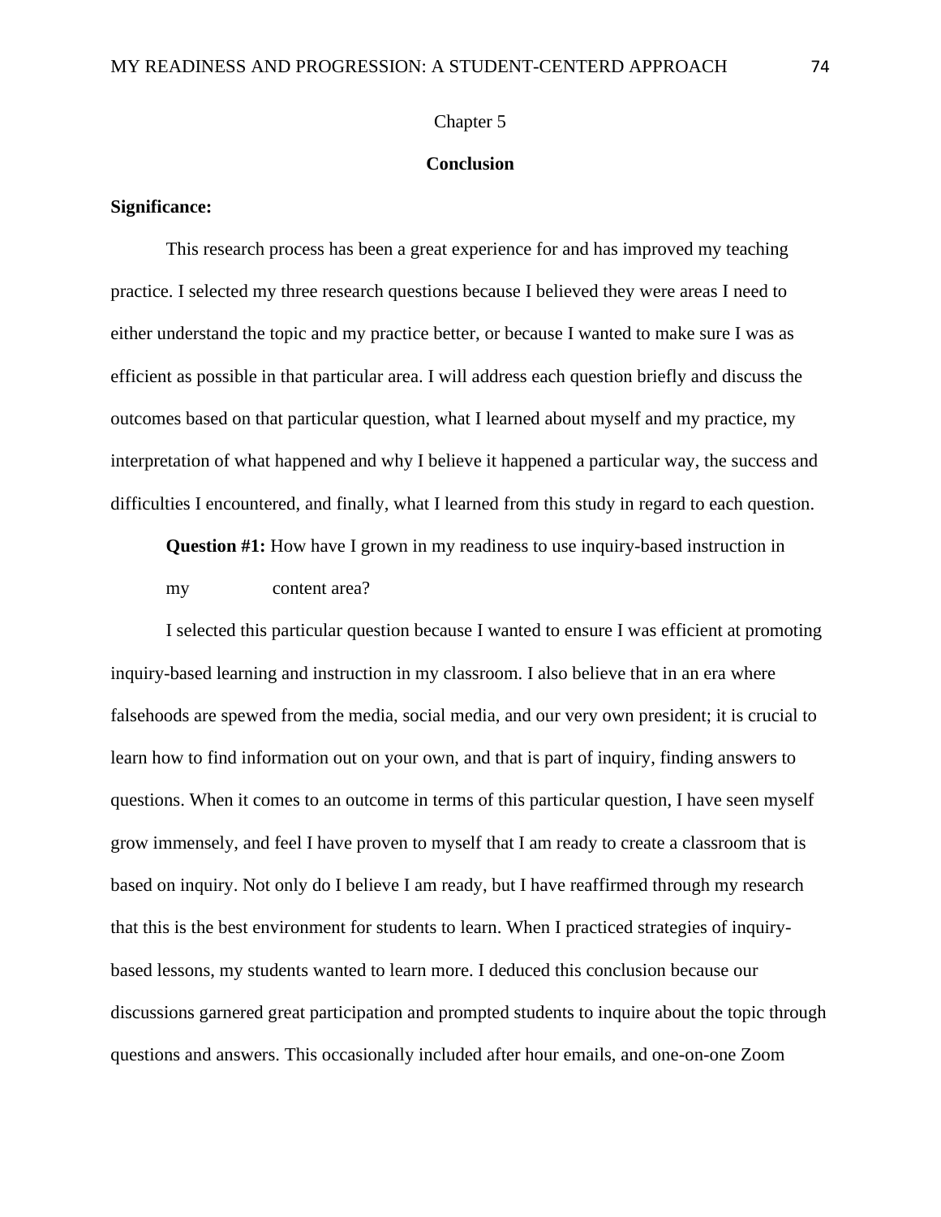# Chapter 5

## Conclusion

**Significance:**

This research process has been a great experience for and has improved my teaching practice. I selected my three research questions because I believed they were areas I need to either understand the topic and my practice better, or because I wanted to make sure I was as efficient as possible in that particular area. I will address each question briefly and discuss the outcomes based on that particular question, what I learned about myself and my practice, my interpretation of what happened and why I believe it happened a particular way, the success and difficulties I encountered, and finally, what I learned from this study in regard to each question.

**Question #1:** How have I grown in my readiness to use inquiry-based instruction in my content area?

I selected this particular question because I wanted to ensure I was efficient at promoting inquiry-based learning and instruction in my classroom. I also believe that in an era where falsehoods are spewed from the media, social media, and our very own president; it is crucial to learn how to find information out on your own, and that is part of inquiry, finding answers to questions. When it comes to an outcome in terms of this particular question, I have seen myself grow immensely, and feel I have proven to myself that I am ready to create a classroom that is based on inquiry. Not only do I believe I am ready, but I have reaffirmed through my research that this is the best environment for students to learn. When I practiced strategies of inquiry-based lessons, my students wanted to learn more. I deduced this conclusion because our discussions garnered great participation and prompted students to inquire about the topic through questions and answers. This occasionally included after hour emails, and one-on-one Zoom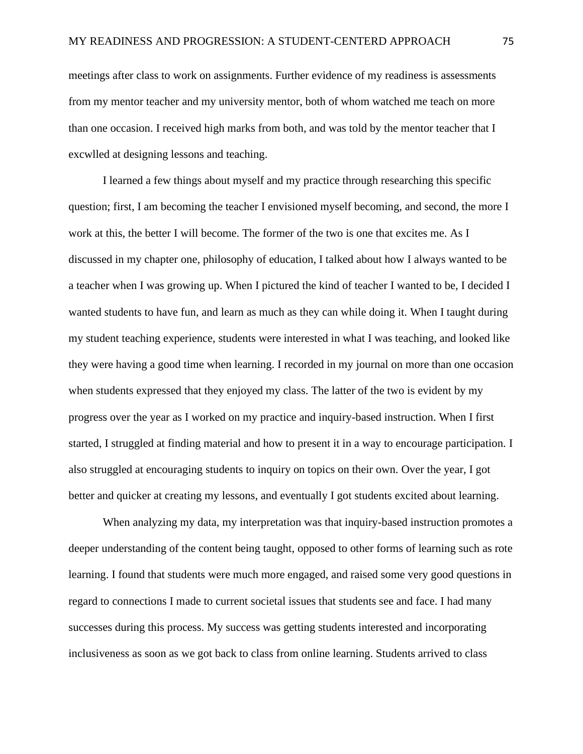meetings after class to work on assignments. Further evidence of my readiness is assessments from my mentor teacher and my university mentor, both of whom watched me teach on more than one occasion. I received high marks from both, and was told by the mentor teacher that I excwlled at designing lessons and teaching.

I learned a few things about myself and my practice through researching this specific question; first, I am becoming the teacher I envisioned myself becoming, and second, the more I work at this, the better I will become. The former of the two is one that excites me. As I discussed in my chapter one, philosophy of education, I talked about how I always wanted to be a teacher when I was growing up. When I pictured the kind of teacher I wanted to be, I decided I wanted students to have fun, and learn as much as they can while doing it. When I taught during my student teaching experience, students were interested in what I was teaching, and looked like they were having a good time when learning. I recorded in my journal on more than one occasion when students expressed that they enjoyed my class. The latter of the two is evident by my progress over the year as I worked on my practice and inquiry-based instruction. When I first started, I struggled at finding material and how to present it in a way to encourage participation. I also struggled at encouraging students to inquiry on topics on their own. Over the year, I got better and quicker at creating my lessons, and eventually I got students excited about learning.

When analyzing my data, my interpretation was that inquiry-based instruction promotes a deeper understanding of the content being taught, opposed to other forms of learning such as rote learning. I found that students were much more engaged, and raised some very good questions in regard to connections I made to current societal issues that students see and face. I had many successes during this process. My success was getting students interested and incorporating inclusiveness as soon as we got back to class from online learning. Students arrived to class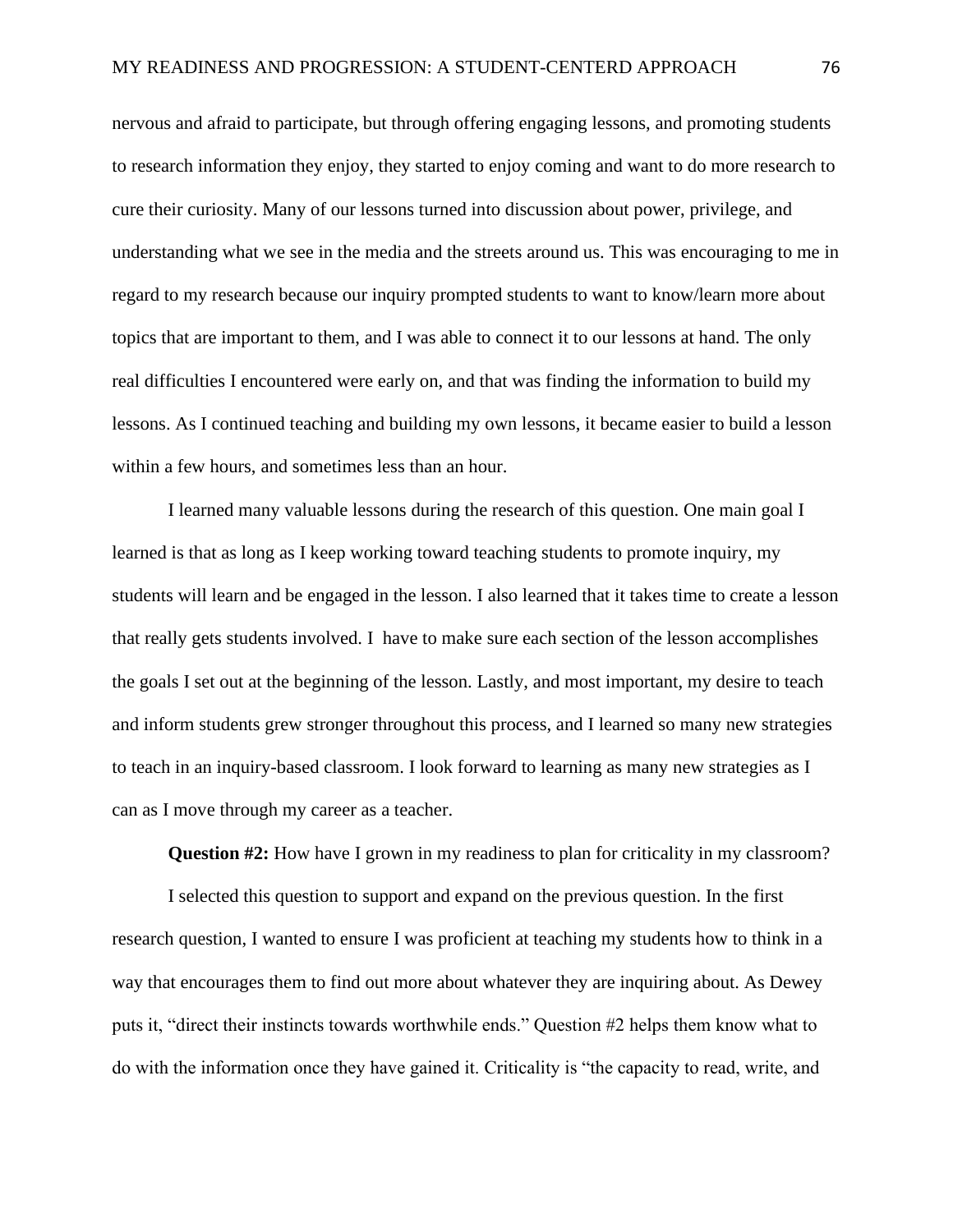nervous and afraid to participate, but through offering engaging lessons, and promoting students to research information they enjoy, they started to enjoy coming and want to do more research to cure their curiosity. Many of our lessons turned into discussion about power, privilege, and understanding what we see in the media and the streets around us. This was encouraging to me in regard to my research because our inquiry prompted students to want to know/learn more about topics that are important to them, and I was able to connect it to our lessons at hand. The only real difficulties I encountered were early on, and that was finding the information to build my lessons. As I continued teaching and building my own lessons, it became easier to build a lesson within a few hours, and sometimes less than an hour.

I learned many valuable lessons during the research of this question. One main goal I learned is that as long as I keep working toward teaching students to promote inquiry, my students will learn and be engaged in the lesson. I also learned that it takes time to create a lesson that really gets students involved. I have to make sure each section of the lesson accomplishes the goals I set out at the beginning of the lesson. Lastly, and most important, my desire to teach and inform students grew stronger throughout this process, and I learned so many new strategies to teach in an inquiry-based classroom. I look forward to learning as many new strategies as I can as I move through my career as a teacher.

**Question #2:** How have I grown in my readiness to plan for criticality in my classroom?

I selected this question to support and expand on the previous question. In the first research question, I wanted to ensure I was proficient at teaching my students how to think in a way that encourages them to find out more about whatever they are inquiring about. As Dewey puts it, "direct their instincts towards worthwhile ends." Question #2 helps them know what to do with the information once they have gained it. Criticality is "the capacity to read, write, and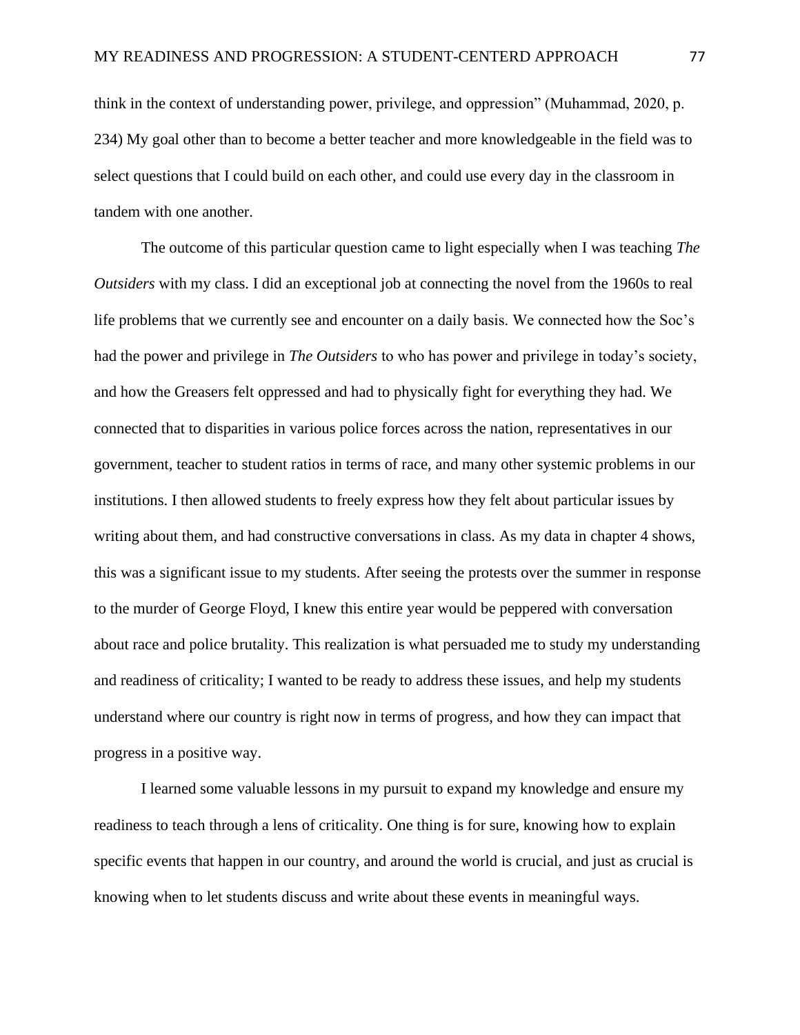think in the context of understanding power, privilege, and oppression" (Muhammad, 2020, p. 234) My goal other than to become a better teacher and more knowledgeable in the field was to select questions that I could build on each other, and could use every day in the classroom in tandem with one another.

The outcome of this particular question came to light especially when I was teaching *The Outsiders* with my class. I did an exceptional job at connecting the novel from the 1960s to real life problems that we currently see and encounter on a daily basis. We connected how the Soc's had the power and privilege in *The Outsiders* to who has power and privilege in today's society, and how the Greasers felt oppressed and had to physically fight for everything they had. We connected that to disparities in various police forces across the nation, representatives in our government, teacher to student ratios in terms of race, and many other systemic problems in our institutions. I then allowed students to freely express how they felt about particular issues by writing about them, and had constructive conversations in class. As my data in chapter 4 shows, this was a significant issue to my students. After seeing the protests over the summer in response to the murder of George Floyd, I knew this entire year would be peppered with conversation about race and police brutality. This realization is what persuaded me to study my understanding and readiness of criticality; I wanted to be ready to address these issues, and help my students understand where our country is right now in terms of progress, and how they can impact that progress in a positive way.

I learned some valuable lessons in my pursuit to expand my knowledge and ensure my readiness to teach through a lens of criticality. One thing is for sure, knowing how to explain specific events that happen in our country, and around the world is crucial, and just as crucial is knowing when to let students discuss and write about these events in meaningful ways.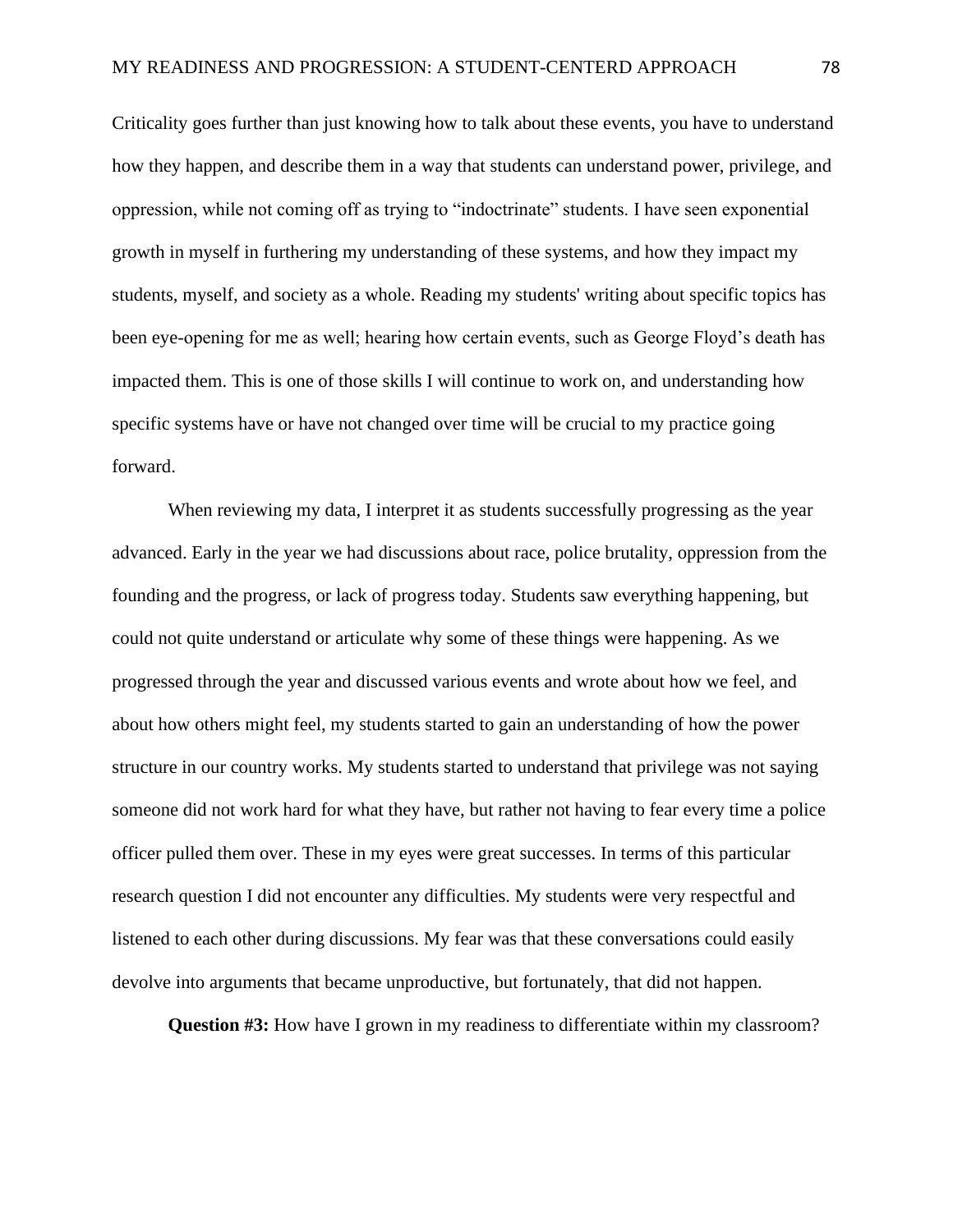Criticality goes further than just knowing how to talk about these events, you have to understand how they happen, and describe them in a way that students can understand power, privilege, and oppression, while not coming off as trying to "indoctrinate" students. I have seen exponential growth in myself in furthering my understanding of these systems, and how they impact my students, myself, and society as a whole. Reading my students' writing about specific topics has been eye-opening for me as well; hearing how certain events, such as George Floyd's death has impacted them. This is one of those skills I will continue to work on, and understanding how specific systems have or have not changed over time will be crucial to my practice going forward.

When reviewing my data, I interpret it as students successfully progressing as the year advanced. Early in the year we had discussions about race, police brutality, oppression from the founding and the progress, or lack of progress today. Students saw everything happening, but could not quite understand or articulate why some of these things were happening. As we progressed through the year and discussed various events and wrote about how we feel, and about how others might feel, my students started to gain an understanding of how the power structure in our country works. My students started to understand that privilege was not saying someone did not work hard for what they have, but rather not having to fear every time a police officer pulled them over. These in my eyes were great successes. In terms of this particular research question I did not encounter any difficulties. My students were very respectful and listened to each other during discussions. My fear was that these conversations could easily devolve into arguments that became unproductive, but fortunately, that did not happen.

**Question #3:** How have I grown in my readiness to differentiate within my classroom?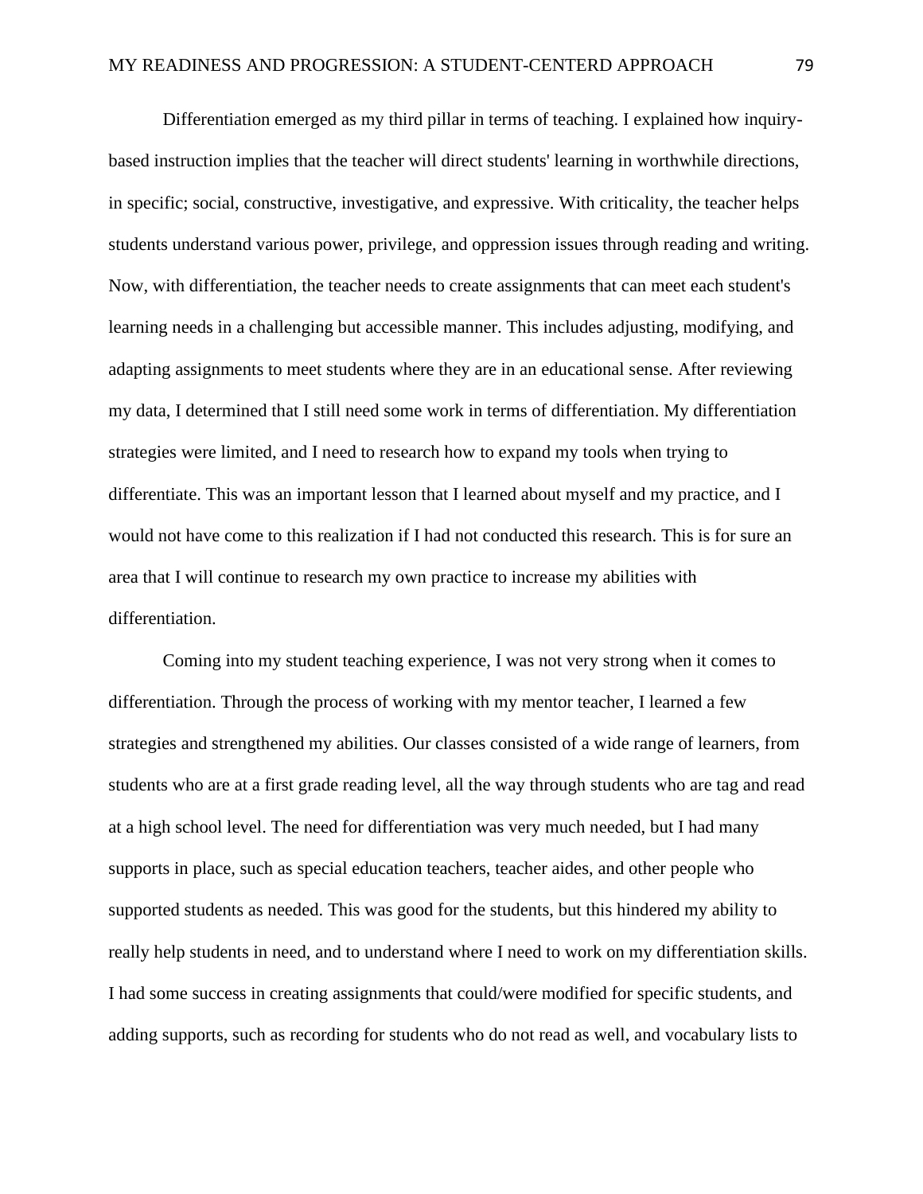Differentiation emerged as my third pillar in terms of teaching. I explained how inquiry-based instruction implies that the teacher will direct students' learning in worthwhile directions, in specific; social, constructive, investigative, and expressive. With criticality, the teacher helps students understand various power, privilege, and oppression issues through reading and writing. Now, with differentiation, the teacher needs to create assignments that can meet each student's learning needs in a challenging but accessible manner. This includes adjusting, modifying, and adapting assignments to meet students where they are in an educational sense. After reviewing my data, I determined that I still need some work in terms of differentiation. My differentiation strategies were limited, and I need to research how to expand my tools when trying to differentiate. This was an important lesson that I learned about myself and my practice, and I would not have come to this realization if I had not conducted this research. This is for sure an area that I will continue to research my own practice to increase my abilities with differentiation.

Coming into my student teaching experience, I was not very strong when it comes to differentiation. Through the process of working with my mentor teacher, I learned a few strategies and strengthened my abilities. Our classes consisted of a wide range of learners, from students who are at a first grade reading level, all the way through students who are tag and read at a high school level. The need for differentiation was very much needed, but I had many supports in place, such as special education teachers, teacher aides, and other people who supported students as needed. This was good for the students, but this hindered my ability to really help students in need, and to understand where I need to work on my differentiation skills. I had some success in creating assignments that could/were modified for specific students, and adding supports, such as recording for students who do not read as well, and vocabulary lists to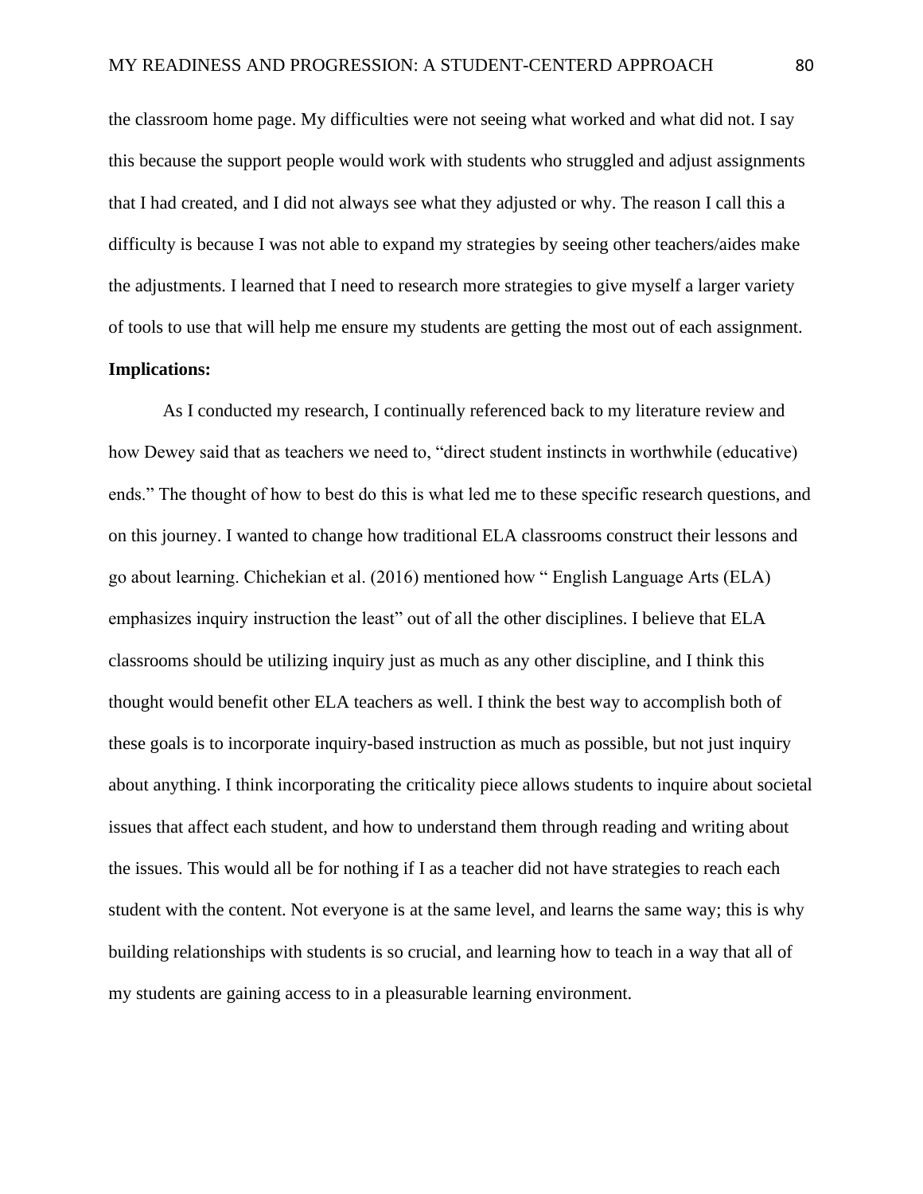the classroom home page. My difficulties were not seeing what worked and what did not. I say this because the support people would work with students who struggled and adjust assignments that I had created, and I did not always see what they adjusted or why. The reason I call this a difficulty is because I was not able to expand my strategies by seeing other teachers/aides make the adjustments. I learned that I need to research more strategies to give myself a larger variety of tools to use that will help me ensure my students are getting the most out of each assignment.

**Implications:**

As I conducted my research, I continually referenced back to my literature review and how Dewey said that as teachers we need to, "direct student instincts in worthwhile (educative) ends." The thought of how to best do this is what led me to these specific research questions, and on this journey. I wanted to change how traditional ELA classrooms construct their lessons and go about learning. Chichekian et al. (2016) mentioned how " English Language Arts (ELA) emphasizes inquiry instruction the least" out of all the other disciplines. I believe that ELA classrooms should be utilizing inquiry just as much as any other discipline, and I think this thought would benefit other ELA teachers as well. I think the best way to accomplish both of these goals is to incorporate inquiry-based instruction as much as possible, but not just inquiry about anything. I think incorporating the criticality piece allows students to inquire about societal issues that affect each student, and how to understand them through reading and writing about the issues. This would all be for nothing if I as a teacher did not have strategies to reach each student with the content. Not everyone is at the same level, and learns the same way; this is why building relationships with students is so crucial, and learning how to teach in a way that all of my students are gaining access to in a pleasurable learning environment.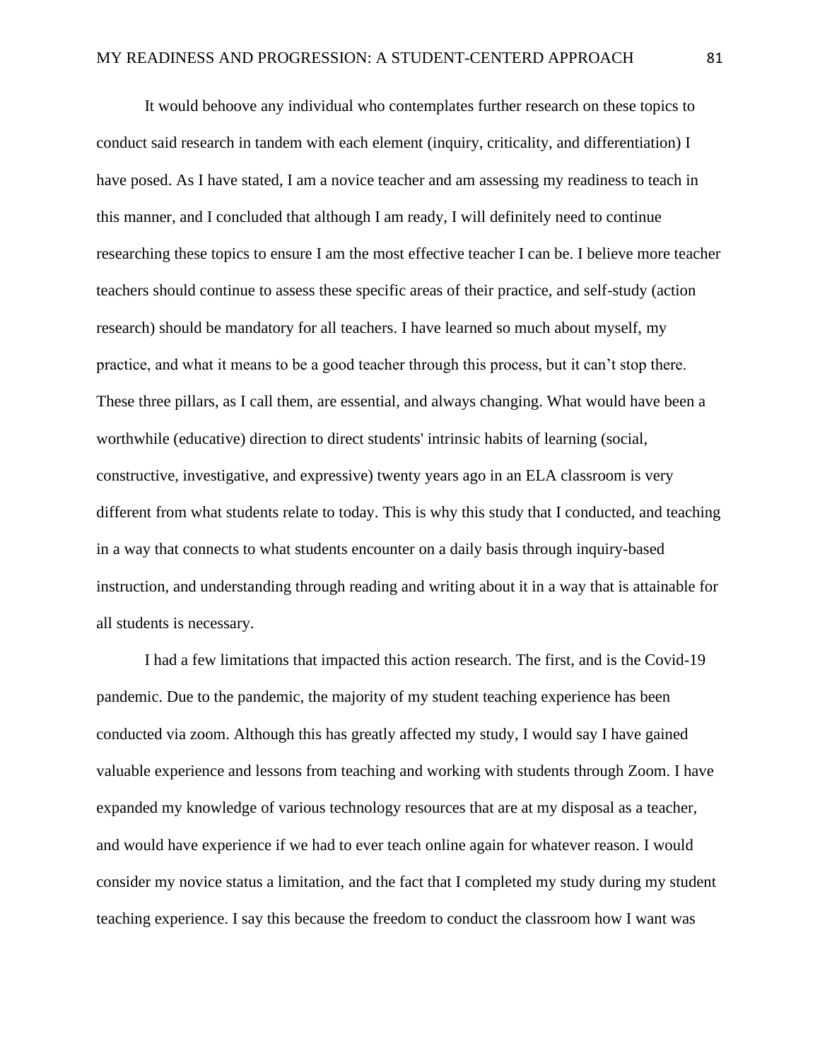It would behoove any individual who contemplates further research on these topics to conduct said research in tandem with each element (inquiry, criticality, and differentiation) I have posed. As I have stated, I am a novice teacher and am assessing my readiness to teach in this manner, and I concluded that although I am ready, I will definitely need to continue researching these topics to ensure I am the most effective teacher I can be. I believe more teacher teachers should continue to assess these specific areas of their practice, and self-study (action research) should be mandatory for all teachers. I have learned so much about myself, my practice, and what it means to be a good teacher through this process, but it can't stop there. These three pillars, as I call them, are essential, and always changing. What would have been a worthwhile (educative) direction to direct students' intrinsic habits of learning (social, constructive, investigative, and expressive) twenty years ago in an ELA classroom is very different from what students relate to today. This is why this study that I conducted, and teaching in a way that connects to what students encounter on a daily basis through inquiry-based instruction, and understanding through reading and writing about it in a way that is attainable for all students is necessary.

I had a few limitations that impacted this action research. The first, and is the Covid-19 pandemic. Due to the pandemic, the majority of my student teaching experience has been conducted via zoom. Although this has greatly affected my study, I would say I have gained valuable experience and lessons from teaching and working with students through Zoom. I have expanded my knowledge of various technology resources that are at my disposal as a teacher, and would have experience if we had to ever teach online again for whatever reason. I would consider my novice status a limitation, and the fact that I completed my study during my student teaching experience. I say this because the freedom to conduct the classroom how I want was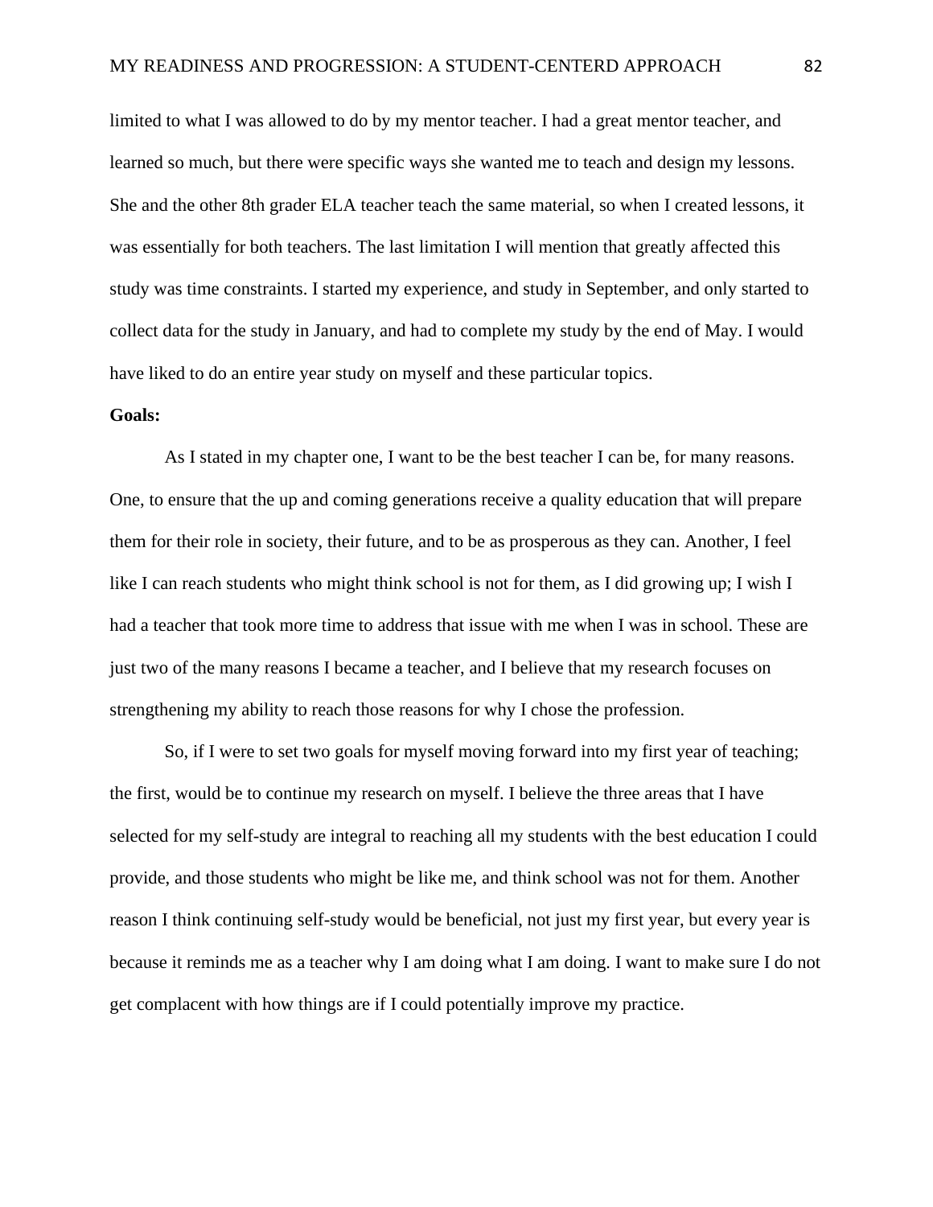limited to what I was allowed to do by my mentor teacher. I had a great mentor teacher, and learned so much, but there were specific ways she wanted me to teach and design my lessons. She and the other 8th grader ELA teacher teach the same material, so when I created lessons, it was essentially for both teachers. The last limitation I will mention that greatly affected this study was time constraints. I started my experience, and study in September, and only started to collect data for the study in January, and had to complete my study by the end of May. I would have liked to do an entire year study on myself and these particular topics.

**Goals:**

As I stated in my chapter one, I want to be the best teacher I can be, for many reasons. One, to ensure that the up and coming generations receive a quality education that will prepare them for their role in society, their future, and to be as prosperous as they can. Another, I feel like I can reach students who might think school is not for them, as I did growing up; I wish I had a teacher that took more time to address that issue with me when I was in school. These are just two of the many reasons I became a teacher, and I believe that my research focuses on strengthening my ability to reach those reasons for why I chose the profession.

So, if I were to set two goals for myself moving forward into my first year of teaching; the first, would be to continue my research on myself. I believe the three areas that I have selected for my self-study are integral to reaching all my students with the best education I could provide, and those students who might be like me, and think school was not for them. Another reason I think continuing self-study would be beneficial, not just my first year, but every year is because it reminds me as a teacher why I am doing what I am doing. I want to make sure I do not get complacent with how things are if I could potentially improve my practice.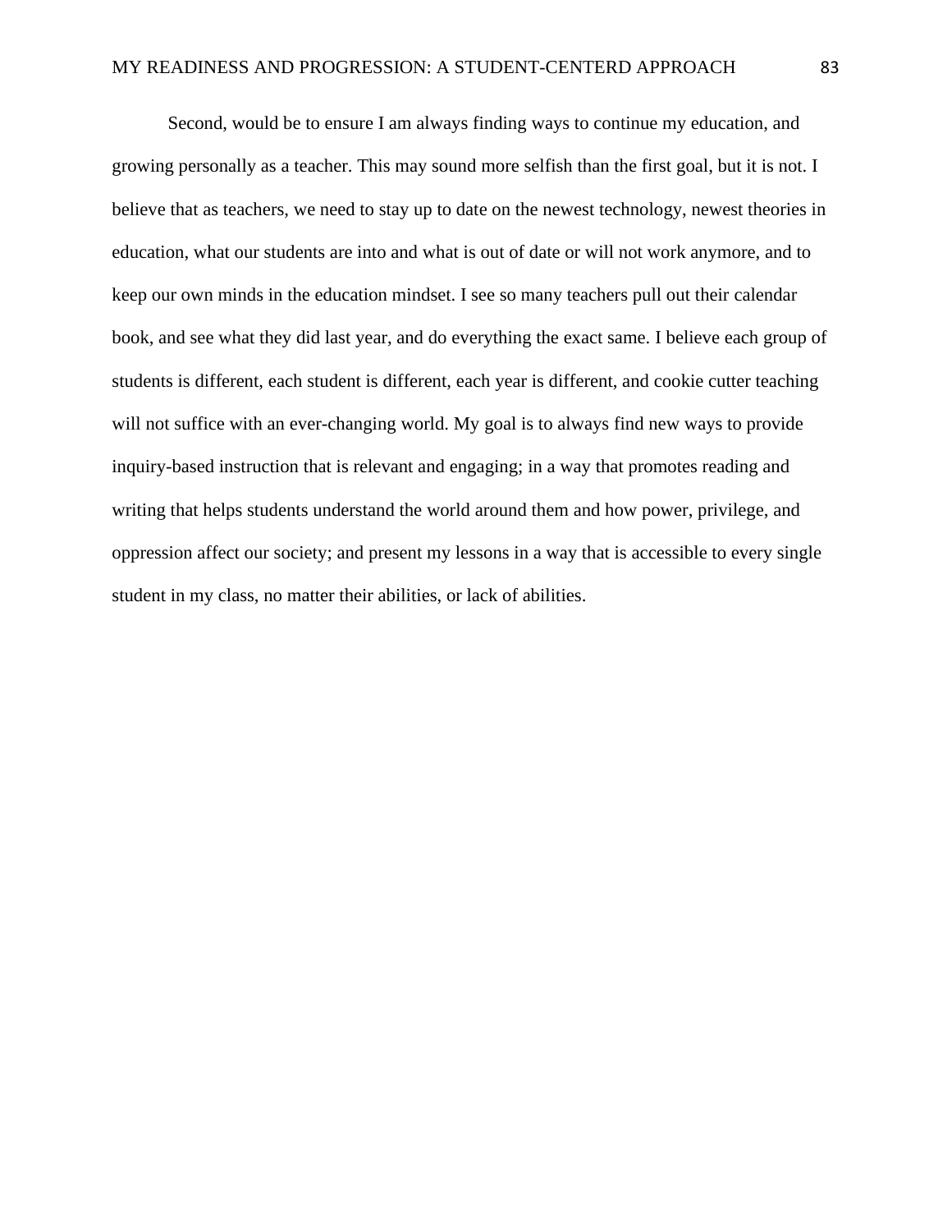Second, would be to ensure I am always finding ways to continue my education, and growing personally as a teacher. This may sound more selfish than the first goal, but it is not. I believe that as teachers, we need to stay up to date on the newest technology, newest theories in education, what our students are into and what is out of date or will not work anymore, and to keep our own minds in the education mindset. I see so many teachers pull out their calendar book, and see what they did last year, and do everything the exact same. I believe each group of students is different, each student is different, each year is different, and cookie cutter teaching will not suffice with an ever-changing world. My goal is to always find new ways to provide inquiry-based instruction that is relevant and engaging; in a way that promotes reading and writing that helps students understand the world around them and how power, privilege, and oppression affect our society; and present my lessons in a way that is accessible to every single student in my class, no matter their abilities, or lack of abilities.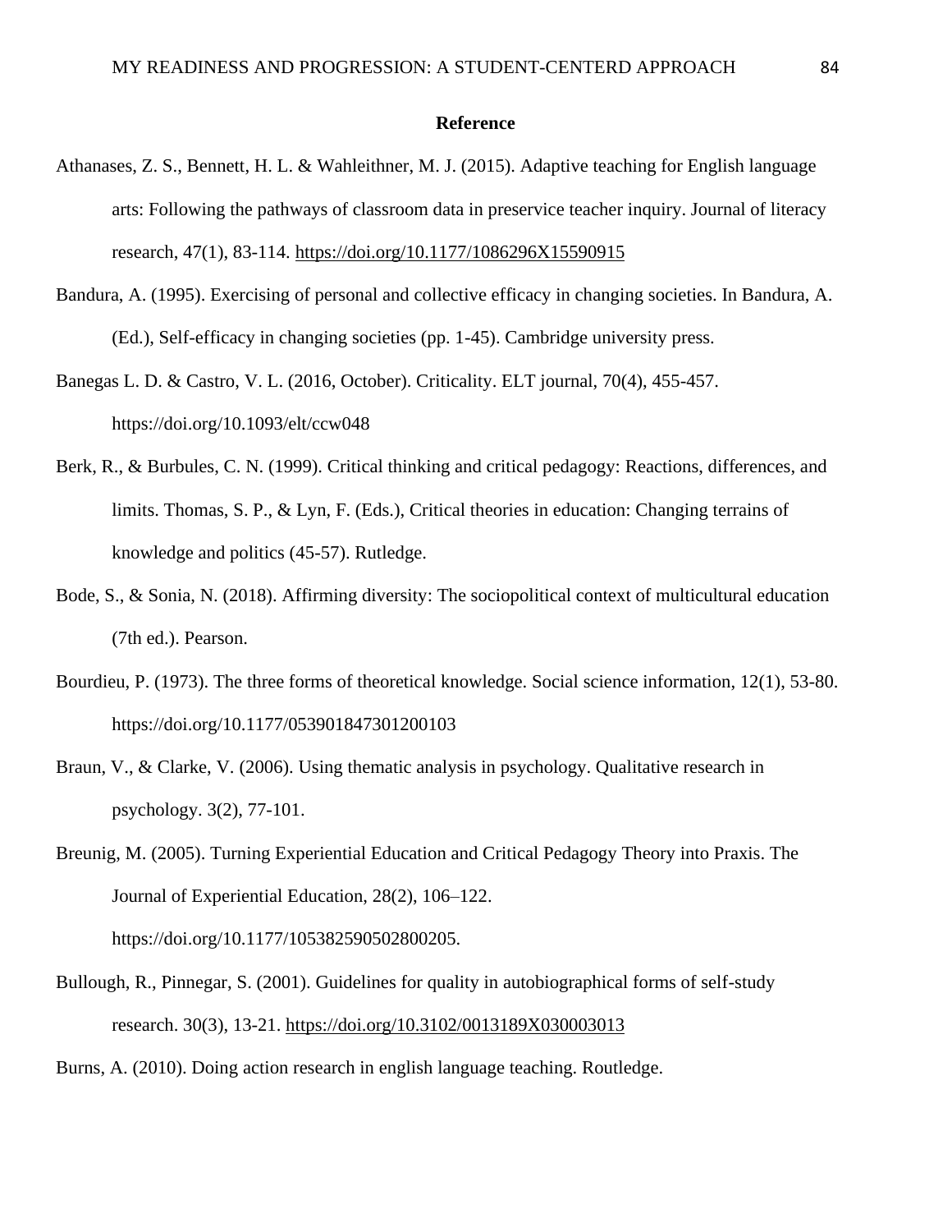**Reference**

Athanases, Z. S., Bennett, H. L. & Wahleithner, M. J. (2015). Adaptive teaching for English language arts: Following the pathways of classroom data in preservice teacher inquiry. Journal of literacy research, 47(1), 83-114. https://doi.org/10.1177/1086296X15590915

Bandura, A. (1995). Exercising of personal and collective efficacy in changing societies. In Bandura, A. (Ed.), Self-efficacy in changing societies (pp. 1-45). Cambridge university press.

Banegas L. D. & Castro, V. L. (2016, October). Criticality. ELT journal, 70(4), 455-457. https://doi.org/10.1093/elt/ccw048

Berk, R., & Burbules, C. N. (1999). Critical thinking and critical pedagogy: Reactions, differences, and limits. Thomas, S. P., & Lyn, F. (Eds.), Critical theories in education: Changing terrains of knowledge and politics (45-57). Rutledge.

Bode, S., & Sonia, N. (2018). Affirming diversity: The sociopolitical context of multicultural education (7th ed.). Pearson.

Bourdieu, P. (1973). The three forms of theoretical knowledge. Social science information, 12(1), 53-80. https://doi.org/10.1177/053901847301200103

Braun, V., & Clarke, V. (2006). Using thematic analysis in psychology. Qualitative research in psychology. 3(2), 77-101.

Breunig, M. (2005). Turning Experiential Education and Critical Pedagogy Theory into Praxis. The Journal of Experiential Education, 28(2), 106–122. https://doi.org/10.1177/105382590502800205.

Bullough, R., Pinnegar, S. (2001). Guidelines for quality in autobiographical forms of self-study research. 30(3), 13-21. https://doi.org/10.3102/0013189X030003013

Burns, A. (2010). Doing action research in english language teaching. Routledge.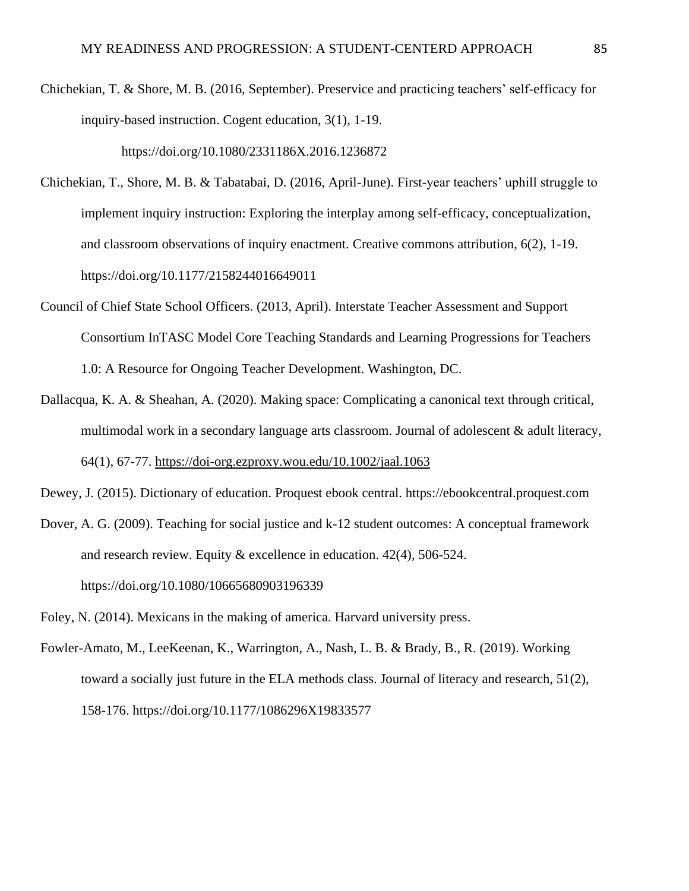Chichekian, T. & Shore, M. B. (2016, September). Preservice and practicing teachers' self-efficacy for inquiry-based instruction. Cogent education, 3(1), 1-19. https://doi.org/10.1080/2331186X.2016.1236872

Chichekian, T., Shore, M. B. & Tabatabai, D. (2016, April-June). First-year teachers' uphill struggle to implement inquiry instruction: Exploring the interplay among self-efficacy, conceptualization, and classroom observations of inquiry enactment. Creative commons attribution, 6(2), 1-19. https://doi.org/10.1177/2158244016649011

Council of Chief State School Officers. (2013, April). Interstate Teacher Assessment and Support Consortium InTASC Model Core Teaching Standards and Learning Progressions for Teachers 1.0: A Resource for Ongoing Teacher Development. Washington, DC.

Dallacqua, K. A. & Sheahan, A. (2020). Making space: Complicating a canonical text through critical, multimodal work in a secondary language arts classroom. Journal of adolescent & adult literacy, 64(1), 67-77. https://doi-org.ezproxy.wou.edu/10.1002/jaal.1063

Dewey, J. (2015). Dictionary of education. Proquest ebook central. https://ebookcentral.proquest.com

Dover, A. G. (2009). Teaching for social justice and k-12 student outcomes: A conceptual framework and research review. Equity & excellence in education. 42(4), 506-524. https://doi.org/10.1080/10665680903196339

Foley, N. (2014). Mexicans in the making of america. Harvard university press.

Fowler-Amato, M., LeeKeenan, K., Warrington, A., Nash, L. B. & Brady, B., R. (2019). Working toward a socially just future in the ELA methods class. Journal of literacy and research, 51(2), 158-176. https://doi.org/10.1177/1086296X19833577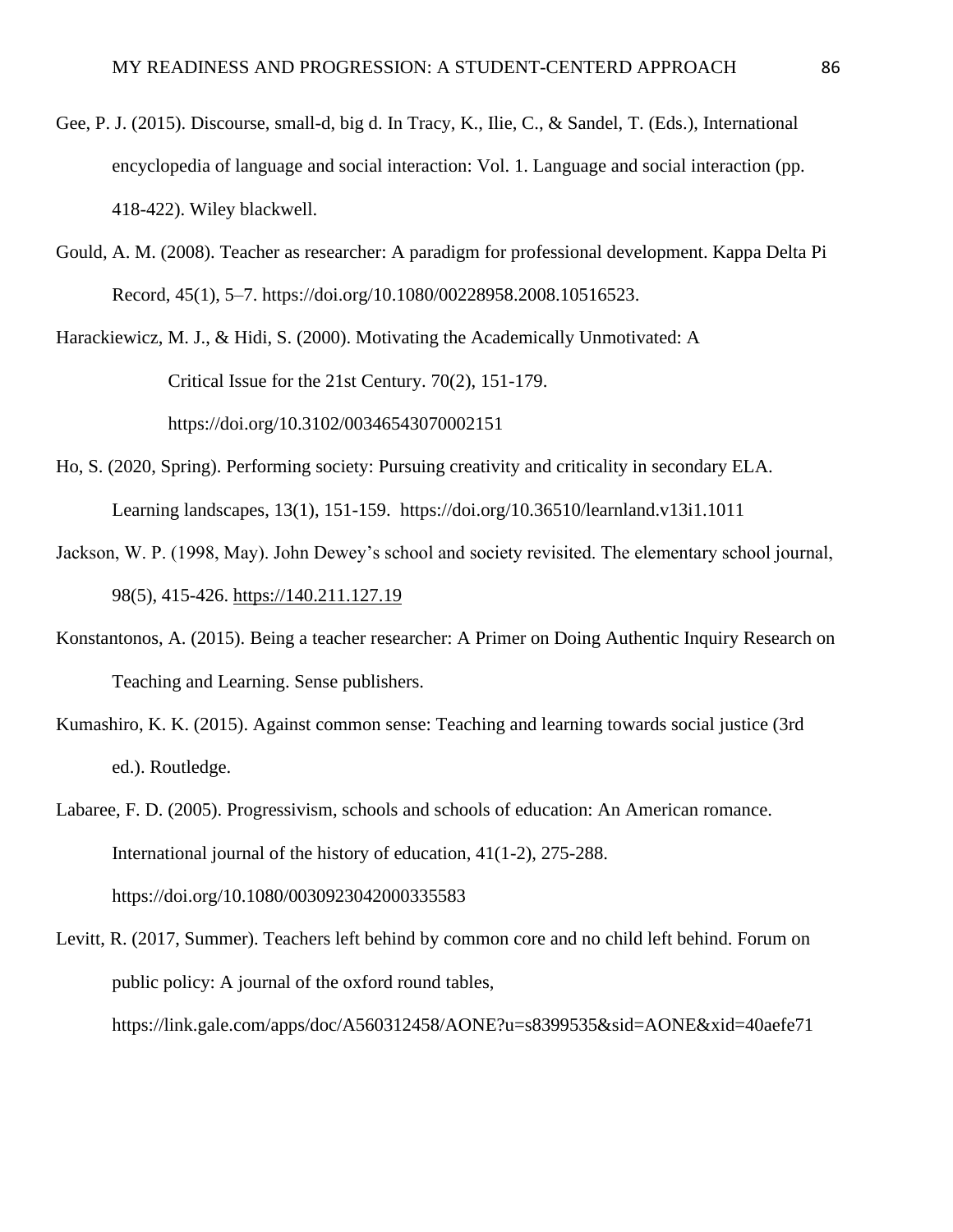Gee, P. J. (2015). Discourse, small-d, big d. In Tracy, K., Ilie, C., & Sandel, T. (Eds.), International encyclopedia of language and social interaction: Vol. 1. Language and social interaction (pp. 418-422). Wiley blackwell.

Gould, A. M. (2008). Teacher as researcher: A paradigm for professional development. Kappa Delta Pi Record, 45(1), 5–7. https://doi.org/10.1080/00228958.2008.10516523.

Harackiewicz, M. J., & Hidi, S. (2000). Motivating the Academically Unmotivated: A Critical Issue for the 21st Century. 70(2), 151-179. https://doi.org/10.3102/00346543070002151

Ho, S. (2020, Spring). Performing society: Pursuing creativity and criticality in secondary ELA. Learning landscapes, 13(1), 151-159. https://doi.org/10.36510/learnland.v13i1.1011

Jackson, W. P. (1998, May). John Dewey's school and society revisited. The elementary school journal, 98(5), 415-426. https://140.211.127.19

Konstantonos, A. (2015). Being a teacher researcher: A Primer on Doing Authentic Inquiry Research on Teaching and Learning. Sense publishers.

Kumashiro, K. K. (2015). Against common sense: Teaching and learning towards social justice (3rd ed.). Routledge.

Labaree, F. D. (2005). Progressivism, schools and schools of education: An American romance. International journal of the history of education, 41(1-2), 275-288. https://doi.org/10.1080/0030923042000335583

Levitt, R. (2017, Summer). Teachers left behind by common core and no child left behind. Forum on public policy: A journal of the oxford round tables, https://link.gale.com/apps/doc/A560312458/AONE?u=s8399535&sid=AONE&xid=40aefe71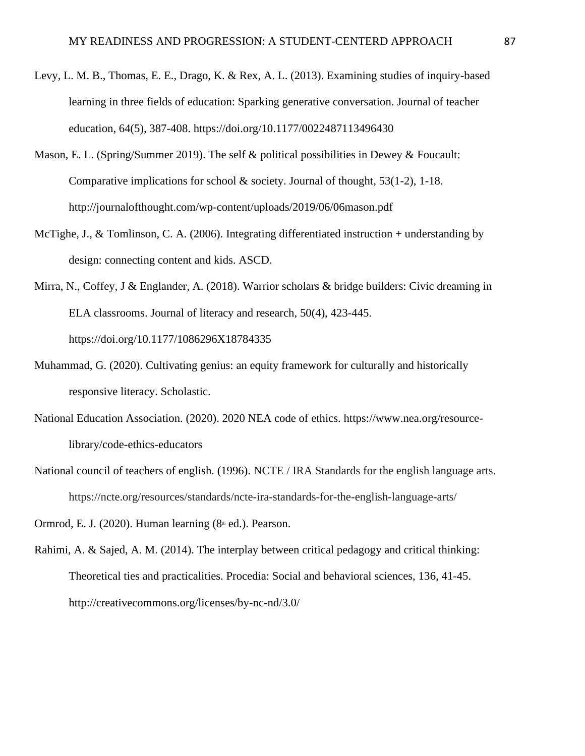Levy, L. M. B., Thomas, E. E., Drago, K. & Rex, A. L. (2013). Examining studies of inquiry-based learning in three fields of education: Sparking generative conversation. Journal of teacher education, 64(5), 387-408. https://doi.org/10.1177/0022487113496430

Mason, E. L. (Spring/Summer 2019). The self & political possibilities in Dewey & Foucault: Comparative implications for school & society. Journal of thought, 53(1-2), 1-18. http://journalofthought.com/wp-content/uploads/2019/06/06mason.pdf

McTighe, J., & Tomlinson, C. A. (2006). Integrating differentiated instruction + understanding by design: connecting content and kids. ASCD.

Mirra, N., Coffey, J & Englander, A. (2018). Warrior scholars & bridge builders: Civic dreaming in ELA classrooms. Journal of literacy and research, 50(4), 423-445. https://doi.org/10.1177/1086296X18784335

Muhammad, G. (2020). Cultivating genius: an equity framework for culturally and historically responsive literacy. Scholastic.

National Education Association. (2020). 2020 NEA code of ethics. https://www.nea.org/resource-library/code-ethics-educators

National council of teachers of english. (1996). NCTE / IRA Standards for the english language arts. https://ncte.org/resources/standards/ncte-ira-standards-for-the-english-language-arts/

Ormrod, E. J. (2020). Human learning (8th ed.). Pearson.

Rahimi, A. & Sajed, A. M. (2014). The interplay between critical pedagogy and critical thinking: Theoretical ties and practicalities. Procedia: Social and behavioral sciences, 136, 41-45. http://creativecommons.org/licenses/by-nc-nd/3.0/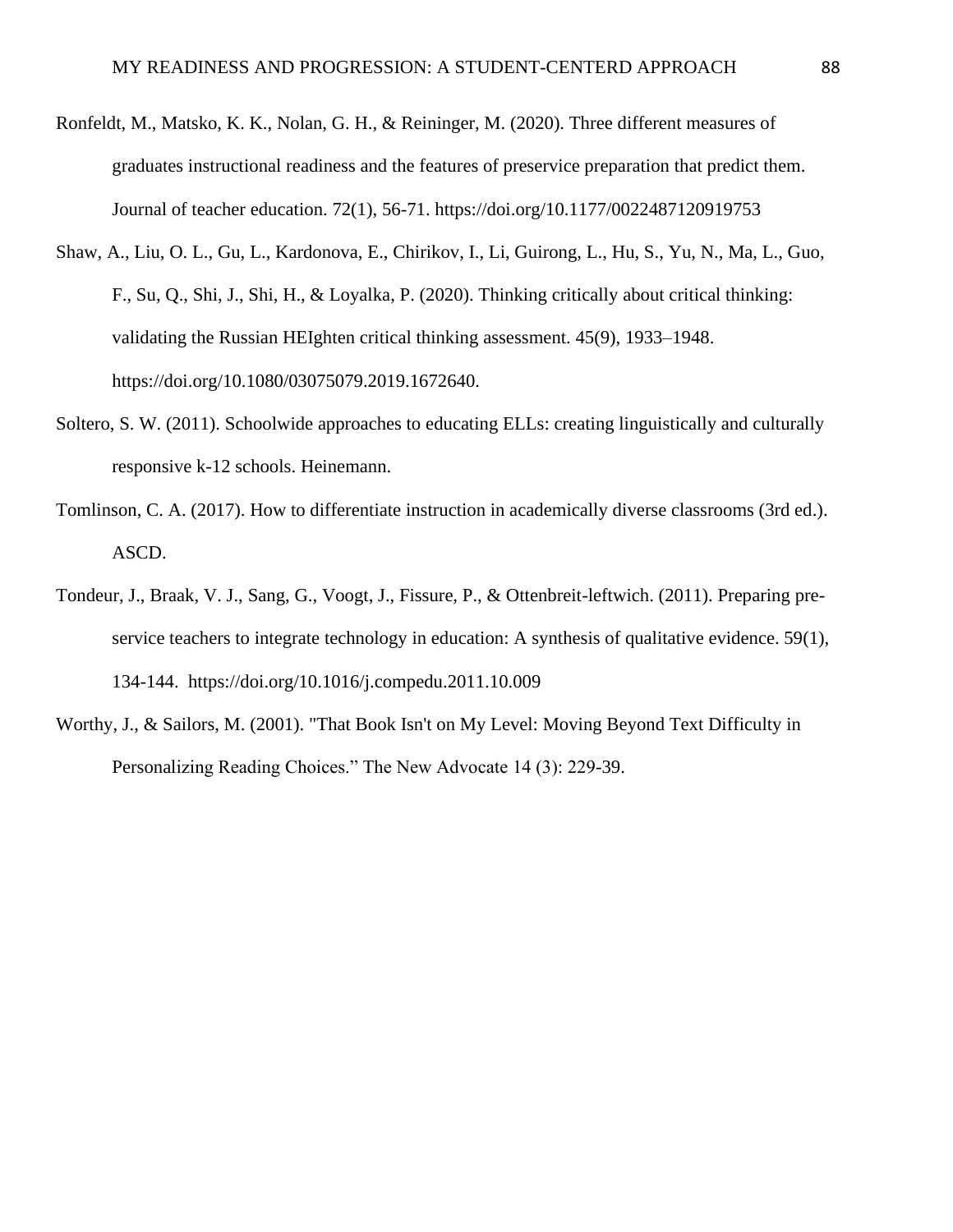Ronfeldt, M., Matsko, K. K., Nolan, G. H., & Reininger, M. (2020). Three different measures of graduates instructional readiness and the features of preservice preparation that predict them. Journal of teacher education. 72(1), 56-71. https://doi.org/10.1177/0022487120919753

Shaw, A., Liu, O. L., Gu, L., Kardonova, E., Chirikov, I., Li, Guirong, L., Hu, S., Yu, N., Ma, L., Guo, F., Su, Q., Shi, J., Shi, H., & Loyalka, P. (2020). Thinking critically about critical thinking: validating the Russian HEIghten critical thinking assessment. 45(9), 1933–1948. https://doi.org/10.1080/03075079.2019.1672640.

Soltero, S. W. (2011). Schoolwide approaches to educating ELLs: creating linguistically and culturally responsive k-12 schools. Heinemann.

Tomlinson, C. A. (2017). How to differentiate instruction in academically diverse classrooms (3rd ed.). ASCD.

Tondeur, J., Braak, V. J., Sang, G., Voogt, J., Fissure, P., & Ottenbreit-leftwich. (2011). Preparing pre-service teachers to integrate technology in education: A synthesis of qualitative evidence. 59(1), 134-144. https://doi.org/10.1016/j.compedu.2011.10.009

Worthy, J., & Sailors, M. (2001). "That Book Isn't on My Level: Moving Beyond Text Difficulty in Personalizing Reading Choices." The New Advocate 14 (3): 229-39.